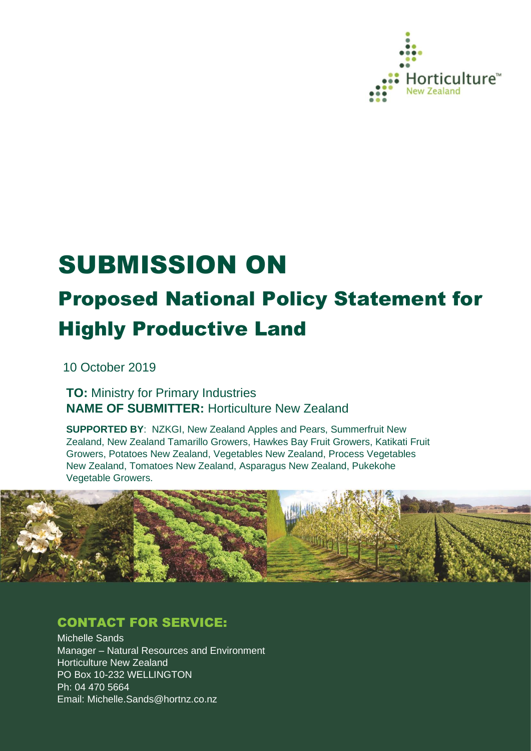Horticulture™ New Zealand

# SUBMISSION ON

## Proposed National Policy Statement for Highly Productive Land

10 October 2019

**TO:** Ministry for Primary Industries
**NAME OF SUBMITTER:** Horticulture New Zealand

**SUPPORTED BY**: NZKGI, New Zealand Apples and Pears, Summerfruit New Zealand, New Zealand Tamarillo Growers, Hawkes Bay Fruit Growers, Katikati Fruit Growers, Potatoes New Zealand, Vegetables New Zealand, Process Vegetables New Zealand, Tomatoes New Zealand, Asparagus New Zealand, Pukekohe Vegetable Growers.

### CONTACT FOR SERVICE:

Michelle Sands
Manager – Natural Resources and Environment
Horticulture New Zealand
PO Box 10-232 WELLINGTON
Ph: 04 470 5664
Email: Michelle.Sands@hortnz.co.nz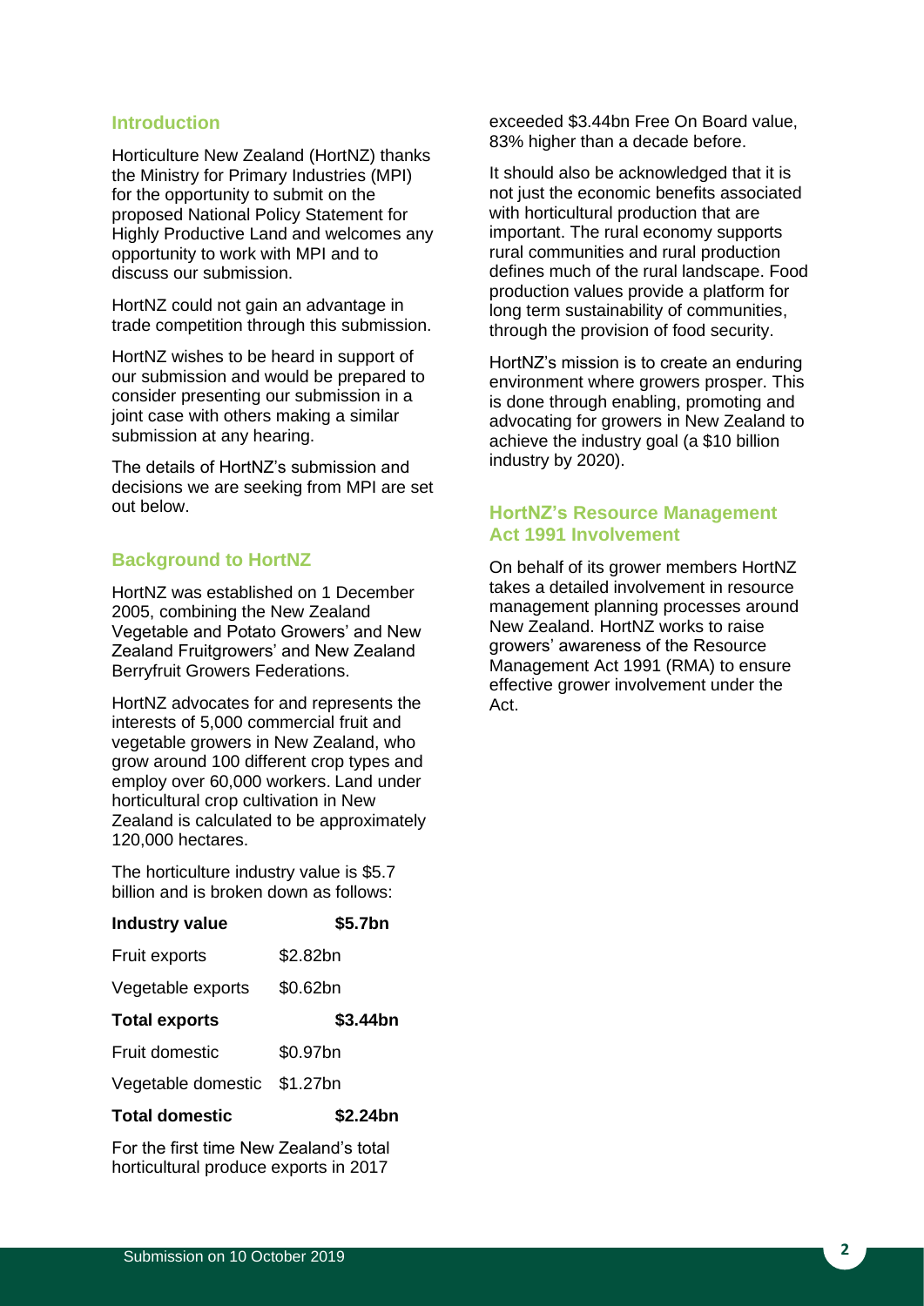## Introduction

Horticulture New Zealand (HortNZ) thanks the Ministry for Primary Industries (MPI) for the opportunity to submit on the proposed National Policy Statement for Highly Productive Land and welcomes any opportunity to work with MPI and to discuss our submission.

HortNZ could not gain an advantage in trade competition through this submission.

HortNZ wishes to be heard in support of our submission and would be prepared to consider presenting our submission in a joint case with others making a similar submission at any hearing.

The details of HortNZ's submission and decisions we are seeking from MPI are set out below.

## Background to HortNZ

HortNZ was established on 1 December 2005, combining the New Zealand Vegetable and Potato Growers' and New Zealand Fruitgrowers' and New Zealand Berryfruit Growers Federations.

HortNZ advocates for and represents the interests of 5,000 commercial fruit and vegetable growers in New Zealand, who grow around 100 different crop types and employ over 60,000 workers. Land under horticultural crop cultivation in New Zealand is calculated to be approximately 120,000 hectares.

The horticulture industry value is $5.7 billion and is broken down as follows:

| **Industry value** | | **$5.7bn** |
|---|---|---|
| Fruit exports | $2.82bn | |
| Vegetable exports | $0.62bn | |
| **Total exports** | | **$3.44bn** |
| Fruit domestic | $0.97bn | |
| Vegetable domestic | $1.27bn | |
| **Total domestic** | | **$2.24bn** |

For the first time New Zealand's total horticultural produce exports in 2017 exceeded $3.44bn Free On Board value, 83% higher than a decade before.

It should also be acknowledged that it is not just the economic benefits associated with horticultural production that are important. The rural economy supports rural communities and rural production defines much of the rural landscape. Food production values provide a platform for long term sustainability of communities, through the provision of food security.

HortNZ's mission is to create an enduring environment where growers prosper. This is done through enabling, promoting and advocating for growers in New Zealand to achieve the industry goal (a $10 billion industry by 2020).

## HortNZ's Resource Management Act 1991 Involvement

On behalf of its grower members HortNZ takes a detailed involvement in resource management planning processes around New Zealand. HortNZ works to raise growers' awareness of the Resource Management Act 1991 (RMA) to ensure effective grower involvement under the Act.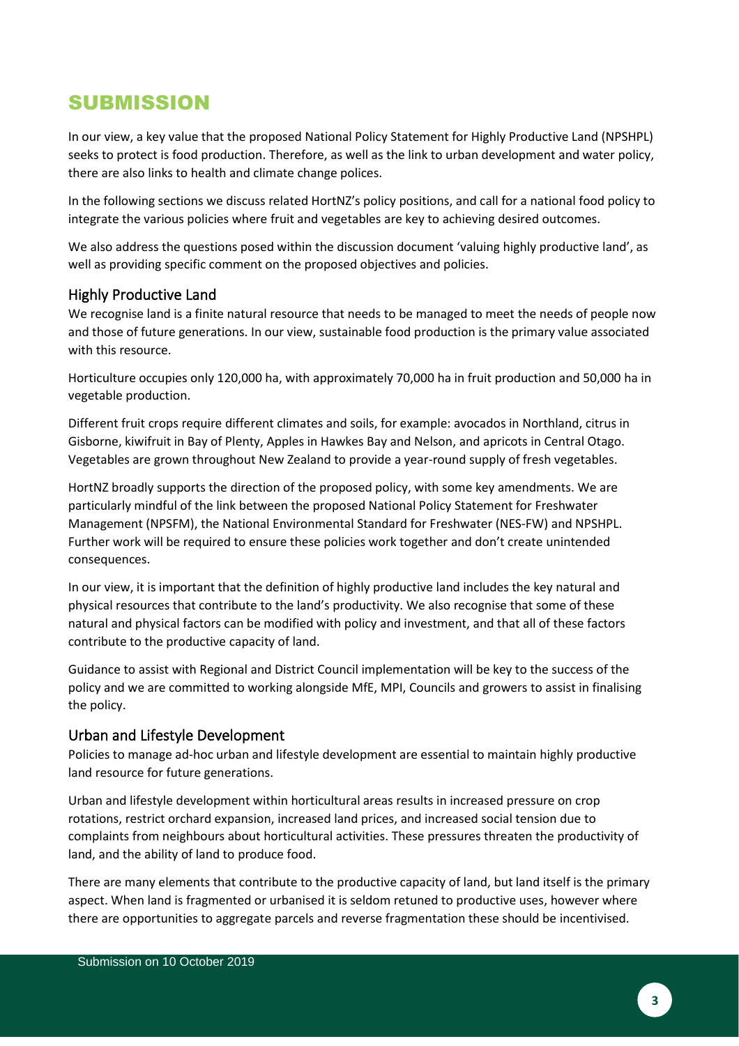# SUBMISSION

In our view, a key value that the proposed National Policy Statement for Highly Productive Land (NPSHPL) seeks to protect is food production. Therefore, as well as the link to urban development and water policy, there are also links to health and climate change polices.

In the following sections we discuss related HortNZ's policy positions, and call for a national food policy to integrate the various policies where fruit and vegetables are key to achieving desired outcomes.

We also address the questions posed within the discussion document 'valuing highly productive land', as well as providing specific comment on the proposed objectives and policies.

## Highly Productive Land

We recognise land is a finite natural resource that needs to be managed to meet the needs of people now and those of future generations. In our view, sustainable food production is the primary value associated with this resource.

Horticulture occupies only 120,000 ha, with approximately 70,000 ha in fruit production and 50,000 ha in vegetable production.

Different fruit crops require different climates and soils, for example: avocados in Northland, citrus in Gisborne, kiwifruit in Bay of Plenty, Apples in Hawkes Bay and Nelson, and apricots in Central Otago. Vegetables are grown throughout New Zealand to provide a year-round supply of fresh vegetables.

HortNZ broadly supports the direction of the proposed policy, with some key amendments. We are particularly mindful of the link between the proposed National Policy Statement for Freshwater Management (NPSFM), the National Environmental Standard for Freshwater (NES-FW) and NPSHPL. Further work will be required to ensure these policies work together and don't create unintended consequences.

In our view, it is important that the definition of highly productive land includes the key natural and physical resources that contribute to the land's productivity. We also recognise that some of these natural and physical factors can be modified with policy and investment, and that all of these factors contribute to the productive capacity of land.

Guidance to assist with Regional and District Council implementation will be key to the success of the policy and we are committed to working alongside MfE, MPI, Councils and growers to assist in finalising the policy.

## Urban and Lifestyle Development

Policies to manage ad-hoc urban and lifestyle development are essential to maintain highly productive land resource for future generations.

Urban and lifestyle development within horticultural areas results in increased pressure on crop rotations, restrict orchard expansion, increased land prices, and increased social tension due to complaints from neighbours about horticultural activities. These pressures threaten the productivity of land, and the ability of land to produce food.

There are many elements that contribute to the productive capacity of land, but land itself is the primary aspect. When land is fragmented or urbanised it is seldom retuned to productive uses, however where there are opportunities to aggregate parcels and reverse fragmentation these should be incentivised.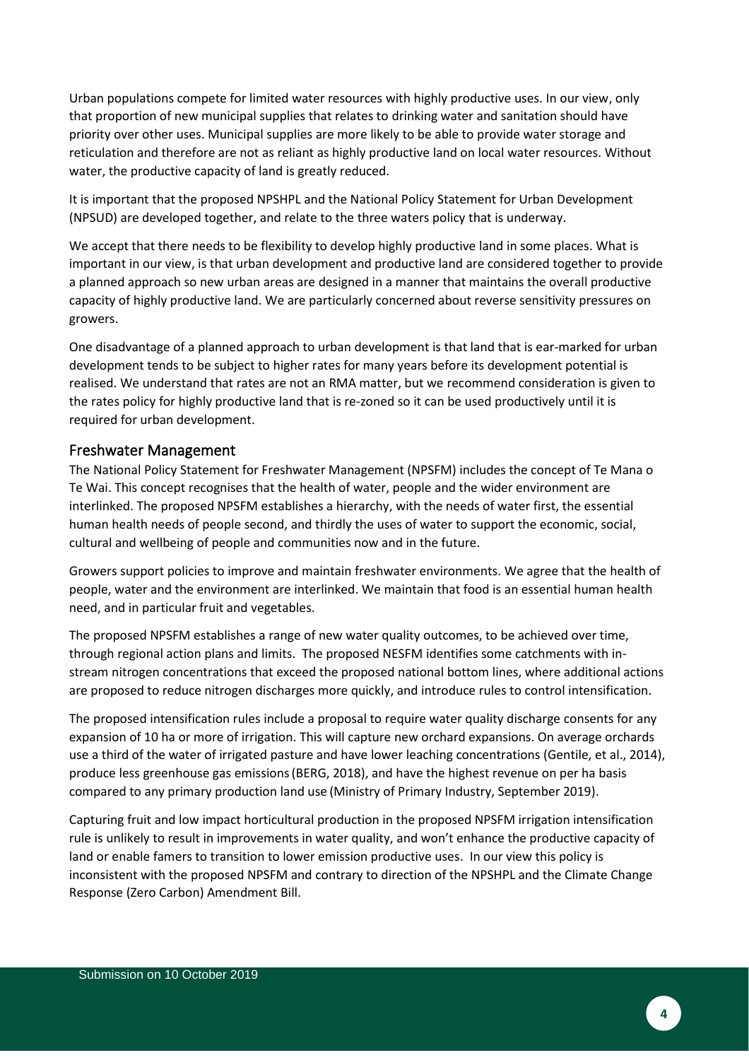Urban populations compete for limited water resources with highly productive uses. In our view, only that proportion of new municipal supplies that relates to drinking water and sanitation should have priority over other uses. Municipal supplies are more likely to be able to provide water storage and reticulation and therefore are not as reliant as highly productive land on local water resources. Without water, the productive capacity of land is greatly reduced.

It is important that the proposed NPSHPL and the National Policy Statement for Urban Development (NPSUD) are developed together, and relate to the three waters policy that is underway.

We accept that there needs to be flexibility to develop highly productive land in some places. What is important in our view, is that urban development and productive land are considered together to provide a planned approach so new urban areas are designed in a manner that maintains the overall productive capacity of highly productive land. We are particularly concerned about reverse sensitivity pressures on growers.

One disadvantage of a planned approach to urban development is that land that is ear-marked for urban development tends to be subject to higher rates for many years before its development potential is realised. We understand that rates are not an RMA matter, but we recommend consideration is given to the rates policy for highly productive land that is re-zoned so it can be used productively until it is required for urban development.

## Freshwater Management

The National Policy Statement for Freshwater Management (NPSFM) includes the concept of Te Mana o Te Wai. This concept recognises that the health of water, people and the wider environment are interlinked. The proposed NPSFM establishes a hierarchy, with the needs of water first, the essential human health needs of people second, and thirdly the uses of water to support the economic, social, cultural and wellbeing of people and communities now and in the future.

Growers support policies to improve and maintain freshwater environments. We agree that the health of people, water and the environment are interlinked. We maintain that food is an essential human health need, and in particular fruit and vegetables.

The proposed NPSFM establishes a range of new water quality outcomes, to be achieved over time, through regional action plans and limits. The proposed NESFM identifies some catchments with in-stream nitrogen concentrations that exceed the proposed national bottom lines, where additional actions are proposed to reduce nitrogen discharges more quickly, and introduce rules to control intensification.

The proposed intensification rules include a proposal to require water quality discharge consents for any expansion of 10 ha or more of irrigation. This will capture new orchard expansions. On average orchards use a third of the water of irrigated pasture and have lower leaching concentrations (Gentile, et al., 2014), produce less greenhouse gas emissions (BERG, 2018), and have the highest revenue on per ha basis compared to any primary production land use (Ministry of Primary Industry, September 2019).

Capturing fruit and low impact horticultural production in the proposed NPSFM irrigation intensification rule is unlikely to result in improvements in water quality, and won't enhance the productive capacity of land or enable famers to transition to lower emission productive uses. In our view this policy is inconsistent with the proposed NPSFM and contrary to direction of the NPSHPL and the Climate Change Response (Zero Carbon) Amendment Bill.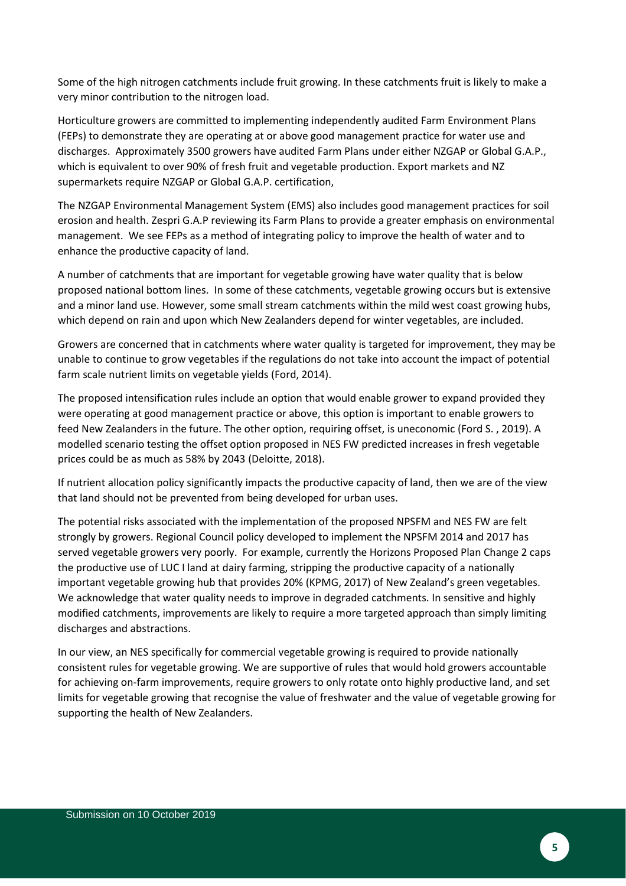Some of the high nitrogen catchments include fruit growing. In these catchments fruit is likely to make a very minor contribution to the nitrogen load.

Horticulture growers are committed to implementing independently audited Farm Environment Plans (FEPs) to demonstrate they are operating at or above good management practice for water use and discharges. Approximately 3500 growers have audited Farm Plans under either NZGAP or Global G.A.P., which is equivalent to over 90% of fresh fruit and vegetable production. Export markets and NZ supermarkets require NZGAP or Global G.A.P. certification,

The NZGAP Environmental Management System (EMS) also includes good management practices for soil erosion and health. Zespri G.A.P reviewing its Farm Plans to provide a greater emphasis on environmental management. We see FEPs as a method of integrating policy to improve the health of water and to enhance the productive capacity of land.

A number of catchments that are important for vegetable growing have water quality that is below proposed national bottom lines. In some of these catchments, vegetable growing occurs but is extensive and a minor land use. However, some small stream catchments within the mild west coast growing hubs, which depend on rain and upon which New Zealanders depend for winter vegetables, are included.

Growers are concerned that in catchments where water quality is targeted for improvement, they may be unable to continue to grow vegetables if the regulations do not take into account the impact of potential farm scale nutrient limits on vegetable yields (Ford, 2014).

The proposed intensification rules include an option that would enable grower to expand provided they were operating at good management practice or above, this option is important to enable growers to feed New Zealanders in the future. The other option, requiring offset, is uneconomic (Ford S. , 2019). A modelled scenario testing the offset option proposed in NES FW predicted increases in fresh vegetable prices could be as much as 58% by 2043 (Deloitte, 2018).

If nutrient allocation policy significantly impacts the productive capacity of land, then we are of the view that land should not be prevented from being developed for urban uses.

The potential risks associated with the implementation of the proposed NPSFM and NES FW are felt strongly by growers. Regional Council policy developed to implement the NPSFM 2014 and 2017 has served vegetable growers very poorly. For example, currently the Horizons Proposed Plan Change 2 caps the productive use of LUC I land at dairy farming, stripping the productive capacity of a nationally important vegetable growing hub that provides 20% (KPMG, 2017) of New Zealand's green vegetables. We acknowledge that water quality needs to improve in degraded catchments. In sensitive and highly modified catchments, improvements are likely to require a more targeted approach than simply limiting discharges and abstractions.

In our view, an NES specifically for commercial vegetable growing is required to provide nationally consistent rules for vegetable growing. We are supportive of rules that would hold growers accountable for achieving on-farm improvements, require growers to only rotate onto highly productive land, and set limits for vegetable growing that recognise the value of freshwater and the value of vegetable growing for supporting the health of New Zealanders.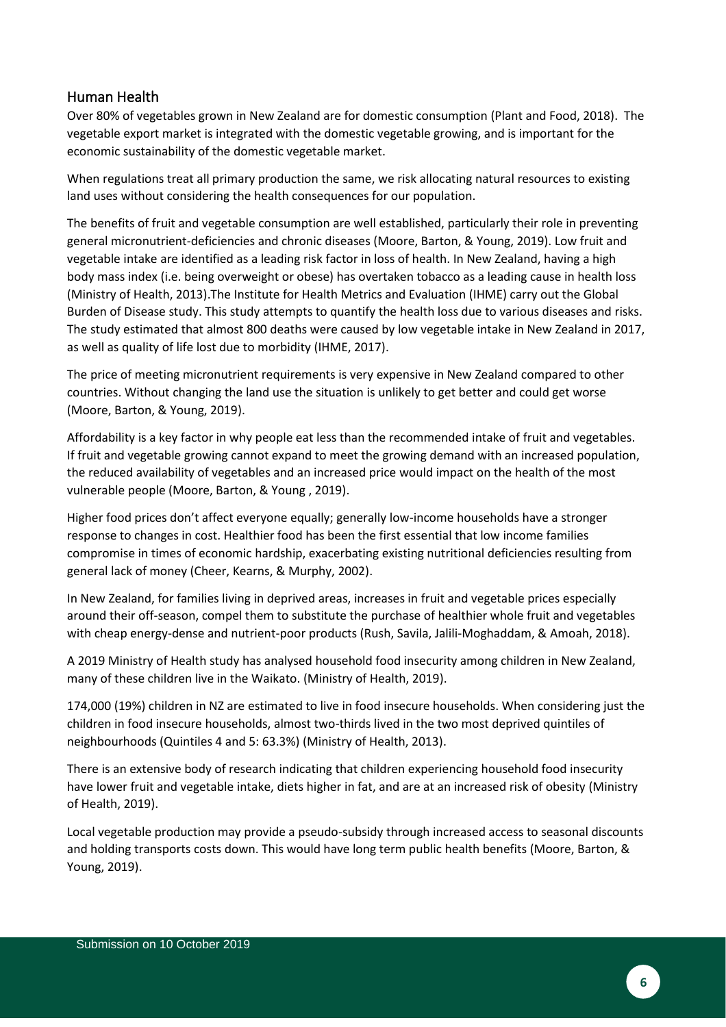## Human Health

Over 80% of vegetables grown in New Zealand are for domestic consumption (Plant and Food, 2018). The vegetable export market is integrated with the domestic vegetable growing, and is important for the economic sustainability of the domestic vegetable market.

When regulations treat all primary production the same, we risk allocating natural resources to existing land uses without considering the health consequences for our population.

The benefits of fruit and vegetable consumption are well established, particularly their role in preventing general micronutrient-deficiencies and chronic diseases (Moore, Barton, & Young, 2019). Low fruit and vegetable intake are identified as a leading risk factor in loss of health. In New Zealand, having a high body mass index (i.e. being overweight or obese) has overtaken tobacco as a leading cause in health loss (Ministry of Health, 2013).The Institute for Health Metrics and Evaluation (IHME) carry out the Global Burden of Disease study. This study attempts to quantify the health loss due to various diseases and risks. The study estimated that almost 800 deaths were caused by low vegetable intake in New Zealand in 2017, as well as quality of life lost due to morbidity (IHME, 2017).

The price of meeting micronutrient requirements is very expensive in New Zealand compared to other countries. Without changing the land use the situation is unlikely to get better and could get worse (Moore, Barton, & Young, 2019).

Affordability is a key factor in why people eat less than the recommended intake of fruit and vegetables. If fruit and vegetable growing cannot expand to meet the growing demand with an increased population, the reduced availability of vegetables and an increased price would impact on the health of the most vulnerable people (Moore, Barton, & Young , 2019).

Higher food prices don't affect everyone equally; generally low-income households have a stronger response to changes in cost. Healthier food has been the first essential that low income families compromise in times of economic hardship, exacerbating existing nutritional deficiencies resulting from general lack of money (Cheer, Kearns, & Murphy, 2002).

In New Zealand, for families living in deprived areas, increases in fruit and vegetable prices especially around their off-season, compel them to substitute the purchase of healthier whole fruit and vegetables with cheap energy-dense and nutrient-poor products (Rush, Savila, Jalili-Moghaddam, & Amoah, 2018).

A 2019 Ministry of Health study has analysed household food insecurity among children in New Zealand, many of these children live in the Waikato. (Ministry of Health, 2019).

174,000 (19%) children in NZ are estimated to live in food insecure households. When considering just the children in food insecure households, almost two-thirds lived in the two most deprived quintiles of neighbourhoods (Quintiles 4 and 5: 63.3%) (Ministry of Health, 2013).

There is an extensive body of research indicating that children experiencing household food insecurity have lower fruit and vegetable intake, diets higher in fat, and are at an increased risk of obesity (Ministry of Health, 2019).

Local vegetable production may provide a pseudo-subsidy through increased access to seasonal discounts and holding transports costs down. This would have long term public health benefits (Moore, Barton, & Young, 2019).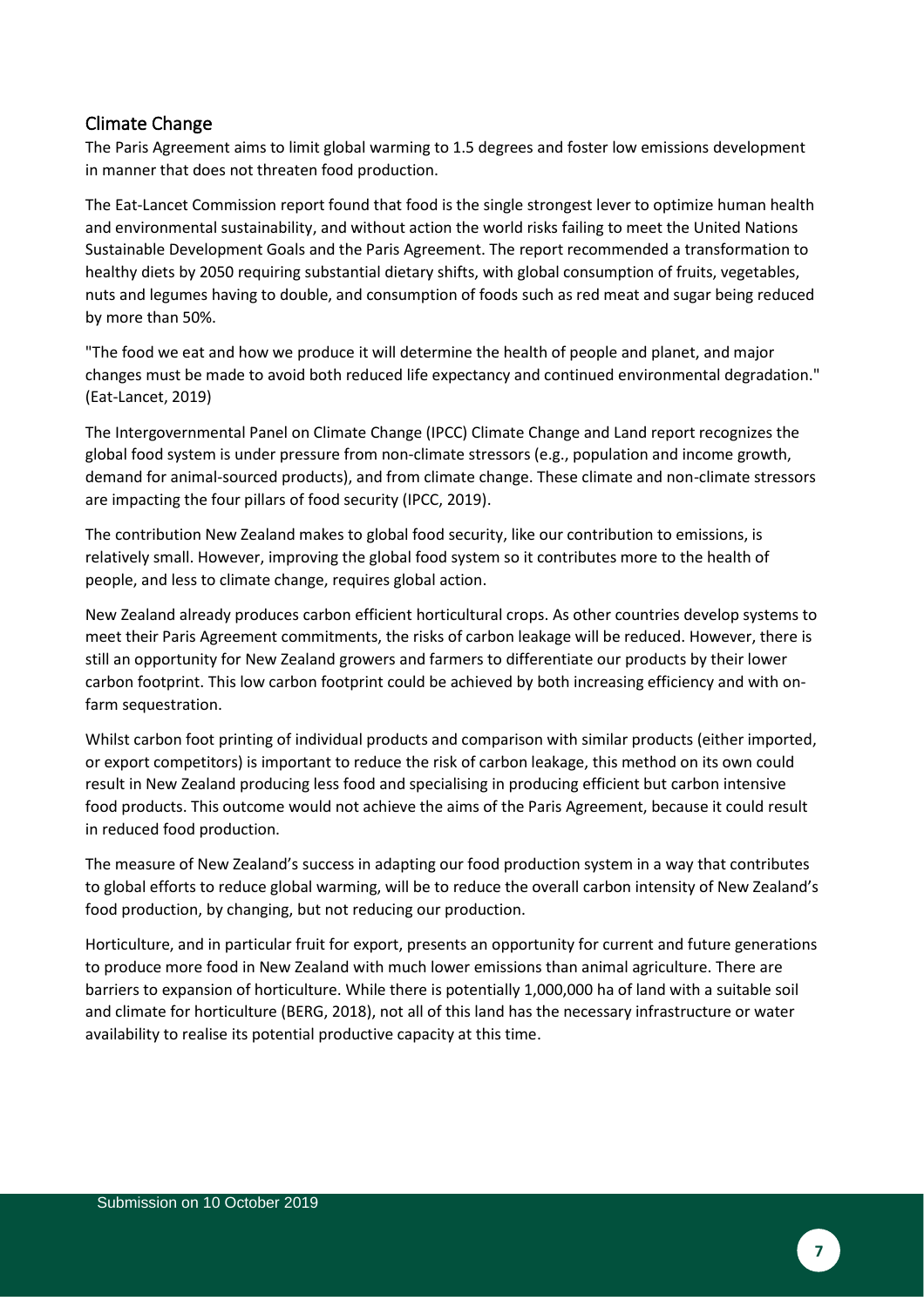## Climate Change

The Paris Agreement aims to limit global warming to 1.5 degrees and foster low emissions development in manner that does not threaten food production.

The Eat-Lancet Commission report found that food is the single strongest lever to optimize human health and environmental sustainability, and without action the world risks failing to meet the United Nations Sustainable Development Goals and the Paris Agreement. The report recommended a transformation to healthy diets by 2050 requiring substantial dietary shifts, with global consumption of fruits, vegetables, nuts and legumes having to double, and consumption of foods such as red meat and sugar being reduced by more than 50%.

"The food we eat and how we produce it will determine the health of people and planet, and major changes must be made to avoid both reduced life expectancy and continued environmental degradation." (Eat-Lancet, 2019)

The Intergovernmental Panel on Climate Change (IPCC) Climate Change and Land report recognizes the global food system is under pressure from non-climate stressors (e.g., population and income growth, demand for animal-sourced products), and from climate change. These climate and non-climate stressors are impacting the four pillars of food security (IPCC, 2019).

The contribution New Zealand makes to global food security, like our contribution to emissions, is relatively small. However, improving the global food system so it contributes more to the health of people, and less to climate change, requires global action.

New Zealand already produces carbon efficient horticultural crops. As other countries develop systems to meet their Paris Agreement commitments, the risks of carbon leakage will be reduced. However, there is still an opportunity for New Zealand growers and farmers to differentiate our products by their lower carbon footprint. This low carbon footprint could be achieved by both increasing efficiency and with on-farm sequestration.

Whilst carbon foot printing of individual products and comparison with similar products (either imported, or export competitors) is important to reduce the risk of carbon leakage, this method on its own could result in New Zealand producing less food and specialising in producing efficient but carbon intensive food products. This outcome would not achieve the aims of the Paris Agreement, because it could result in reduced food production.

The measure of New Zealand's success in adapting our food production system in a way that contributes to global efforts to reduce global warming, will be to reduce the overall carbon intensity of New Zealand's food production, by changing, but not reducing our production.

Horticulture, and in particular fruit for export, presents an opportunity for current and future generations to produce more food in New Zealand with much lower emissions than animal agriculture. There are barriers to expansion of horticulture. While there is potentially 1,000,000 ha of land with a suitable soil and climate for horticulture (BERG, 2018), not all of this land has the necessary infrastructure or water availability to realise its potential productive capacity at this time.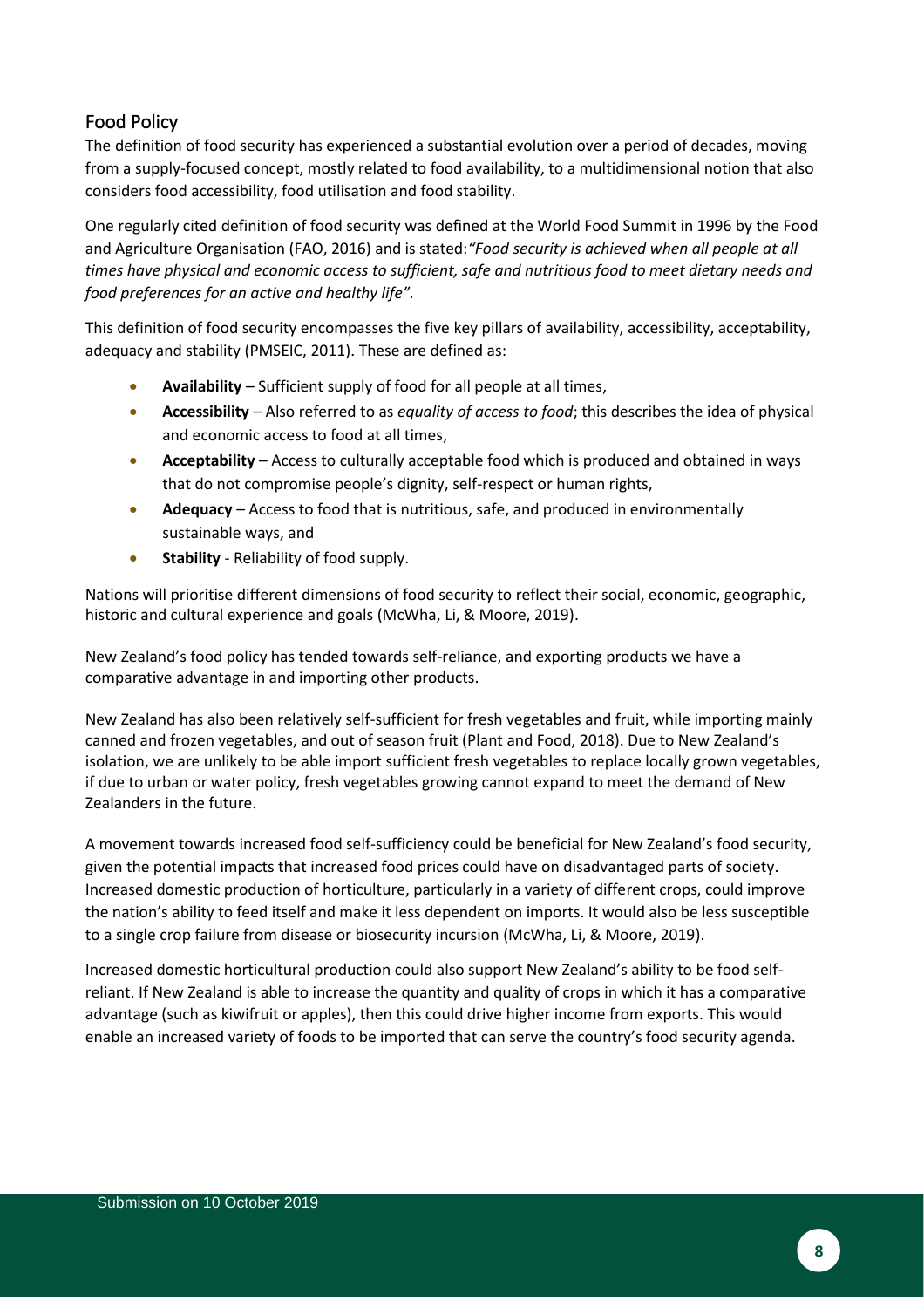## Food Policy

The definition of food security has experienced a substantial evolution over a period of decades, moving from a supply-focused concept, mostly related to food availability, to a multidimensional notion that also considers food accessibility, food utilisation and food stability.

One regularly cited definition of food security was defined at the World Food Summit in 1996 by the Food and Agriculture Organisation (FAO, 2016) and is stated: *"Food security is achieved when all people at all times have physical and economic access to sufficient, safe and nutritious food to meet dietary needs and food preferences for an active and healthy life".*

This definition of food security encompasses the five key pillars of availability, accessibility, acceptability, adequacy and stability (PMSEIC, 2011). These are defined as:

- **Availability** – Sufficient supply of food for all people at all times,
- **Accessibility** – Also referred to as *equality of access to food*; this describes the idea of physical and economic access to food at all times,
- **Acceptability** – Access to culturally acceptable food which is produced and obtained in ways that do not compromise people's dignity, self-respect or human rights,
- **Adequacy** – Access to food that is nutritious, safe, and produced in environmentally sustainable ways, and
- **Stability** - Reliability of food supply.

Nations will prioritise different dimensions of food security to reflect their social, economic, geographic, historic and cultural experience and goals (McWha, Li, & Moore, 2019).

New Zealand's food policy has tended towards self-reliance, and exporting products we have a comparative advantage in and importing other products.

New Zealand has also been relatively self-sufficient for fresh vegetables and fruit, while importing mainly canned and frozen vegetables, and out of season fruit (Plant and Food, 2018). Due to New Zealand's isolation, we are unlikely to be able import sufficient fresh vegetables to replace locally grown vegetables, if due to urban or water policy, fresh vegetables growing cannot expand to meet the demand of New Zealanders in the future.

A movement towards increased food self-sufficiency could be beneficial for New Zealand's food security, given the potential impacts that increased food prices could have on disadvantaged parts of society. Increased domestic production of horticulture, particularly in a variety of different crops, could improve the nation's ability to feed itself and make it less dependent on imports. It would also be less susceptible to a single crop failure from disease or biosecurity incursion (McWha, Li, & Moore, 2019).

Increased domestic horticultural production could also support New Zealand's ability to be food self-reliant. If New Zealand is able to increase the quantity and quality of crops in which it has a comparative advantage (such as kiwifruit or apples), then this could drive higher income from exports. This would enable an increased variety of foods to be imported that can serve the country's food security agenda.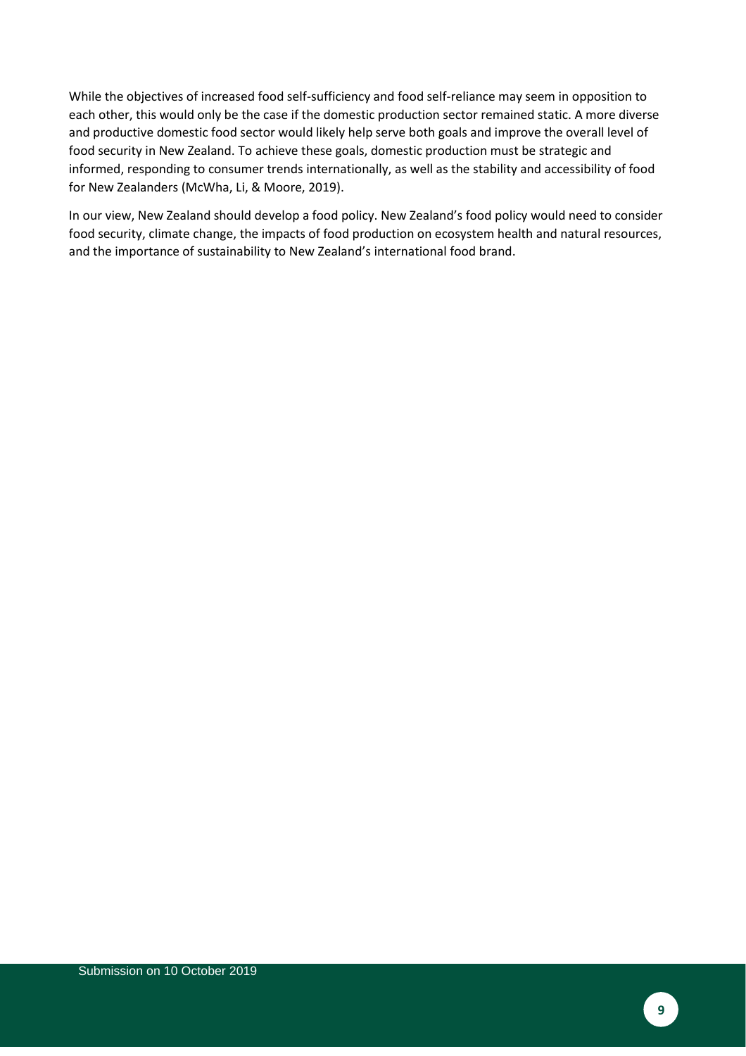While the objectives of increased food self-sufficiency and food self-reliance may seem in opposition to each other, this would only be the case if the domestic production sector remained static. A more diverse and productive domestic food sector would likely help serve both goals and improve the overall level of food security in New Zealand. To achieve these goals, domestic production must be strategic and informed, responding to consumer trends internationally, as well as the stability and accessibility of food for New Zealanders (McWha, Li, & Moore, 2019).

In our view, New Zealand should develop a food policy. New Zealand's food policy would need to consider food security, climate change, the impacts of food production on ecosystem health and natural resources, and the importance of sustainability to New Zealand's international food brand.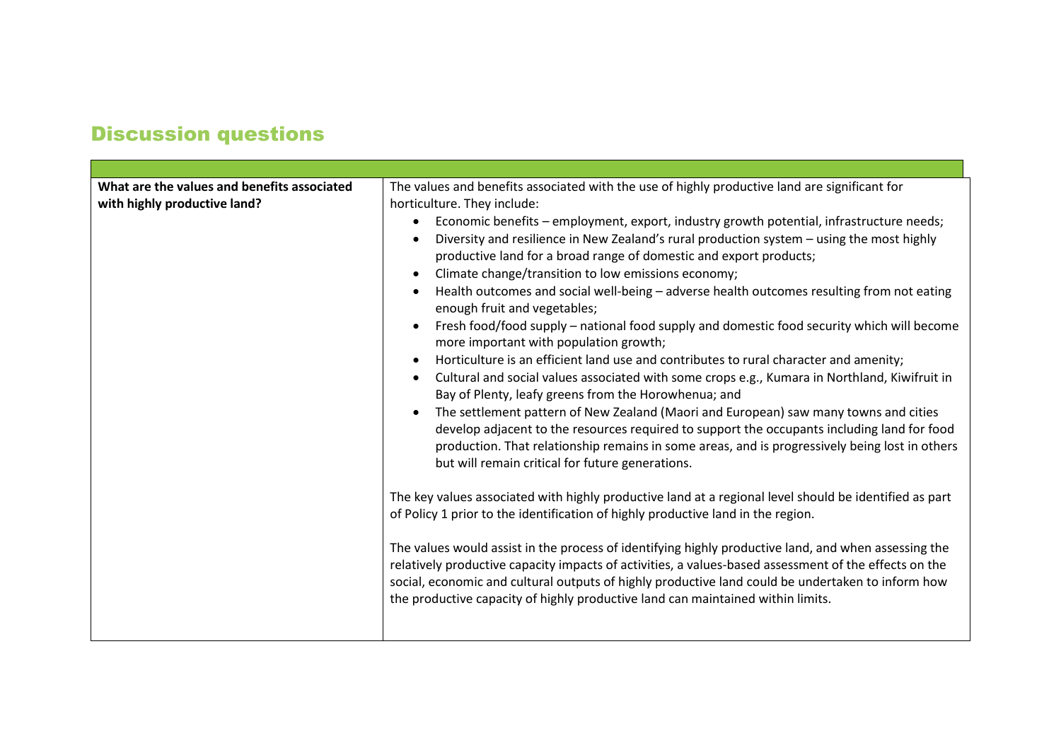## Discussion questions

| | |
|---|---|
| **What are the values and benefits associated with highly productive land?** | The values and benefits associated with the use of highly productive land are significant for horticulture. They include:<br>• Economic benefits – employment, export, industry growth potential, infrastructure needs;<br>• Diversity and resilience in New Zealand's rural production system – using the most highly productive land for a broad range of domestic and export products;<br>• Climate change/transition to low emissions economy;<br>• Health outcomes and social well-being – adverse health outcomes resulting from not eating enough fruit and vegetables;<br>• Fresh food/food supply – national food supply and domestic food security which will become more important with population growth;<br>• Horticulture is an efficient land use and contributes to rural character and amenity;<br>• Cultural and social values associated with some crops e.g., Kumara in Northland, Kiwifruit in Bay of Plenty, leafy greens from the Horowhenua; and<br>• The settlement pattern of New Zealand (Maori and European) saw many towns and cities develop adjacent to the resources required to support the occupants including land for food production. That relationship remains in some areas, and is progressively being lost in others but will remain critical for future generations.<br><br>The key values associated with highly productive land at a regional level should be identified as part of Policy 1 prior to the identification of highly productive land in the region.<br><br>The values would assist in the process of identifying highly productive land, and when assessing the relatively productive capacity impacts of activities, a values-based assessment of the effects on the social, economic and cultural outputs of highly productive land could be undertaken to inform how the productive capacity of highly productive land can maintained within limits. |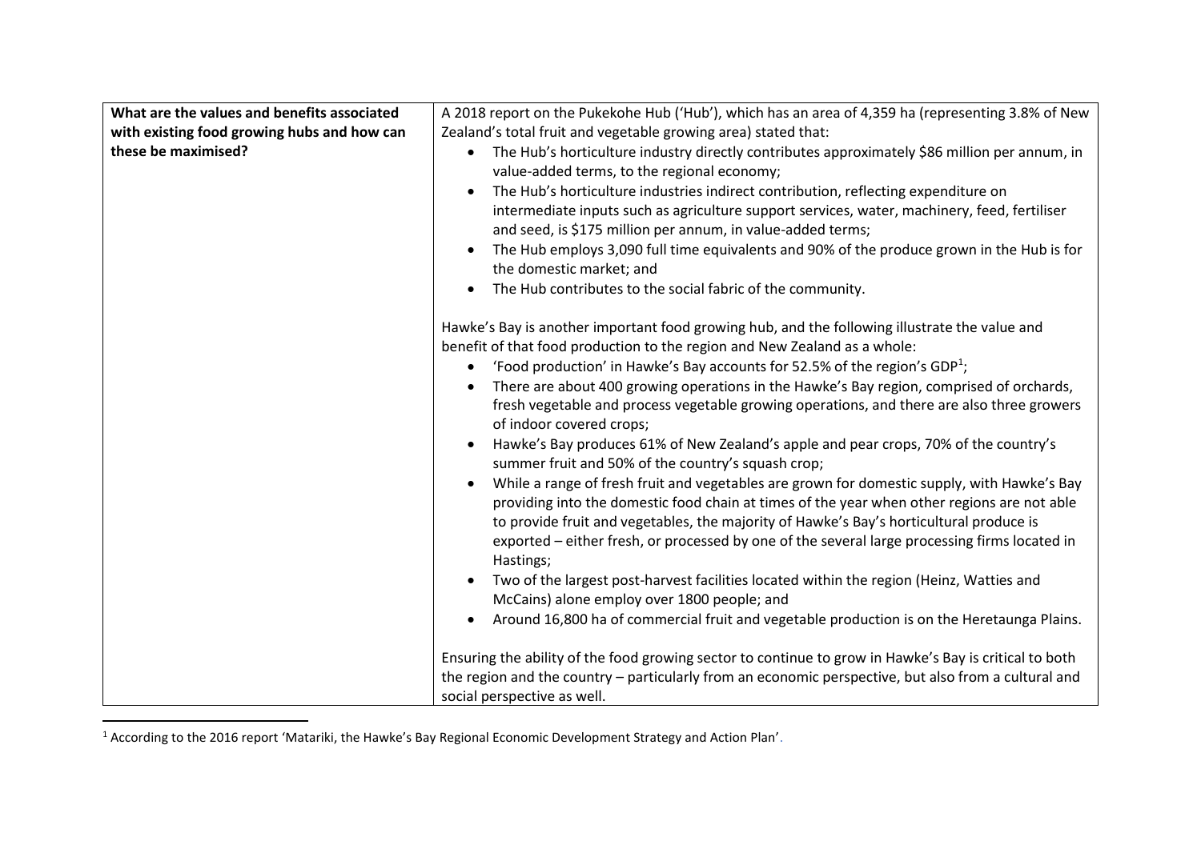| What are the values and benefits associated with existing food growing hubs and how can these be maximised? | A 2018 report on the Pukekohe Hub ('Hub'), which has an area of 4,359 ha (representing 3.8% of New Zealand's total fruit and vegetable growing area) stated that:<br>• The Hub's horticulture industry directly contributes approximately $86 million per annum, in value-added terms, to the regional economy;<br>• The Hub's horticulture industries indirect contribution, reflecting expenditure on intermediate inputs such as agriculture support services, water, machinery, feed, fertiliser and seed, is $175 million per annum, in value-added terms;<br>• The Hub employs 3,090 full time equivalents and 90% of the produce grown in the Hub is for the domestic market; and<br>• The Hub contributes to the social fabric of the community.<br><br>Hawke's Bay is another important food growing hub, and the following illustrate the value and benefit of that food production to the region and New Zealand as a whole:<br>• 'Food production' in Hawke's Bay accounts for 52.5% of the region's GDP[1];<br>• There are about 400 growing operations in the Hawke's Bay region, comprised of orchards, fresh vegetable and process vegetable growing operations, and there are also three growers of indoor covered crops;<br>• Hawke's Bay produces 61% of New Zealand's apple and pear crops, 70% of the country's summer fruit and 50% of the country's squash crop;<br>• While a range of fresh fruit and vegetables are grown for domestic supply, with Hawke's Bay providing into the domestic food chain at times of the year when other regions are not able to provide fruit and vegetables, the majority of Hawke's Bay's horticultural produce is exported – either fresh, or processed by one of the several large processing firms located in Hastings;<br>• Two of the largest post-harvest facilities located within the region (Heinz, Watties and McCains) alone employ over 1800 people; and<br>• Around 16,800 ha of commercial fruit and vegetable production is on the Heretaunga Plains.<br><br>Ensuring the ability of the food growing sector to continue to grow in Hawke's Bay is critical to both the region and the country – particularly from an economic perspective, but also from a cultural and social perspective as well. |
|---|---|

[1] According to the 2016 report 'Matariki, the Hawke's Bay Regional Economic Development Strategy and Action Plan'.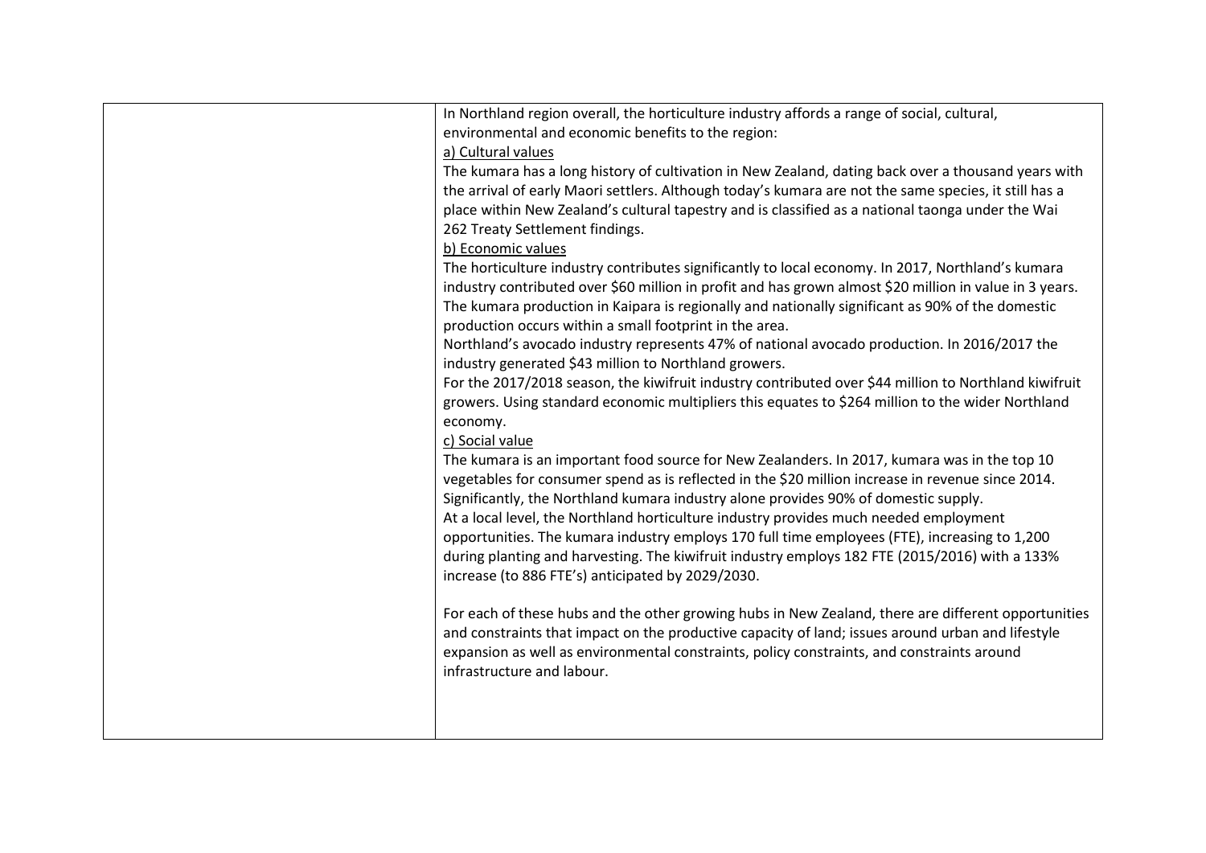| | |
|---|---|
| | In Northland region overall, the horticulture industry affords a range of social, cultural, environmental and economic benefits to the region:<br><u>a) Cultural values</u><br>The kumara has a long history of cultivation in New Zealand, dating back over a thousand years with the arrival of early Maori settlers. Although today's kumara are not the same species, it still has a place within New Zealand's cultural tapestry and is classified as a national taonga under the Wai 262 Treaty Settlement findings.<br><u>b) Economic values</u><br>The horticulture industry contributes significantly to local economy. In 2017, Northland's kumara industry contributed over \$60 million in profit and has grown almost \$20 million in value in 3 years. The kumara production in Kaipara is regionally and nationally significant as 90% of the domestic production occurs within a small footprint in the area.<br>Northland's avocado industry represents 47% of national avocado production. In 2016/2017 the industry generated \$43 million to Northland growers.<br>For the 2017/2018 season, the kiwifruit industry contributed over \$44 million to Northland kiwifruit growers. Using standard economic multipliers this equates to \$264 million to the wider Northland economy.<br><u>c) Social value</u><br>The kumara is an important food source for New Zealanders. In 2017, kumara was in the top 10 vegetables for consumer spend as is reflected in the \$20 million increase in revenue since 2014. Significantly, the Northland kumara industry alone provides 90% of domestic supply.<br>At a local level, the Northland horticulture industry provides much needed employment opportunities. The kumara industry employs 170 full time employees (FTE), increasing to 1,200 during planting and harvesting. The kiwifruit industry employs 182 FTE (2015/2016) with a 133% increase (to 886 FTE's) anticipated by 2029/2030.<br><br>For each of these hubs and the other growing hubs in New Zealand, there are different opportunities and constraints that impact on the productive capacity of land; issues around urban and lifestyle expansion as well as environmental constraints, policy constraints, and constraints around infrastructure and labour. |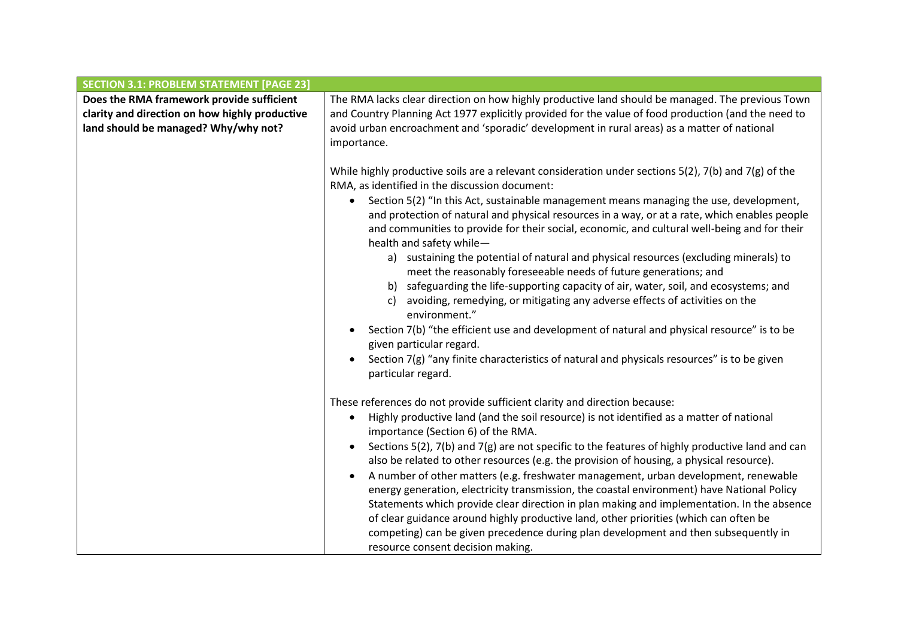| SECTION 3.1: PROBLEM STATEMENT [PAGE 23] | |
|---|---|
| **Does the RMA framework provide sufficient clarity and direction on how highly productive land should be managed? Why/why not?** | The RMA lacks clear direction on how highly productive land should be managed. The previous Town and Country Planning Act 1977 explicitly provided for the value of food production (and the need to avoid urban encroachment and 'sporadic' development in rural areas) as a matter of national importance.<br><br>While highly productive soils are a relevant consideration under sections 5(2), 7(b) and 7(g) of the RMA, as identified in the discussion document:<br>• Section 5(2) "In this Act, sustainable management means managing the use, development, and protection of natural and physical resources in a way, or at a rate, which enables people and communities to provide for their social, economic, and cultural well-being and for their health and safety while—<br>  a) sustaining the potential of natural and physical resources (excluding minerals) to meet the reasonably foreseeable needs of future generations; and<br>  b) safeguarding the life-supporting capacity of air, water, soil, and ecosystems; and<br>  c) avoiding, remedying, or mitigating any adverse effects of activities on the environment."<br>• Section 7(b) "the efficient use and development of natural and physical resource" is to be given particular regard.<br>• Section 7(g) "any finite characteristics of natural and physicals resources" is to be given particular regard.<br><br>These references do not provide sufficient clarity and direction because:<br>• Highly productive land (and the soil resource) is not identified as a matter of national importance (Section 6) of the RMA.<br>• Sections 5(2), 7(b) and 7(g) are not specific to the features of highly productive land and can also be related to other resources (e.g. the provision of housing, a physical resource).<br>• A number of other matters (e.g. freshwater management, urban development, renewable energy generation, electricity transmission, the coastal environment) have National Policy Statements which provide clear direction in plan making and implementation. In the absence of clear guidance around highly productive land, other priorities (which can often be competing) can be given precedence during plan development and then subsequently in resource consent decision making. |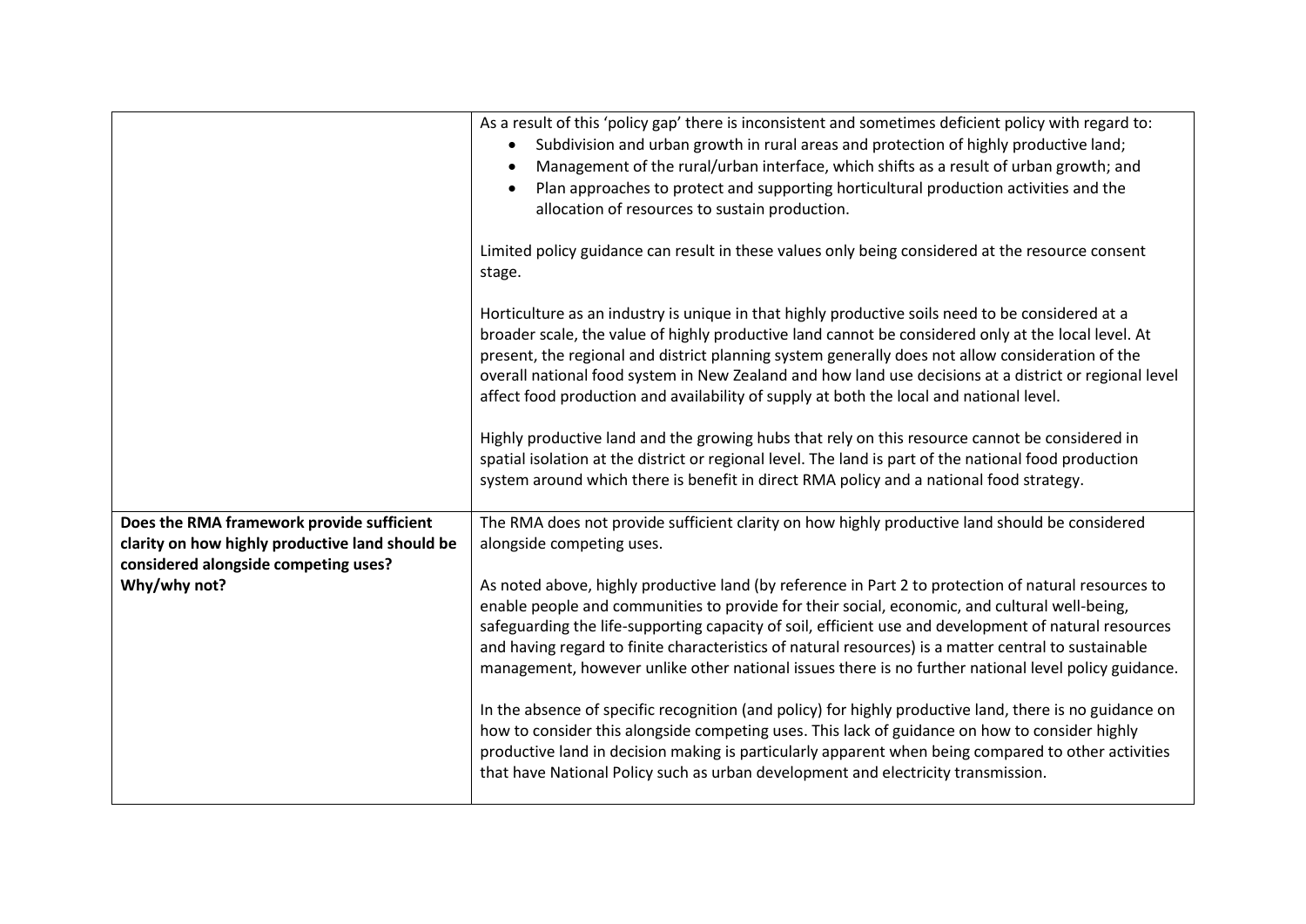| | |
|---|---|
| | As a result of this 'policy gap' there is inconsistent and sometimes deficient policy with regard to:<br>• Subdivision and urban growth in rural areas and protection of highly productive land;<br>• Management of the rural/urban interface, which shifts as a result of urban growth; and<br>• Plan approaches to protect and supporting horticultural production activities and the allocation of resources to sustain production.<br><br>Limited policy guidance can result in these values only being considered at the resource consent stage.<br><br>Horticulture as an industry is unique in that highly productive soils need to be considered at a broader scale, the value of highly productive land cannot be considered only at the local level. At present, the regional and district planning system generally does not allow consideration of the overall national food system in New Zealand and how land use decisions at a district or regional level affect food production and availability of supply at both the local and national level.<br><br>Highly productive land and the growing hubs that rely on this resource cannot be considered in spatial isolation at the district or regional level. The land is part of the national food production system around which there is benefit in direct RMA policy and a national food strategy. |
| **Does the RMA framework provide sufficient clarity on how highly productive land should be considered alongside competing uses? Why/why not?** | The RMA does not provide sufficient clarity on how highly productive land should be considered alongside competing uses.<br><br>As noted above, highly productive land (by reference in Part 2 to protection of natural resources to enable people and communities to provide for their social, economic, and cultural well-being, safeguarding the life-supporting capacity of soil, efficient use and development of natural resources and having regard to finite characteristics of natural resources) is a matter central to sustainable management, however unlike other national issues there is no further national level policy guidance.<br><br>In the absence of specific recognition (and policy) for highly productive land, there is no guidance on how to consider this alongside competing uses. This lack of guidance on how to consider highly productive land in decision making is particularly apparent when being compared to other activities that have National Policy such as urban development and electricity transmission. |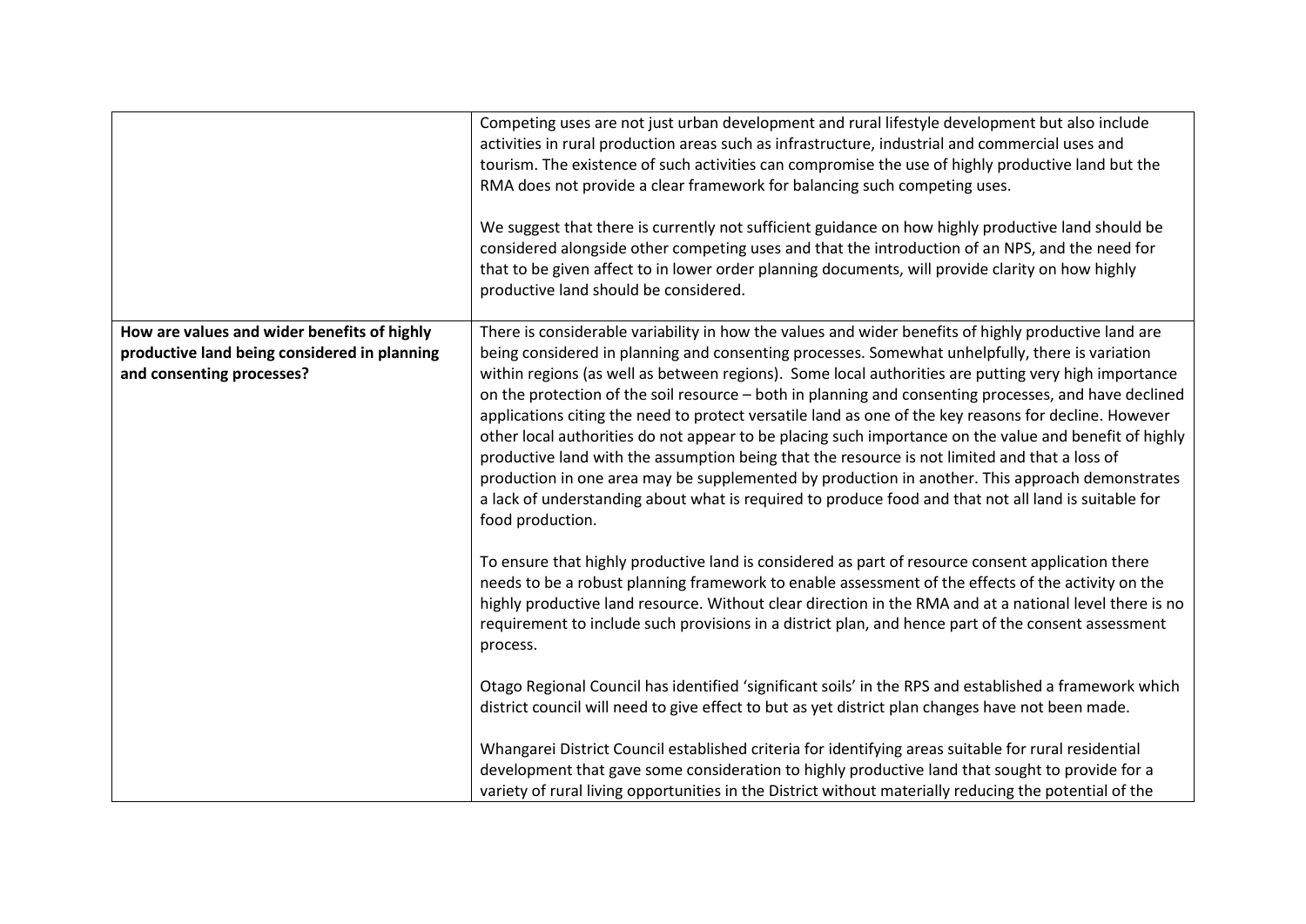| | |
|---|---|
| | Competing uses are not just urban development and rural lifestyle development but also include activities in rural production areas such as infrastructure, industrial and commercial uses and tourism. The existence of such activities can compromise the use of highly productive land but the RMA does not provide a clear framework for balancing such competing uses.<br><br>We suggest that there is currently not sufficient guidance on how highly productive land should be considered alongside other competing uses and that the introduction of an NPS, and the need for that to be given affect to in lower order planning documents, will provide clarity on how highly productive land should be considered. |
| **How are values and wider benefits of highly productive land being considered in planning and consenting processes?** | There is considerable variability in how the values and wider benefits of highly productive land are being considered in planning and consenting processes. Somewhat unhelpfully, there is variation within regions (as well as between regions). Some local authorities are putting very high importance on the protection of the soil resource – both in planning and consenting processes, and have declined applications citing the need to protect versatile land as one of the key reasons for decline. However other local authorities do not appear to be placing such importance on the value and benefit of highly productive land with the assumption being that the resource is not limited and that a loss of production in one area may be supplemented by production in another. This approach demonstrates a lack of understanding about what is required to produce food and that not all land is suitable for food production.<br><br>To ensure that highly productive land is considered as part of resource consent application there needs to be a robust planning framework to enable assessment of the effects of the activity on the highly productive land resource. Without clear direction in the RMA and at a national level there is no requirement to include such provisions in a district plan, and hence part of the consent assessment process.<br><br>Otago Regional Council has identified 'significant soils' in the RPS and established a framework which district council will need to give effect to but as yet district plan changes have not been made.<br><br>Whangarei District Council established criteria for identifying areas suitable for rural residential development that gave some consideration to highly productive land that sought to provide for a variety of rural living opportunities in the District without materially reducing the potential of the |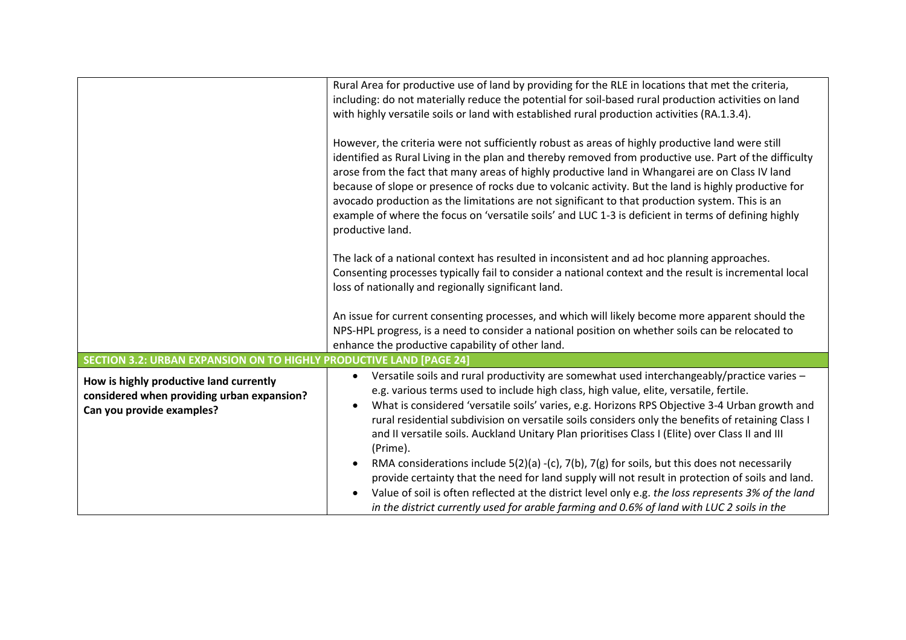| | |
|---|---|
| | Rural Area for productive use of land by providing for the RLE in locations that met the criteria, including: do not materially reduce the potential for soil-based rural production activities on land with highly versatile soils or land with established rural production activities (RA.1.3.4).<br><br>However, the criteria were not sufficiently robust as areas of highly productive land were still identified as Rural Living in the plan and thereby removed from productive use. Part of the difficulty arose from the fact that many areas of highly productive land in Whangarei are on Class IV land because of slope or presence of rocks due to volcanic activity. But the land is highly productive for avocado production as the limitations are not significant to that production system. This is an example of where the focus on 'versatile soils' and LUC 1-3 is deficient in terms of defining highly productive land.<br><br>The lack of a national context has resulted in inconsistent and ad hoc planning approaches. Consenting processes typically fail to consider a national context and the result is incremental local loss of nationally and regionally significant land.<br><br>An issue for current consenting processes, and which will likely become more apparent should the NPS-HPL progress, is a need to consider a national position on whether soils can be relocated to enhance the productive capability of other land. |
| **SECTION 3.2: URBAN EXPANSION ON TO HIGHLY PRODUCTIVE LAND [PAGE 24]** | |
| **How is highly productive land currently considered when providing urban expansion? Can you provide examples?** | • Versatile soils and rural productivity are somewhat used interchangeably/practice varies – e.g. various terms used to include high class, high value, elite, versatile, fertile.<br>• What is considered 'versatile soils' varies, e.g. Horizons RPS Objective 3-4 Urban growth and rural residential subdivision on versatile soils considers only the benefits of retaining Class I and II versatile soils. Auckland Unitary Plan prioritises Class I (Elite) over Class II and III (Prime).<br>• RMA considerations include 5(2)(a) -(c), 7(b), 7(g) for soils, but this does not necessarily provide certainty that the need for land supply will not result in protection of soils and land.<br>• Value of soil is often reflected at the district level only e.g. *the loss represents 3% of the land in the district currently used for arable farming and 0.6% of land with LUC 2 soils in the* |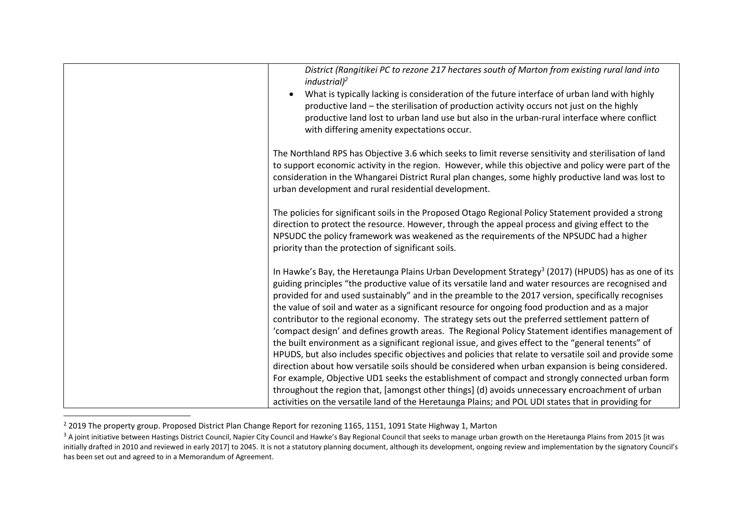| | *District (Rangitikei PC to rezone 217 hectares south of Marton from existing rural land into industrial)*[2]<br><br>• What is typically lacking is consideration of the future interface of urban land with highly productive land – the sterilisation of production activity occurs not just on the highly productive land lost to urban land use but also in the urban-rural interface where conflict with differing amenity expectations occur.<br><br>The Northland RPS has Objective 3.6 which seeks to limit reverse sensitivity and sterilisation of land to support economic activity in the region. However, while this objective and policy were part of the consideration in the Whangarei District Rural plan changes, some highly productive land was lost to urban development and rural residential development.<br><br>The policies for significant soils in the Proposed Otago Regional Policy Statement provided a strong direction to protect the resource. However, through the appeal process and giving effect to the NPSUDC the policy framework was weakened as the requirements of the NPSUDC had a higher priority than the protection of significant soils.<br><br>In Hawke's Bay, the Heretaunga Plains Urban Development Strategy[3] (2017) (HPUDS) has as one of its guiding principles "the productive value of its versatile land and water resources are recognised and provided for and used sustainably" and in the preamble to the 2017 version, specifically recognises the value of soil and water as a significant resource for ongoing food production and as a major contributor to the regional economy. The strategy sets out the preferred settlement pattern of 'compact design' and defines growth areas. The Regional Policy Statement identifies management of the built environment as a significant regional issue, and gives effect to the "general tenents" of HPUDS, but also includes specific objectives and policies that relate to versatile soil and provide some direction about how versatile soils should be considered when urban expansion is being considered. For example, Objective UD1 seeks the establishment of compact and strongly connected urban form throughout the region that, [amongst other things] (d) avoids unnecessary encroachment of urban activities on the versatile land of the Heretaunga Plains; and POL UDI states that in providing for |
|---|---|

[2] 2019 The property group. Proposed District Plan Change Report for rezoning 1165, 1151, 1091 State Highway 1, Marton

[3] A joint initiative between Hastings District Council, Napier City Council and Hawke's Bay Regional Council that seeks to manage urban growth on the Heretaunga Plains from 2015 [it was initially drafted in 2010 and reviewed in early 2017] to 2045. It is not a statutory planning document, although its development, ongoing review and implementation by the signatory Council's has been set out and agreed to in a Memorandum of Agreement.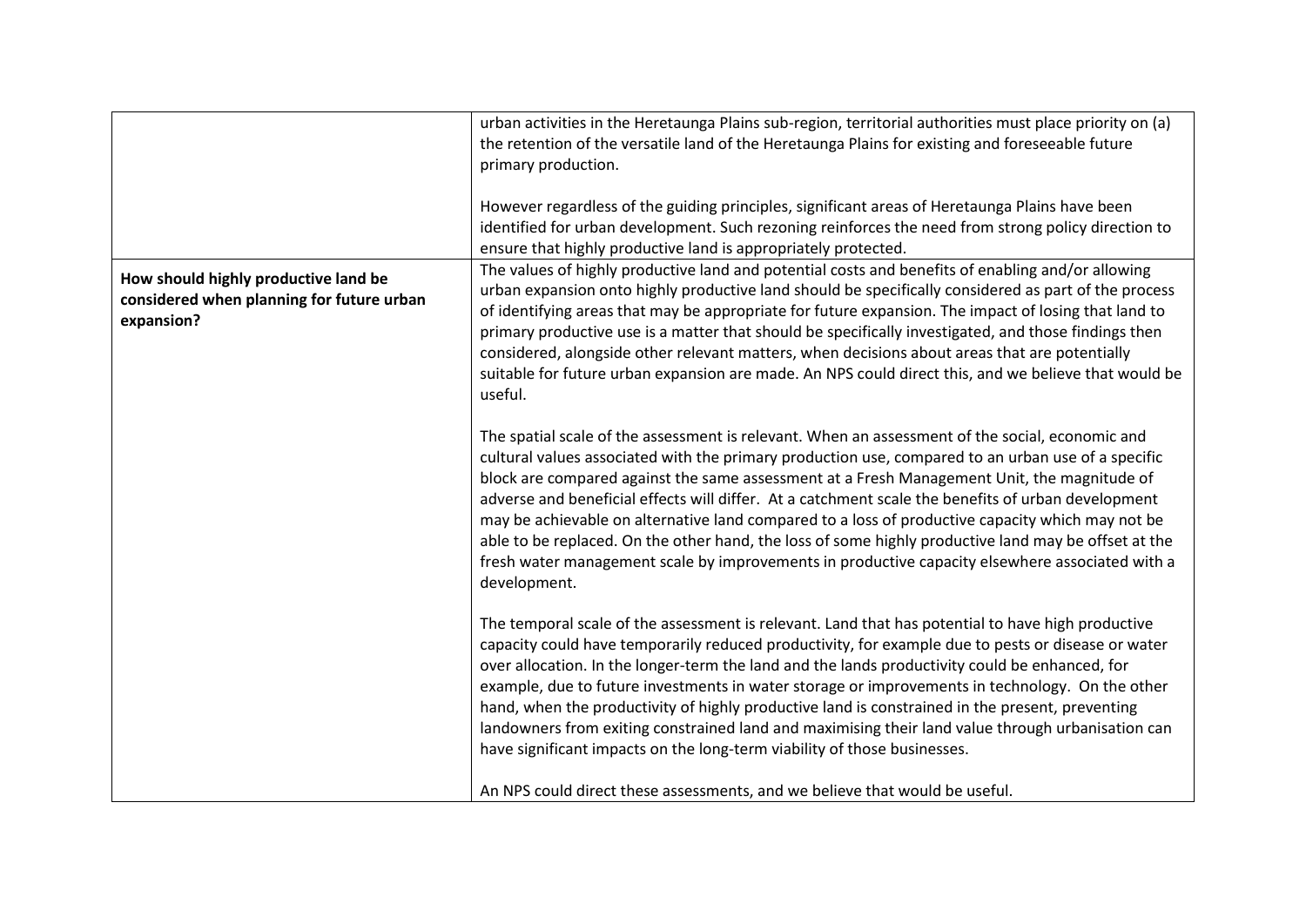| | |
|---|---|
| | urban activities in the Heretaunga Plains sub-region, territorial authorities must place priority on (a) the retention of the versatile land of the Heretaunga Plains for existing and foreseeable future primary production.<br><br>However regardless of the guiding principles, significant areas of Heretaunga Plains have been identified for urban development. Such rezoning reinforces the need from strong policy direction to ensure that highly productive land is appropriately protected. |
| **How should highly productive land be considered when planning for future urban expansion?** | The values of highly productive land and potential costs and benefits of enabling and/or allowing urban expansion onto highly productive land should be specifically considered as part of the process of identifying areas that may be appropriate for future expansion. The impact of losing that land to primary productive use is a matter that should be specifically investigated, and those findings then considered, alongside other relevant matters, when decisions about areas that are potentially suitable for future urban expansion are made. An NPS could direct this, and we believe that would be useful.<br><br>The spatial scale of the assessment is relevant. When an assessment of the social, economic and cultural values associated with the primary production use, compared to an urban use of a specific block are compared against the same assessment at a Fresh Management Unit, the magnitude of adverse and beneficial effects will differ. At a catchment scale the benefits of urban development may be achievable on alternative land compared to a loss of productive capacity which may not be able to be replaced. On the other hand, the loss of some highly productive land may be offset at the fresh water management scale by improvements in productive capacity elsewhere associated with a development.<br><br>The temporal scale of the assessment is relevant. Land that has potential to have high productive capacity could have temporarily reduced productivity, for example due to pests or disease or water over allocation. In the longer-term the land and the lands productivity could be enhanced, for example, due to future investments in water storage or improvements in technology. On the other hand, when the productivity of highly productive land is constrained in the present, preventing landowners from exiting constrained land and maximising their land value through urbanisation can have significant impacts on the long-term viability of those businesses.<br><br>An NPS could direct these assessments, and we believe that would be useful. |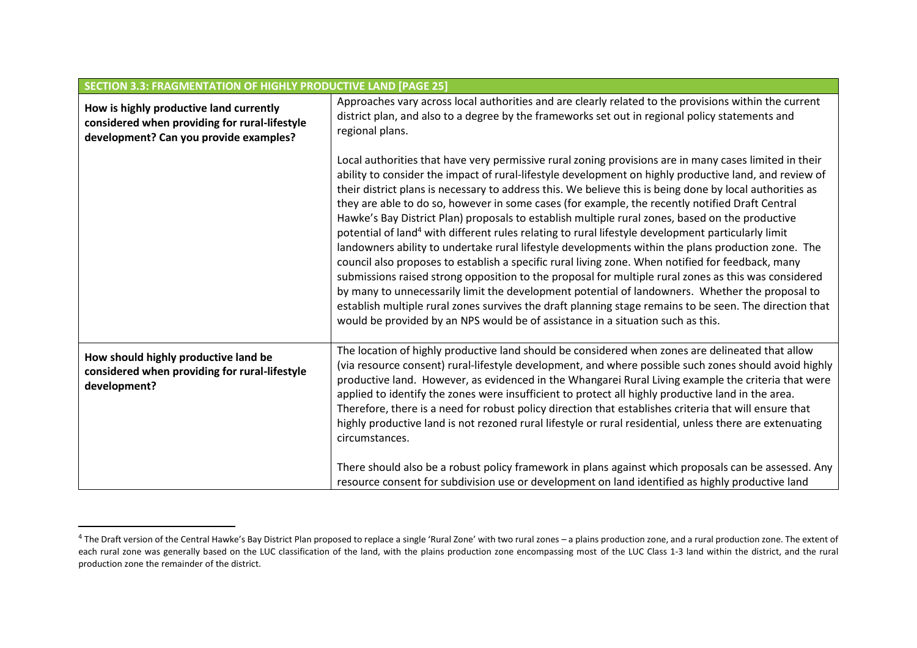| SECTION 3.3: FRAGMENTATION OF HIGHLY PRODUCTIVE LAND [PAGE 25] | |
|---|---|
| **How is highly productive land currently considered when providing for rural-lifestyle development? Can you provide examples?** | Approaches vary across local authorities and are clearly related to the provisions within the current district plan, and also to a degree by the frameworks set out in regional policy statements and regional plans.<br><br>Local authorities that have very permissive rural zoning provisions are in many cases limited in their ability to consider the impact of rural-lifestyle development on highly productive land, and review of their district plans is necessary to address this. We believe this is being done by local authorities as they are able to do so, however in some cases (for example, the recently notified Draft Central Hawke's Bay District Plan) proposals to establish multiple rural zones, based on the productive potential of land[4] with different rules relating to rural lifestyle development particularly limit landowners ability to undertake rural lifestyle developments within the plans production zone. The council also proposes to establish a specific rural living zone. When notified for feedback, many submissions raised strong opposition to the proposal for multiple rural zones as this was considered by many to unnecessarily limit the development potential of landowners. Whether the proposal to establish multiple rural zones survives the draft planning stage remains to be seen. The direction that would be provided by an NPS would be of assistance in a situation such as this. |
| **How should highly productive land be considered when providing for rural-lifestyle development?** | The location of highly productive land should be considered when zones are delineated that allow (via resource consent) rural-lifestyle development, and where possible such zones should avoid highly productive land. However, as evidenced in the Whangarei Rural Living example the criteria that were applied to identify the zones were insufficient to protect all highly productive land in the area. Therefore, there is a need for robust policy direction that establishes criteria that will ensure that highly productive land is not rezoned rural lifestyle or rural residential, unless there are extenuating circumstances.<br><br>There should also be a robust policy framework in plans against which proposals can be assessed. Any resource consent for subdivision use or development on land identified as highly productive land |

[4] The Draft version of the Central Hawke's Bay District Plan proposed to replace a single 'Rural Zone' with two rural zones – a plains production zone, and a rural production zone. The extent of each rural zone was generally based on the LUC classification of the land, with the plains production zone encompassing most of the LUC Class 1-3 land within the district, and the rural production zone the remainder of the district.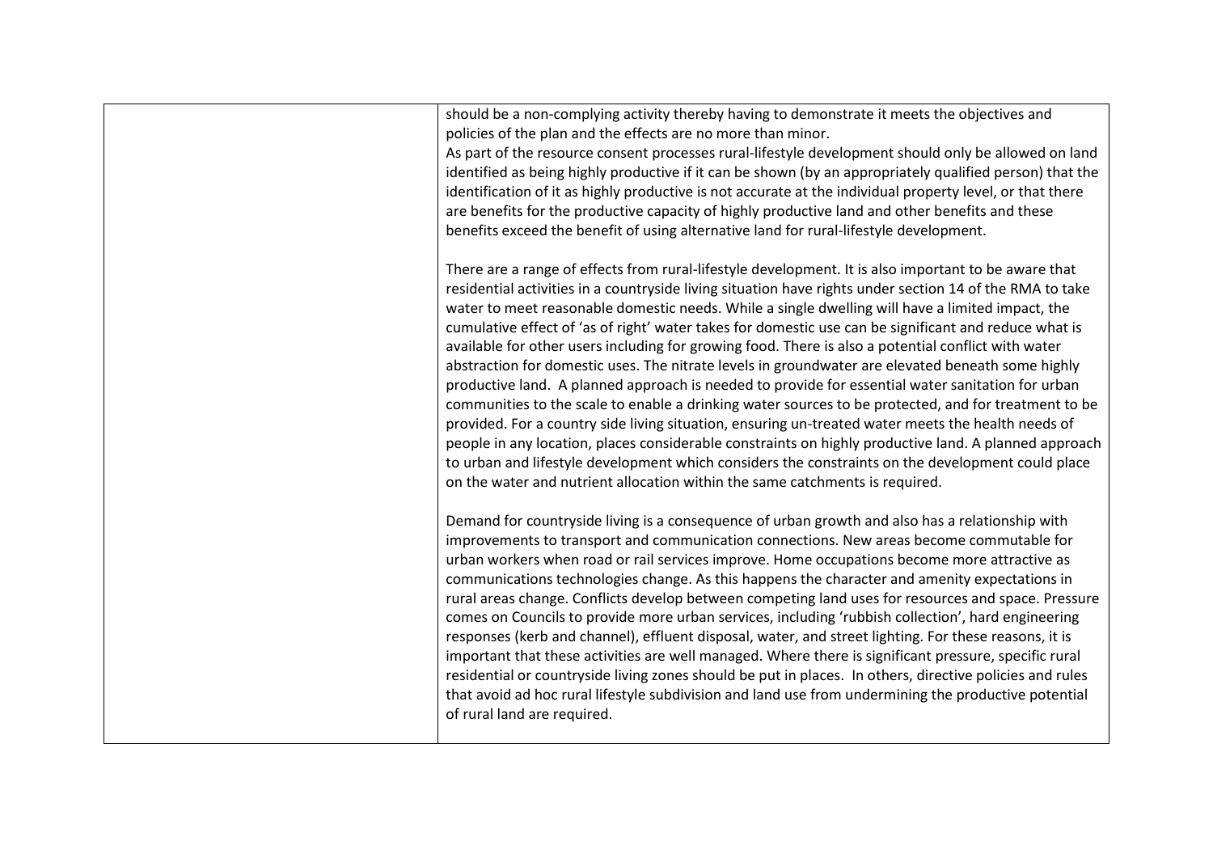| | |
|---|---|
| | should be a non-complying activity thereby having to demonstrate it meets the objectives and policies of the plan and the effects are no more than minor.<br>As part of the resource consent processes rural-lifestyle development should only be allowed on land identified as being highly productive if it can be shown (by an appropriately qualified person) that the identification of it as highly productive is not accurate at the individual property level, or that there are benefits for the productive capacity of highly productive land and other benefits and these benefits exceed the benefit of using alternative land for rural-lifestyle development.<br><br>There are a range of effects from rural-lifestyle development. It is also important to be aware that residential activities in a countryside living situation have rights under section 14 of the RMA to take water to meet reasonable domestic needs. While a single dwelling will have a limited impact, the cumulative effect of 'as of right' water takes for domestic use can be significant and reduce what is available for other users including for growing food. There is also a potential conflict with water abstraction for domestic uses. The nitrate levels in groundwater are elevated beneath some highly productive land. A planned approach is needed to provide for essential water sanitation for urban communities to the scale to enable a drinking water sources to be protected, and for treatment to be provided. For a country side living situation, ensuring un-treated water meets the health needs of people in any location, places considerable constraints on highly productive land. A planned approach to urban and lifestyle development which considers the constraints on the development could place on the water and nutrient allocation within the same catchments is required.<br><br>Demand for countryside living is a consequence of urban growth and also has a relationship with improvements to transport and communication connections. New areas become commutable for urban workers when road or rail services improve. Home occupations become more attractive as communications technologies change. As this happens the character and amenity expectations in rural areas change. Conflicts develop between competing land uses for resources and space. Pressure comes on Councils to provide more urban services, including 'rubbish collection', hard engineering responses (kerb and channel), effluent disposal, water, and street lighting. For these reasons, it is important that these activities are well managed. Where there is significant pressure, specific rural residential or countryside living zones should be put in places. In others, directive policies and rules that avoid ad hoc rural lifestyle subdivision and land use from undermining the productive potential of rural land are required. |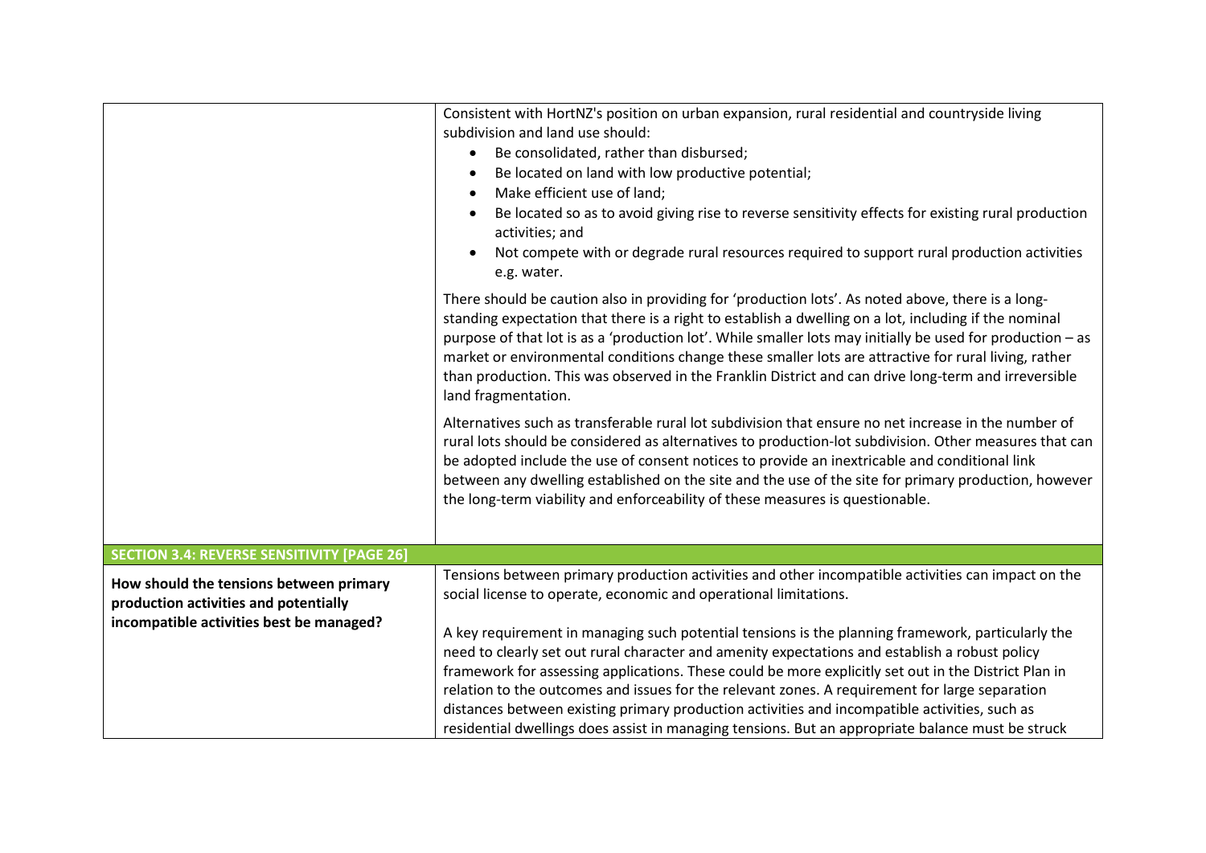| | |
|---|---|
| | Consistent with HortNZ's position on urban expansion, rural residential and countryside living subdivision and land use should:<br>• Be consolidated, rather than disbursed;<br>• Be located on land with low productive potential;<br>• Make efficient use of land;<br>• Be located so as to avoid giving rise to reverse sensitivity effects for existing rural production activities; and<br>• Not compete with or degrade rural resources required to support rural production activities e.g. water.<br><br>There should be caution also in providing for 'production lots'. As noted above, there is a long-standing expectation that there is a right to establish a dwelling on a lot, including if the nominal purpose of that lot is as a 'production lot'. While smaller lots may initially be used for production – as market or environmental conditions change these smaller lots are attractive for rural living, rather than production. This was observed in the Franklin District and can drive long-term and irreversible land fragmentation.<br><br>Alternatives such as transferable rural lot subdivision that ensure no net increase in the number of rural lots should be considered as alternatives to production-lot subdivision. Other measures that can be adopted include the use of consent notices to provide an inextricable and conditional link between any dwelling established on the site and the use of the site for primary production, however the long-term viability and enforceability of these measures is questionable. |
| **SECTION 3.4: REVERSE SENSITIVITY [PAGE 26]** | |
| **How should the tensions between primary production activities and potentially incompatible activities best be managed?** | Tensions between primary production activities and other incompatible activities can impact on the social license to operate, economic and operational limitations.<br><br>A key requirement in managing such potential tensions is the planning framework, particularly the need to clearly set out rural character and amenity expectations and establish a robust policy framework for assessing applications. These could be more explicitly set out in the District Plan in relation to the outcomes and issues for the relevant zones. A requirement for large separation distances between existing primary production activities and incompatible activities, such as residential dwellings does assist in managing tensions. But an appropriate balance must be struck |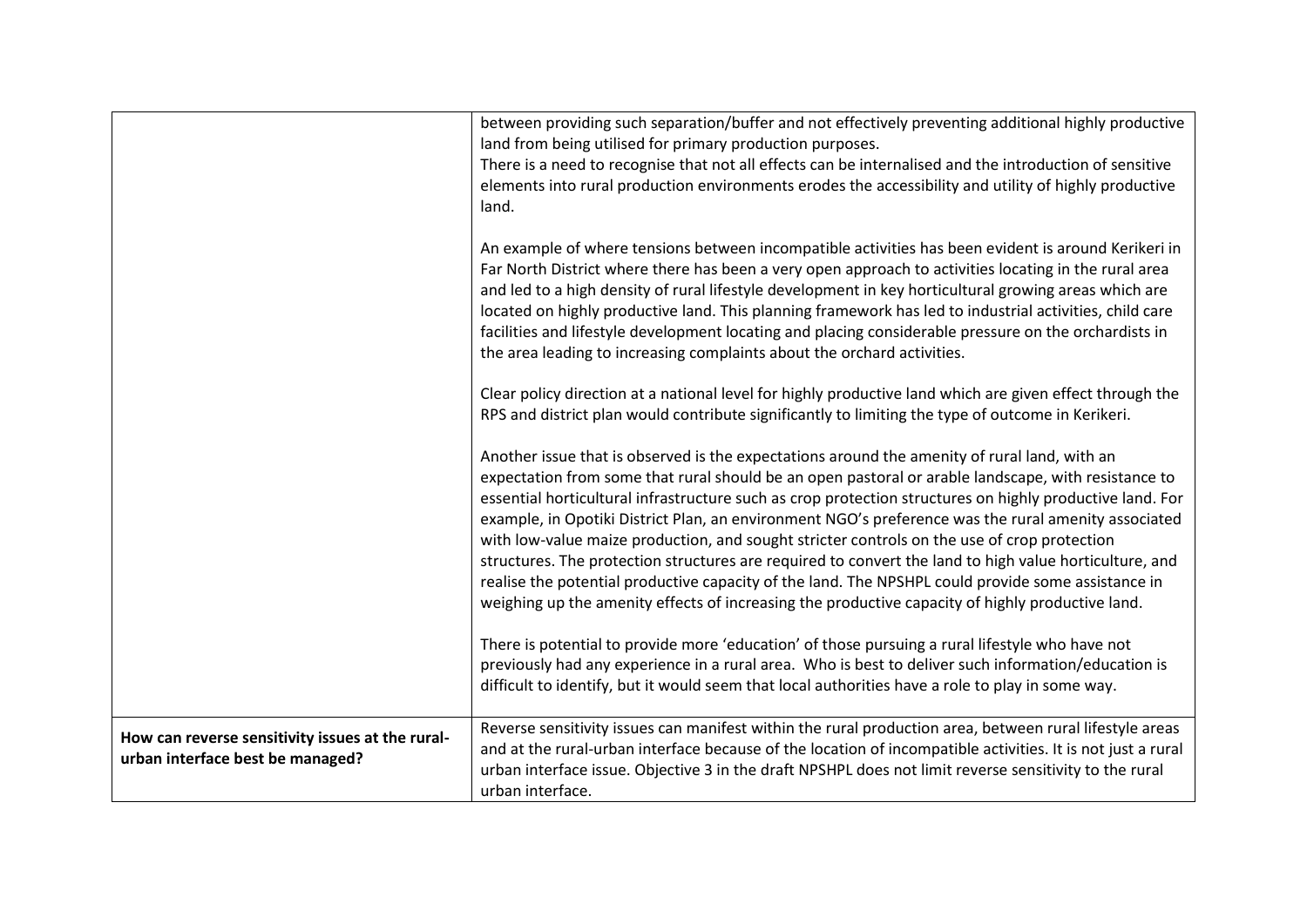| | |
|---|---|
| | between providing such separation/buffer and not effectively preventing additional highly productive land from being utilised for primary production purposes.<br>There is a need to recognise that not all effects can be internalised and the introduction of sensitive elements into rural production environments erodes the accessibility and utility of highly productive land.<br><br>An example of where tensions between incompatible activities has been evident is around Kerikeri in Far North District where there has been a very open approach to activities locating in the rural area and led to a high density of rural lifestyle development in key horticultural growing areas which are located on highly productive land. This planning framework has led to industrial activities, child care facilities and lifestyle development locating and placing considerable pressure on the orchardists in the area leading to increasing complaints about the orchard activities.<br><br>Clear policy direction at a national level for highly productive land which are given effect through the RPS and district plan would contribute significantly to limiting the type of outcome in Kerikeri.<br><br>Another issue that is observed is the expectations around the amenity of rural land, with an expectation from some that rural should be an open pastoral or arable landscape, with resistance to essential horticultural infrastructure such as crop protection structures on highly productive land. For example, in Opotiki District Plan, an environment NGO's preference was the rural amenity associated with low-value maize production, and sought stricter controls on the use of crop protection structures. The protection structures are required to convert the land to high value horticulture, and realise the potential productive capacity of the land. The NPSHPL could provide some assistance in weighing up the amenity effects of increasing the productive capacity of highly productive land.<br><br>There is potential to provide more 'education' of those pursuing a rural lifestyle who have not previously had any experience in a rural area. Who is best to deliver such information/education is difficult to identify, but it would seem that local authorities have a role to play in some way. |
| **How can reverse sensitivity issues at the rural-urban interface best be managed?** | Reverse sensitivity issues can manifest within the rural production area, between rural lifestyle areas and at the rural-urban interface because of the location of incompatible activities. It is not just a rural urban interface issue. Objective 3 in the draft NPSHPL does not limit reverse sensitivity to the rural urban interface. |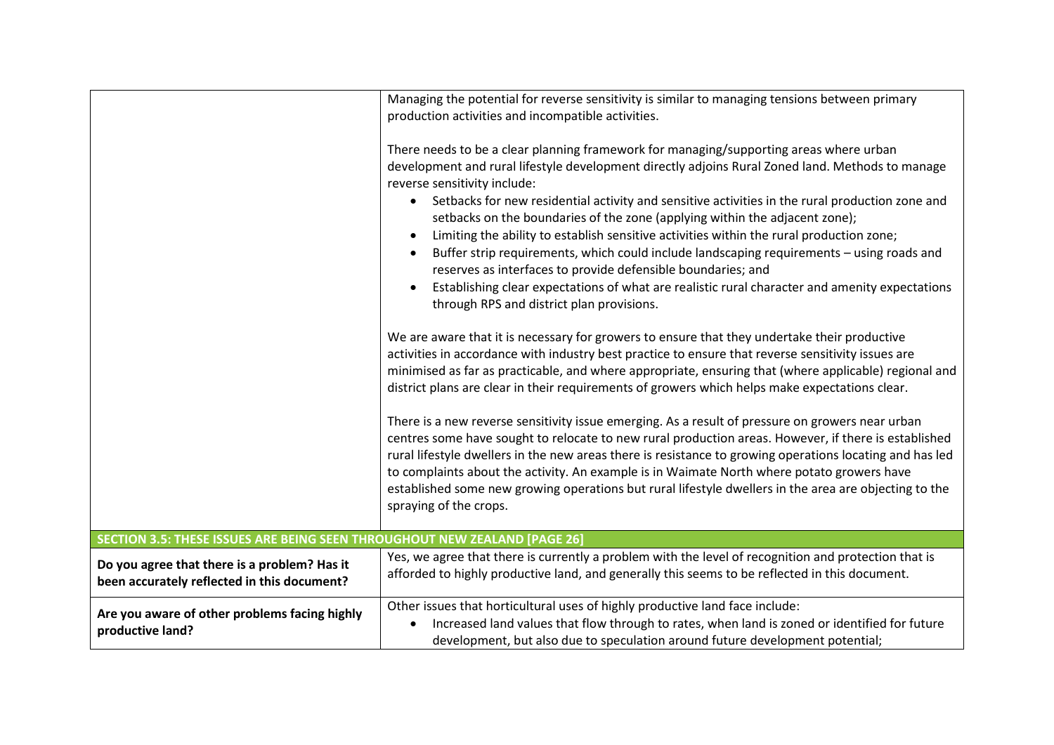| | |
|---|---|
| | Managing the potential for reverse sensitivity is similar to managing tensions between primary production activities and incompatible activities.<br><br>There needs to be a clear planning framework for managing/supporting areas where urban development and rural lifestyle development directly adjoins Rural Zoned land. Methods to manage reverse sensitivity include:<br>• Setbacks for new residential activity and sensitive activities in the rural production zone and setbacks on the boundaries of the zone (applying within the adjacent zone);<br>• Limiting the ability to establish sensitive activities within the rural production zone;<br>• Buffer strip requirements, which could include landscaping requirements – using roads and reserves as interfaces to provide defensible boundaries; and<br>• Establishing clear expectations of what are realistic rural character and amenity expectations through RPS and district plan provisions.<br><br>We are aware that it is necessary for growers to ensure that they undertake their productive activities in accordance with industry best practice to ensure that reverse sensitivity issues are minimised as far as practicable, and where appropriate, ensuring that (where applicable) regional and district plans are clear in their requirements of growers which helps make expectations clear.<br><br>There is a new reverse sensitivity issue emerging. As a result of pressure on growers near urban centres some have sought to relocate to new rural production areas. However, if there is established rural lifestyle dwellers in the new areas there is resistance to growing operations locating and has led to complaints about the activity. An example is in Waimate North where potato growers have established some new growing operations but rural lifestyle dwellers in the area are objecting to the spraying of the crops. |
| **SECTION 3.5: THESE ISSUES ARE BEING SEEN THROUGHOUT NEW ZEALAND [PAGE 26]** | |
| **Do you agree that there is a problem? Has it been accurately reflected in this document?** | Yes, we agree that there is currently a problem with the level of recognition and protection that is afforded to highly productive land, and generally this seems to be reflected in this document. |
| **Are you aware of other problems facing highly productive land?** | Other issues that horticultural uses of highly productive land face include:<br>• Increased land values that flow through to rates, when land is zoned or identified for future development, but also due to speculation around future development potential; |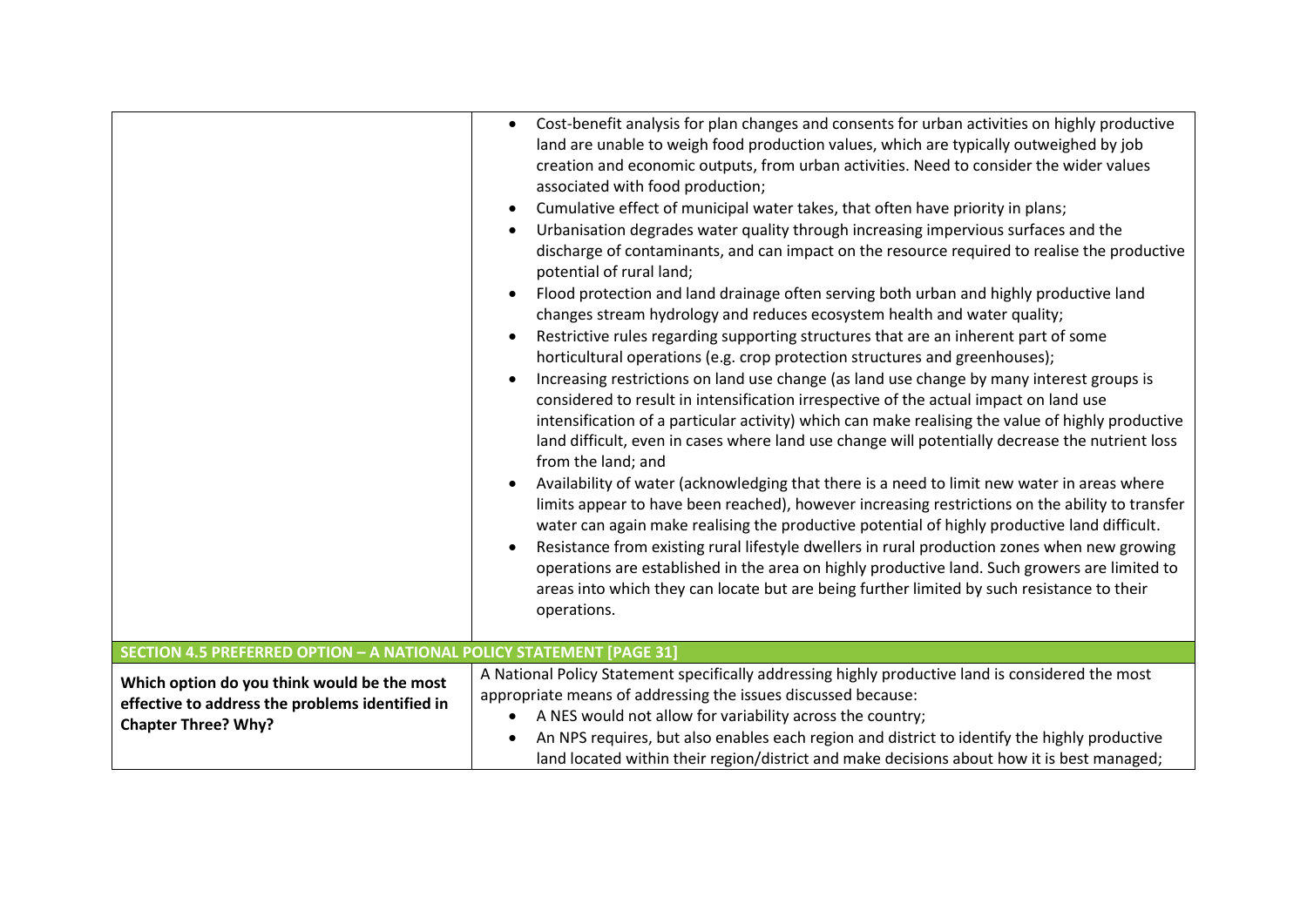| | |
|---|---|
| | • Cost-benefit analysis for plan changes and consents for urban activities on highly productive land are unable to weigh food production values, which are typically outweighed by job creation and economic outputs, from urban activities. Need to consider the wider values associated with food production;<br>• Cumulative effect of municipal water takes, that often have priority in plans;<br>• Urbanisation degrades water quality through increasing impervious surfaces and the discharge of contaminants, and can impact on the resource required to realise the productive potential of rural land;<br>• Flood protection and land drainage often serving both urban and highly productive land changes stream hydrology and reduces ecosystem health and water quality;<br>• Restrictive rules regarding supporting structures that are an inherent part of some horticultural operations (e.g. crop protection structures and greenhouses);<br>• Increasing restrictions on land use change (as land use change by many interest groups is considered to result in intensification irrespective of the actual impact on land use intensification of a particular activity) which can make realising the value of highly productive land difficult, even in cases where land use change will potentially decrease the nutrient loss from the land; and<br>• Availability of water (acknowledging that there is a need to limit new water in areas where limits appear to have been reached), however increasing restrictions on the ability to transfer water can again make realising the productive potential of highly productive land difficult.<br>• Resistance from existing rural lifestyle dwellers in rural production zones when new growing operations are established in the area on highly productive land. Such growers are limited to areas into which they can locate but are being further limited by such resistance to their operations. |
| **SECTION 4.5 PREFERRED OPTION – A NATIONAL POLICY STATEMENT [PAGE 31]** | |
| **Which option do you think would be the most effective to address the problems identified in Chapter Three? Why?** | A National Policy Statement specifically addressing highly productive land is considered the most appropriate means of addressing the issues discussed because:<br>• A NES would not allow for variability across the country;<br>• An NPS requires, but also enables each region and district to identify the highly productive land located within their region/district and make decisions about how it is best managed; |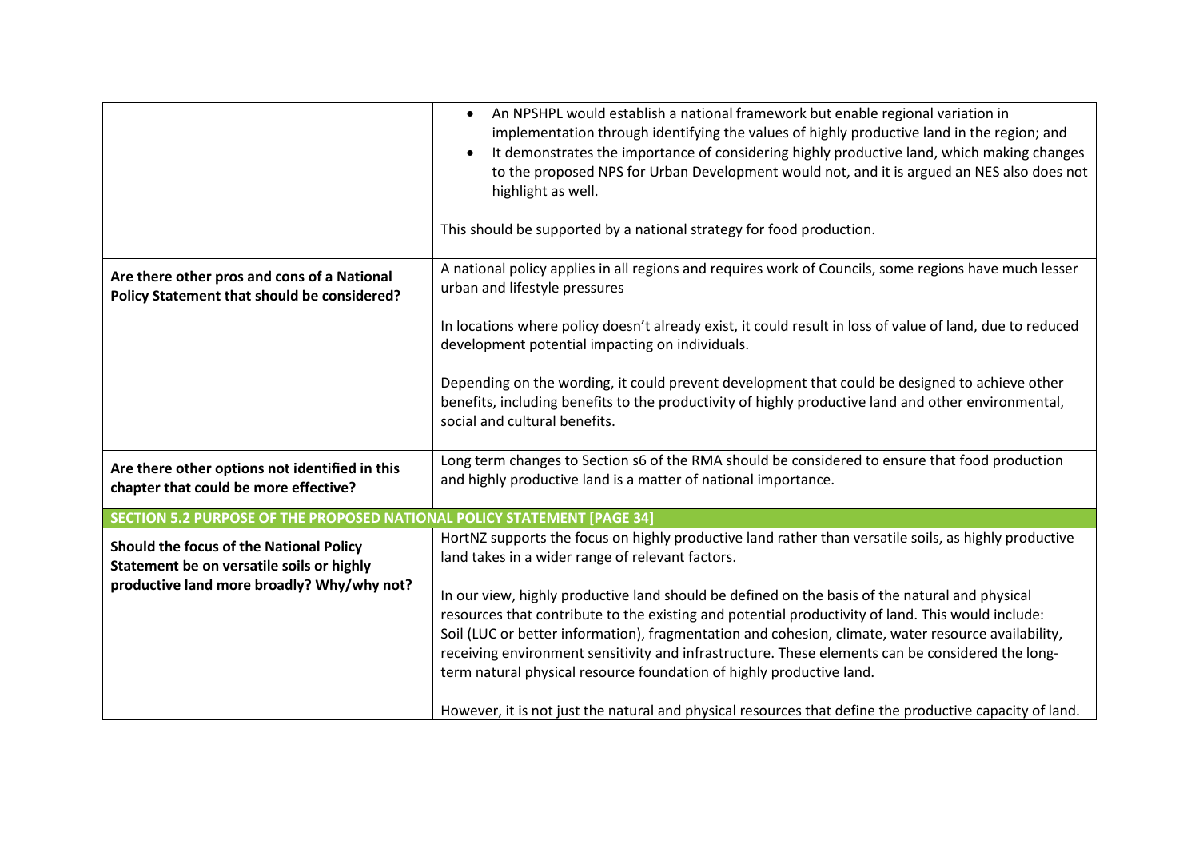| | |
|---|---|
| | • An NPSHPL would establish a national framework but enable regional variation in implementation through identifying the values of highly productive land in the region; and<br>• It demonstrates the importance of considering highly productive land, which making changes to the proposed NPS for Urban Development would not, and it is argued an NES also does not highlight as well.<br><br>This should be supported by a national strategy for food production. |
| **Are there other pros and cons of a National Policy Statement that should be considered?** | A national policy applies in all regions and requires work of Councils, some regions have much lesser urban and lifestyle pressures<br><br>In locations where policy doesn't already exist, it could result in loss of value of land, due to reduced development potential impacting on individuals.<br><br>Depending on the wording, it could prevent development that could be designed to achieve other benefits, including benefits to the productivity of highly productive land and other environmental, social and cultural benefits. |
| **Are there other options not identified in this chapter that could be more effective?** | Long term changes to Section s6 of the RMA should be considered to ensure that food production and highly productive land is a matter of national importance. |
| **SECTION 5.2 PURPOSE OF THE PROPOSED NATIONAL POLICY STATEMENT [PAGE 34]** | |
| **Should the focus of the National Policy Statement be on versatile soils or highly productive land more broadly? Why/why not?** | HortNZ supports the focus on highly productive land rather than versatile soils, as highly productive land takes in a wider range of relevant factors.<br><br>In our view, highly productive land should be defined on the basis of the natural and physical resources that contribute to the existing and potential productivity of land. This would include: Soil (LUC or better information), fragmentation and cohesion, climate, water resource availability, receiving environment sensitivity and infrastructure. These elements can be considered the long-term natural physical resource foundation of highly productive land.<br><br>However, it is not just the natural and physical resources that define the productive capacity of land. |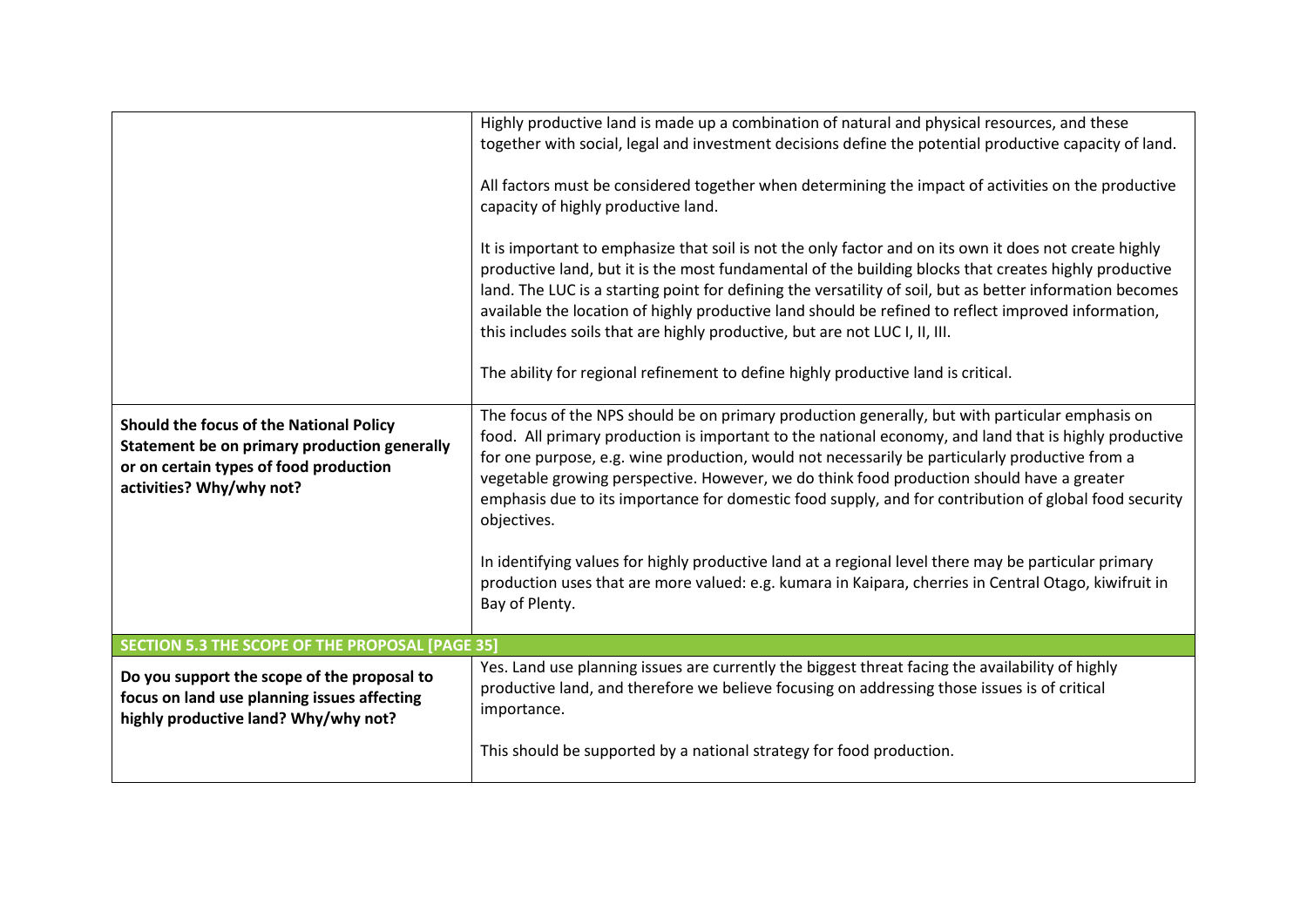| | |
|---|---|
| | Highly productive land is made up a combination of natural and physical resources, and these together with social, legal and investment decisions define the potential productive capacity of land.<br><br>All factors must be considered together when determining the impact of activities on the productive capacity of highly productive land.<br><br>It is important to emphasize that soil is not the only factor and on its own it does not create highly productive land, but it is the most fundamental of the building blocks that creates highly productive land. The LUC is a starting point for defining the versatility of soil, but as better information becomes available the location of highly productive land should be refined to reflect improved information, this includes soils that are highly productive, but are not LUC I, II, III.<br><br>The ability for regional refinement to define highly productive land is critical. |
| **Should the focus of the National Policy Statement be on primary production generally or on certain types of food production activities? Why/why not?** | The focus of the NPS should be on primary production generally, but with particular emphasis on food. All primary production is important to the national economy, and land that is highly productive for one purpose, e.g. wine production, would not necessarily be particularly productive from a vegetable growing perspective. However, we do think food production should have a greater emphasis due to its importance for domestic food supply, and for contribution of global food security objectives.<br><br>In identifying values for highly productive land at a regional level there may be particular primary production uses that are more valued: e.g. kumara in Kaipara, cherries in Central Otago, kiwifruit in Bay of Plenty. |
| **SECTION 5.3 THE SCOPE OF THE PROPOSAL [PAGE 35]** | |
| **Do you support the scope of the proposal to focus on land use planning issues affecting highly productive land? Why/why not?** | Yes. Land use planning issues are currently the biggest threat facing the availability of highly productive land, and therefore we believe focusing on addressing those issues is of critical importance.<br><br>This should be supported by a national strategy for food production. |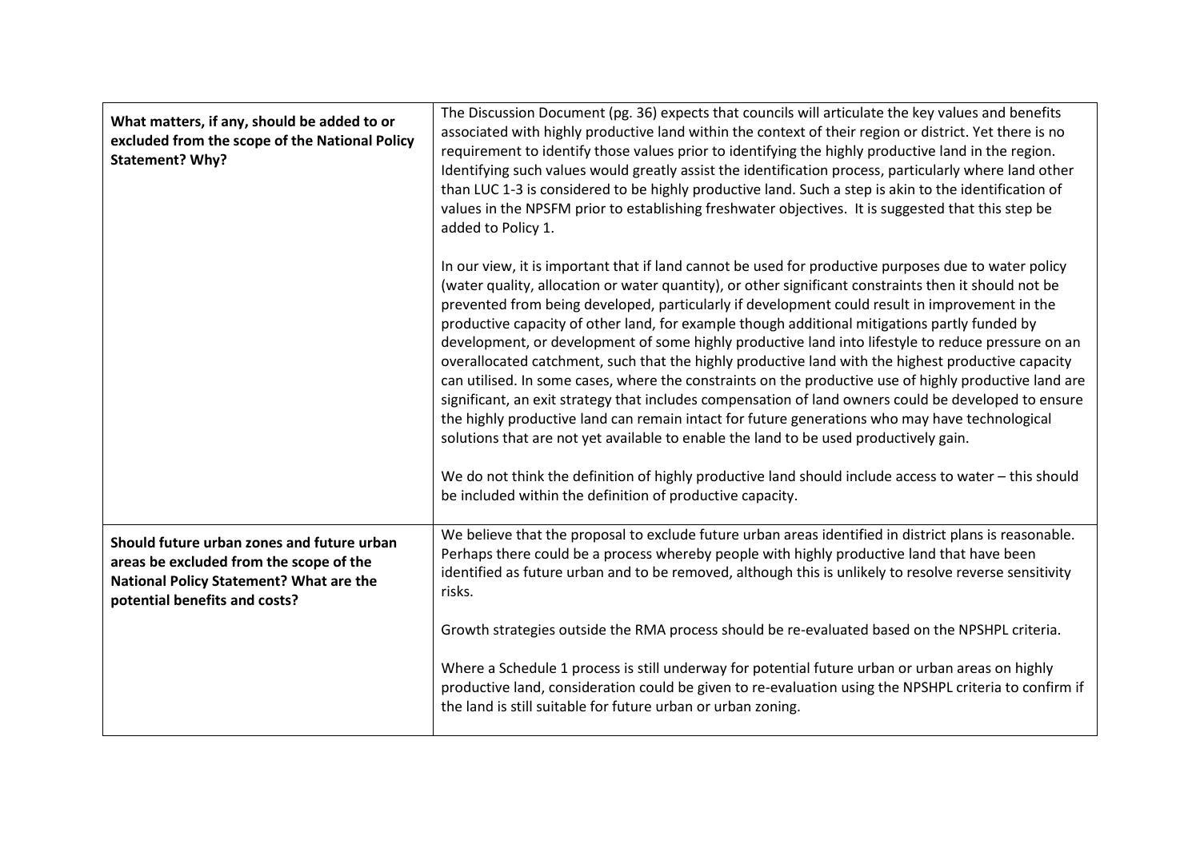| | |
|---|---|
| **What matters, if any, should be added to or excluded from the scope of the National Policy Statement? Why?** | The Discussion Document (pg. 36) expects that councils will articulate the key values and benefits associated with highly productive land within the context of their region or district. Yet there is no requirement to identify those values prior to identifying the highly productive land in the region. Identifying such values would greatly assist the identification process, particularly where land other than LUC 1-3 is considered to be highly productive land. Such a step is akin to the identification of values in the NPSFM prior to establishing freshwater objectives. It is suggested that this step be added to Policy 1.<br><br>In our view, it is important that if land cannot be used for productive purposes due to water policy (water quality, allocation or water quantity), or other significant constraints then it should not be prevented from being developed, particularly if development could result in improvement in the productive capacity of other land, for example though additional mitigations partly funded by development, or development of some highly productive land into lifestyle to reduce pressure on an overallocated catchment, such that the highly productive land with the highest productive capacity can utilised. In some cases, where the constraints on the productive use of highly productive land are significant, an exit strategy that includes compensation of land owners could be developed to ensure the highly productive land can remain intact for future generations who may have technological solutions that are not yet available to enable the land to be used productively gain.<br><br>We do not think the definition of highly productive land should include access to water – this should be included within the definition of productive capacity. |
| **Should future urban zones and future urban areas be excluded from the scope of the National Policy Statement? What are the potential benefits and costs?** | We believe that the proposal to exclude future urban areas identified in district plans is reasonable. Perhaps there could be a process whereby people with highly productive land that have been identified as future urban and to be removed, although this is unlikely to resolve reverse sensitivity risks.<br><br>Growth strategies outside the RMA process should be re-evaluated based on the NPSHPL criteria.<br><br>Where a Schedule 1 process is still underway for potential future urban or urban areas on highly productive land, consideration could be given to re-evaluation using the NPSHPL criteria to confirm if the land is still suitable for future urban or urban zoning. |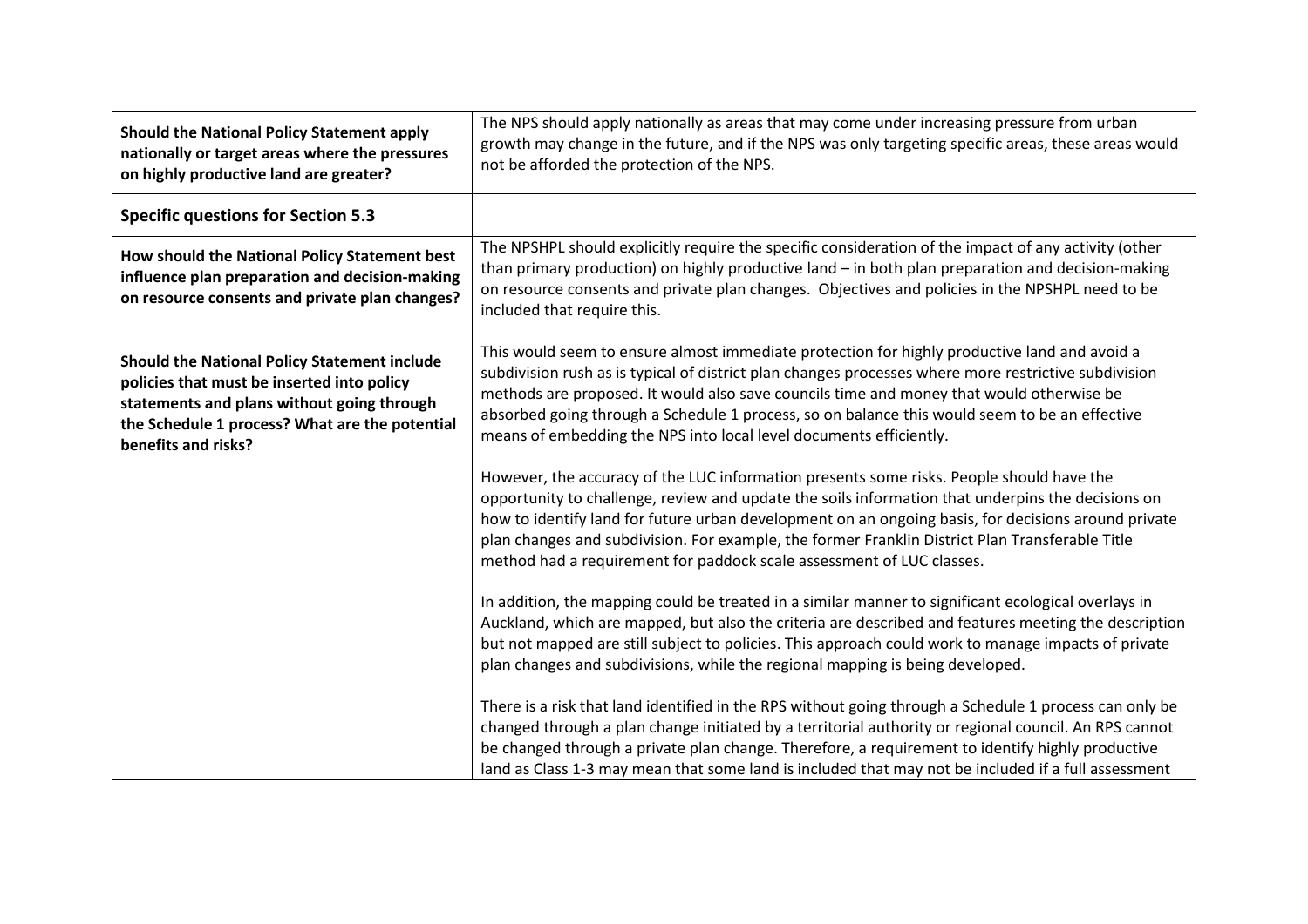| **Should the National Policy Statement apply nationally or target areas where the pressures on highly productive land are greater?** | The NPS should apply nationally as areas that may come under increasing pressure from urban growth may change in the future, and if the NPS was only targeting specific areas, these areas would not be afforded the protection of the NPS. |
|---|---|
| **Specific questions for Section 5.3** | |
| **How should the National Policy Statement best influence plan preparation and decision-making on resource consents and private plan changes?** | The NPSHPL should explicitly require the specific consideration of the impact of any activity (other than primary production) on highly productive land – in both plan preparation and decision-making on resource consents and private plan changes. Objectives and policies in the NPSHPL need to be included that require this. |
| **Should the National Policy Statement include policies that must be inserted into policy statements and plans without going through the Schedule 1 process? What are the potential benefits and risks?** | This would seem to ensure almost immediate protection for highly productive land and avoid a subdivision rush as is typical of district plan changes processes where more restrictive subdivision methods are proposed. It would also save councils time and money that would otherwise be absorbed going through a Schedule 1 process, so on balance this would seem to be an effective means of embedding the NPS into local level documents efficiently.<br><br>However, the accuracy of the LUC information presents some risks. People should have the opportunity to challenge, review and update the soils information that underpins the decisions on how to identify land for future urban development on an ongoing basis, for decisions around private plan changes and subdivision. For example, the former Franklin District Plan Transferable Title method had a requirement for paddock scale assessment of LUC classes.<br><br>In addition, the mapping could be treated in a similar manner to significant ecological overlays in Auckland, which are mapped, but also the criteria are described and features meeting the description but not mapped are still subject to policies. This approach could work to manage impacts of private plan changes and subdivisions, while the regional mapping is being developed.<br><br>There is a risk that land identified in the RPS without going through a Schedule 1 process can only be changed through a plan change initiated by a territorial authority or regional council. An RPS cannot be changed through a private plan change. Therefore, a requirement to identify highly productive land as Class 1-3 may mean that some land is included that may not be included if a full assessment |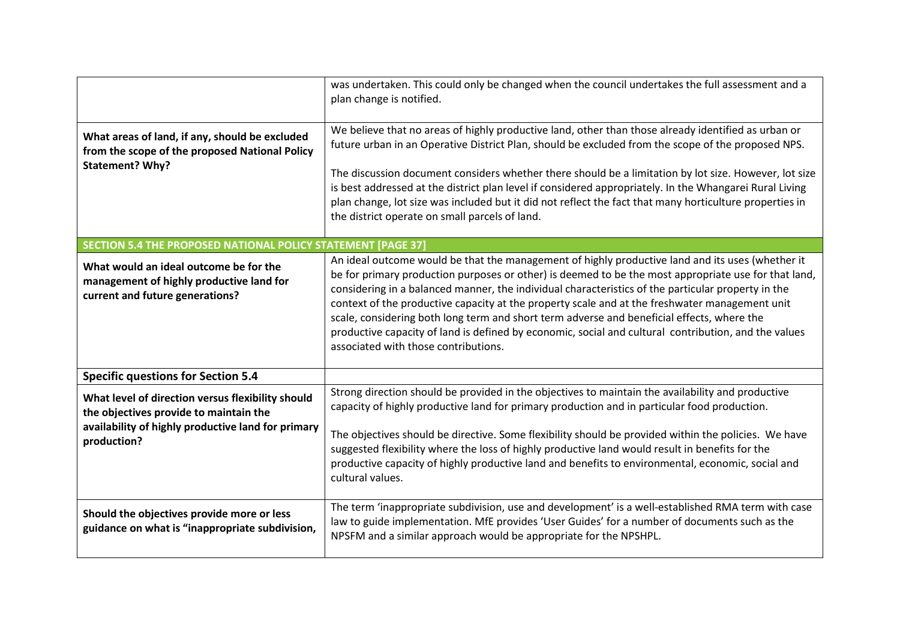| | |
|---|---|
| | was undertaken. This could only be changed when the council undertakes the full assessment and a plan change is notified. |
| **What areas of land, if any, should be excluded from the scope of the proposed National Policy Statement? Why?** | We believe that no areas of highly productive land, other than those already identified as urban or future urban in an Operative District Plan, should be excluded from the scope of the proposed NPS.<br><br>The discussion document considers whether there should be a limitation by lot size. However, lot size is best addressed at the district plan level if considered appropriately. In the Whangarei Rural Living plan change, lot size was included but it did not reflect the fact that many horticulture properties in the district operate on small parcels of land. |
| **SECTION 5.4 THE PROPOSED NATIONAL POLICY STATEMENT [PAGE 37]** | |
| **What would an ideal outcome be for the management of highly productive land for current and future generations?** | An ideal outcome would be that the management of highly productive land and its uses (whether it be for primary production purposes or other) is deemed to be the most appropriate use for that land, considering in a balanced manner, the individual characteristics of the particular property in the context of the productive capacity at the property scale and at the freshwater management unit scale, considering both long term and short term adverse and beneficial effects, where the productive capacity of land is defined by economic, social and cultural contribution, and the values associated with those contributions. |
| **Specific questions for Section 5.4** | |
| **What level of direction versus flexibility should the objectives provide to maintain the availability of highly productive land for primary production?** | Strong direction should be provided in the objectives to maintain the availability and productive capacity of highly productive land for primary production and in particular food production.<br><br>The objectives should be directive. Some flexibility should be provided within the policies. We have suggested flexibility where the loss of highly productive land would result in benefits for the productive capacity of highly productive land and benefits to environmental, economic, social and cultural values. |
| **Should the objectives provide more or less guidance on what is "inappropriate subdivision,** | The term 'inappropriate subdivision, use and development' is a well-established RMA term with case law to guide implementation. MfE provides 'User Guides' for a number of documents such as the NPSFM and a similar approach would be appropriate for the NPSHPL. |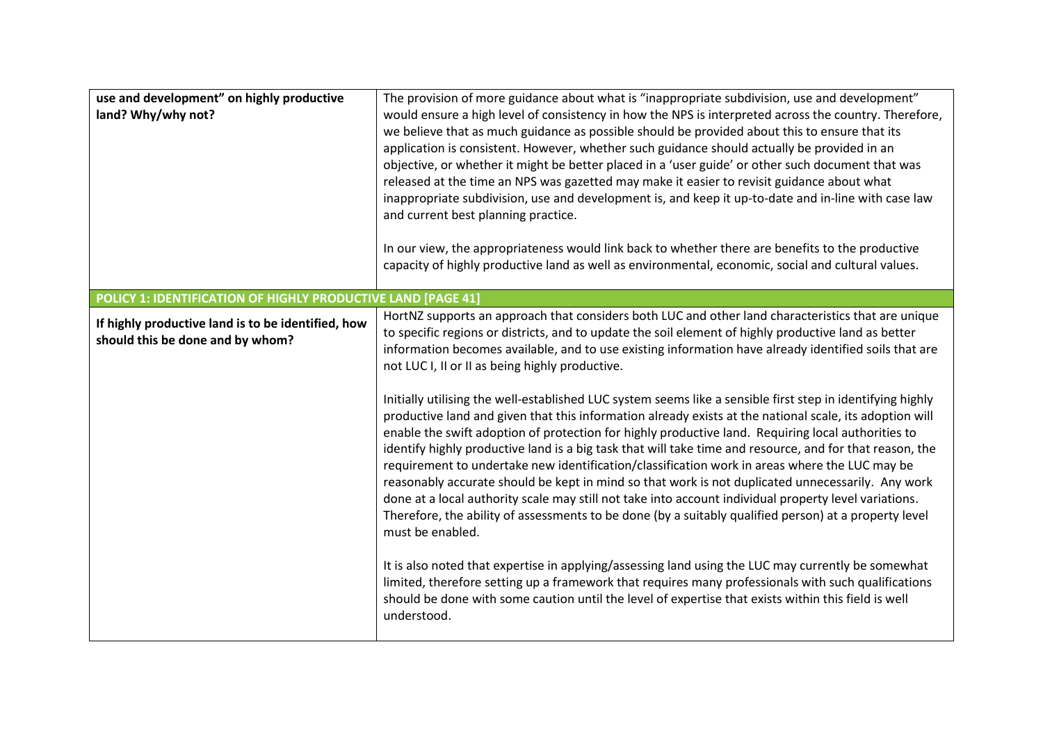| use and development” on highly productive land? Why/why not? | The provision of more guidance about what is “inappropriate subdivision, use and development” would ensure a high level of consistency in how the NPS is interpreted across the country. Therefore, we believe that as much guidance as possible should be provided about this to ensure that its application is consistent. However, whether such guidance should actually be provided in an objective, or whether it might be better placed in a ‘user guide’ or other such document that was released at the time an NPS was gazetted may make it easier to revisit guidance about what inappropriate subdivision, use and development is, and keep it up-to-date and in-line with case law and current best planning practice.<br><br>In our view, the appropriateness would link back to whether there are benefits to the productive capacity of highly productive land as well as environmental, economic, social and cultural values. |
|---|---|
| **POLICY 1: IDENTIFICATION OF HIGHLY PRODUCTIVE LAND [PAGE 41]** | |
| **If highly productive land is to be identified, how should this be done and by whom?** | HortNZ supports an approach that considers both LUC and other land characteristics that are unique to specific regions or districts, and to update the soil element of highly productive land as better information becomes available, and to use existing information have already identified soils that are not LUC I, II or II as being highly productive.<br><br>Initially utilising the well-established LUC system seems like a sensible first step in identifying highly productive land and given that this information already exists at the national scale, its adoption will enable the swift adoption of protection for highly productive land. Requiring local authorities to identify highly productive land is a big task that will take time and resource, and for that reason, the requirement to undertake new identification/classification work in areas where the LUC may be reasonably accurate should be kept in mind so that work is not duplicated unnecessarily. Any work done at a local authority scale may still not take into account individual property level variations. Therefore, the ability of assessments to be done (by a suitably qualified person) at a property level must be enabled.<br><br>It is also noted that expertise in applying/assessing land using the LUC may currently be somewhat limited, therefore setting up a framework that requires many professionals with such qualifications should be done with some caution until the level of expertise that exists within this field is well understood. |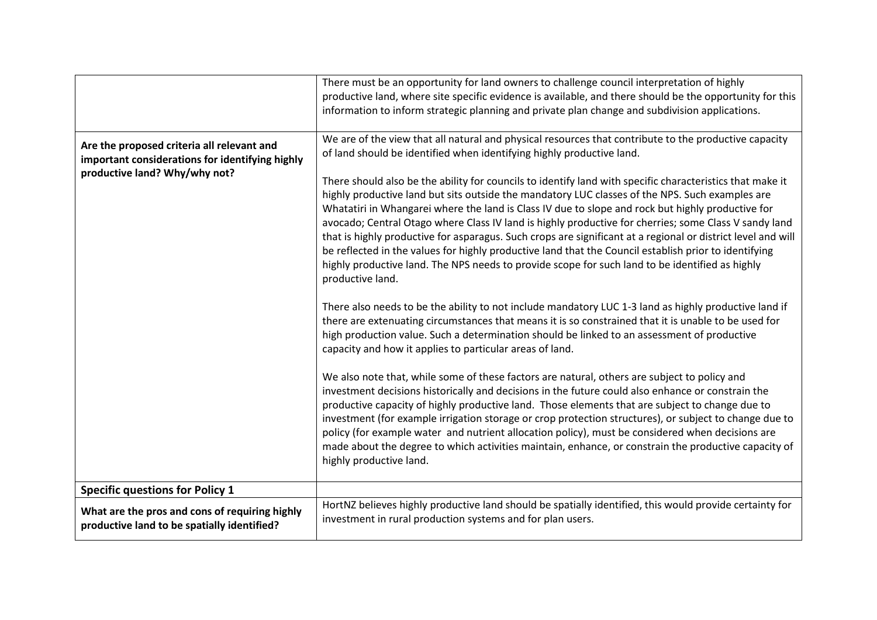| | |
|---|---|
| | There must be an opportunity for land owners to challenge council interpretation of highly productive land, where site specific evidence is available, and there should be the opportunity for this information to inform strategic planning and private plan change and subdivision applications. |
| **Are the proposed criteria all relevant and important considerations for identifying highly productive land? Why/why not?** | We are of the view that all natural and physical resources that contribute to the productive capacity of land should be identified when identifying highly productive land.<br><br>There should also be the ability for councils to identify land with specific characteristics that make it highly productive land but sits outside the mandatory LUC classes of the NPS. Such examples are Whatatiri in Whangarei where the land is Class IV due to slope and rock but highly productive for avocado; Central Otago where Class IV land is highly productive for cherries; some Class V sandy land that is highly productive for asparagus. Such crops are significant at a regional or district level and will be reflected in the values for highly productive land that the Council establish prior to identifying highly productive land. The NPS needs to provide scope for such land to be identified as highly productive land.<br><br>There also needs to be the ability to not include mandatory LUC 1-3 land as highly productive land if there are extenuating circumstances that means it is so constrained that it is unable to be used for high production value. Such a determination should be linked to an assessment of productive capacity and how it applies to particular areas of land.<br><br>We also note that, while some of these factors are natural, others are subject to policy and investment decisions historically and decisions in the future could also enhance or constrain the productive capacity of highly productive land. Those elements that are subject to change due to investment (for example irrigation storage or crop protection structures), or subject to change due to policy (for example water and nutrient allocation policy), must be considered when decisions are made about the degree to which activities maintain, enhance, or constrain the productive capacity of highly productive land. |
| **Specific questions for Policy 1** | |
| **What are the pros and cons of requiring highly productive land to be spatially identified?** | HortNZ believes highly productive land should be spatially identified, this would provide certainty for investment in rural production systems and for plan users. |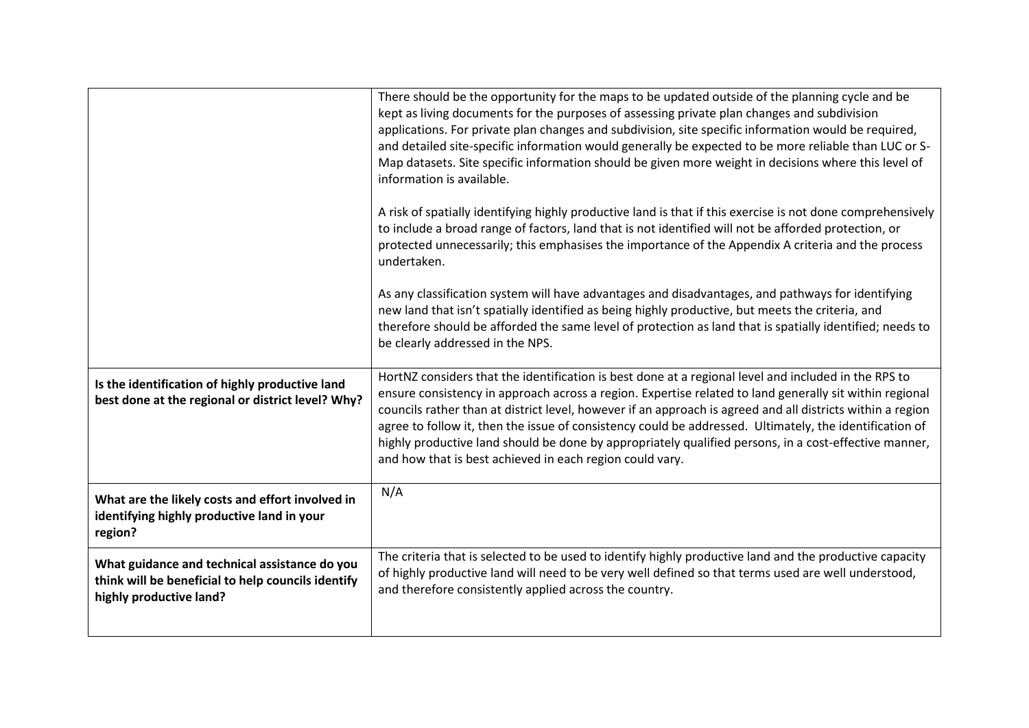| | |
|---|---|
| | There should be the opportunity for the maps to be updated outside of the planning cycle and be kept as living documents for the purposes of assessing private plan changes and subdivision applications. For private plan changes and subdivision, site specific information would be required, and detailed site-specific information would generally be expected to be more reliable than LUC or S-Map datasets. Site specific information should be given more weight in decisions where this level of information is available.<br><br>A risk of spatially identifying highly productive land is that if this exercise is not done comprehensively to include a broad range of factors, land that is not identified will not be afforded protection, or protected unnecessarily; this emphasises the importance of the Appendix A criteria and the process undertaken.<br><br>As any classification system will have advantages and disadvantages, and pathways for identifying new land that isn't spatially identified as being highly productive, but meets the criteria, and therefore should be afforded the same level of protection as land that is spatially identified; needs to be clearly addressed in the NPS. |
| **Is the identification of highly productive land best done at the regional or district level? Why?** | HortNZ considers that the identification is best done at a regional level and included in the RPS to ensure consistency in approach across a region. Expertise related to land generally sit within regional councils rather than at district level, however if an approach is agreed and all districts within a region agree to follow it, then the issue of consistency could be addressed. Ultimately, the identification of highly productive land should be done by appropriately qualified persons, in a cost-effective manner, and how that is best achieved in each region could vary. |
| **What are the likely costs and effort involved in identifying highly productive land in your region?** | N/A |
| **What guidance and technical assistance do you think will be beneficial to help councils identify highly productive land?** | The criteria that is selected to be used to identify highly productive land and the productive capacity of highly productive land will need to be very well defined so that terms used are well understood, and therefore consistently applied across the country. |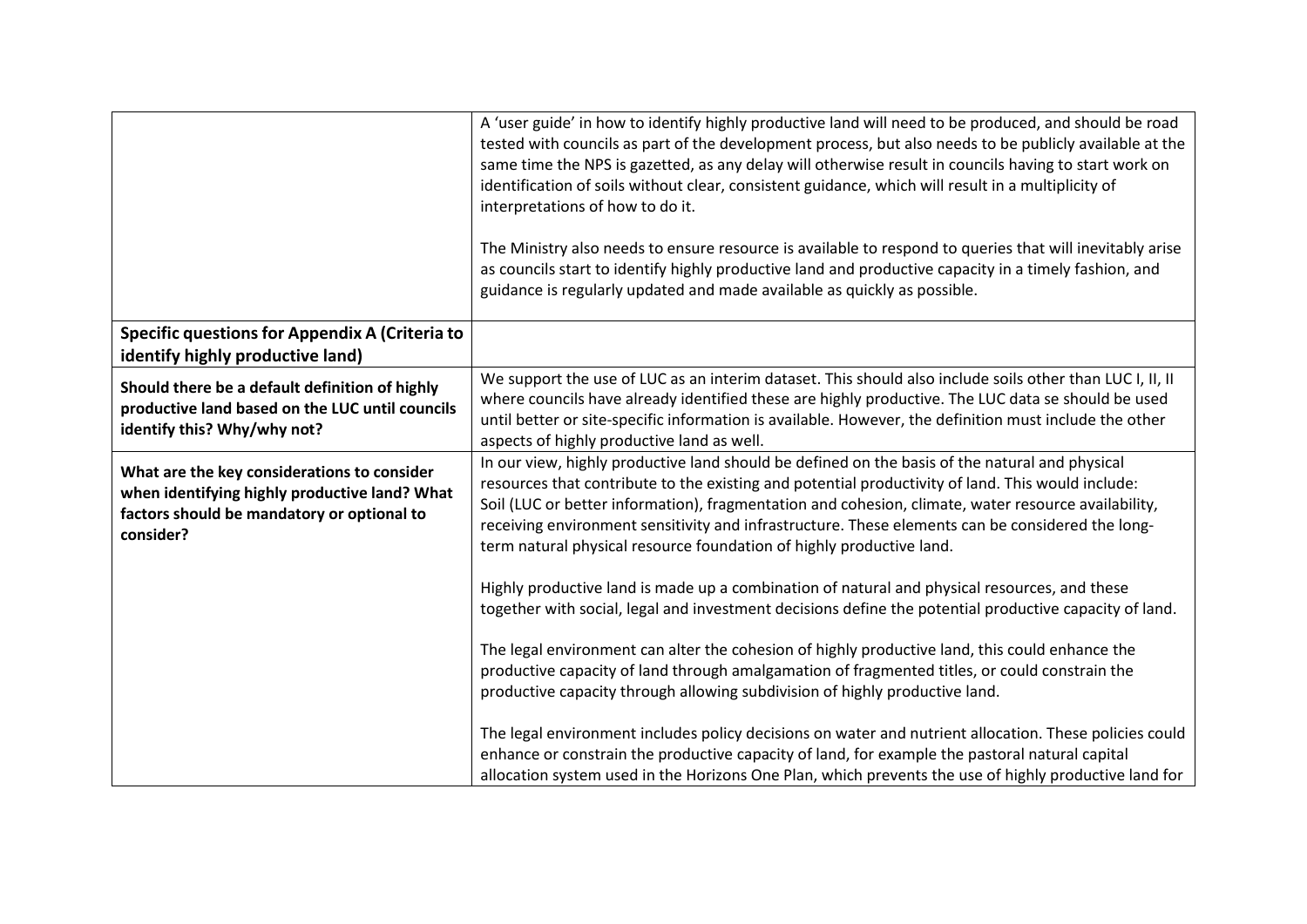| | |
|---|---|
| | A 'user guide' in how to identify highly productive land will need to be produced, and should be road tested with councils as part of the development process, but also needs to be publicly available at the same time the NPS is gazetted, as any delay will otherwise result in councils having to start work on identification of soils without clear, consistent guidance, which will result in a multiplicity of interpretations of how to do it.<br><br>The Ministry also needs to ensure resource is available to respond to queries that will inevitably arise as councils start to identify highly productive land and productive capacity in a timely fashion, and guidance is regularly updated and made available as quickly as possible. |
| **Specific questions for Appendix A (Criteria to identify highly productive land)** | |
| **Should there be a default definition of highly productive land based on the LUC until councils identify this? Why/why not?** | We support the use of LUC as an interim dataset. This should also include soils other than LUC I, II, II where councils have already identified these are highly productive. The LUC data se should be used until better or site-specific information is available. However, the definition must include the other aspects of highly productive land as well. |
| **What are the key considerations to consider when identifying highly productive land? What factors should be mandatory or optional to consider?** | In our view, highly productive land should be defined on the basis of the natural and physical resources that contribute to the existing and potential productivity of land. This would include: Soil (LUC or better information), fragmentation and cohesion, climate, water resource availability, receiving environment sensitivity and infrastructure. These elements can be considered the long-term natural physical resource foundation of highly productive land.<br><br>Highly productive land is made up a combination of natural and physical resources, and these together with social, legal and investment decisions define the potential productive capacity of land.<br><br>The legal environment can alter the cohesion of highly productive land, this could enhance the productive capacity of land through amalgamation of fragmented titles, or could constrain the productive capacity through allowing subdivision of highly productive land.<br><br>The legal environment includes policy decisions on water and nutrient allocation. These policies could enhance or constrain the productive capacity of land, for example the pastoral natural capital allocation system used in the Horizons One Plan, which prevents the use of highly productive land for |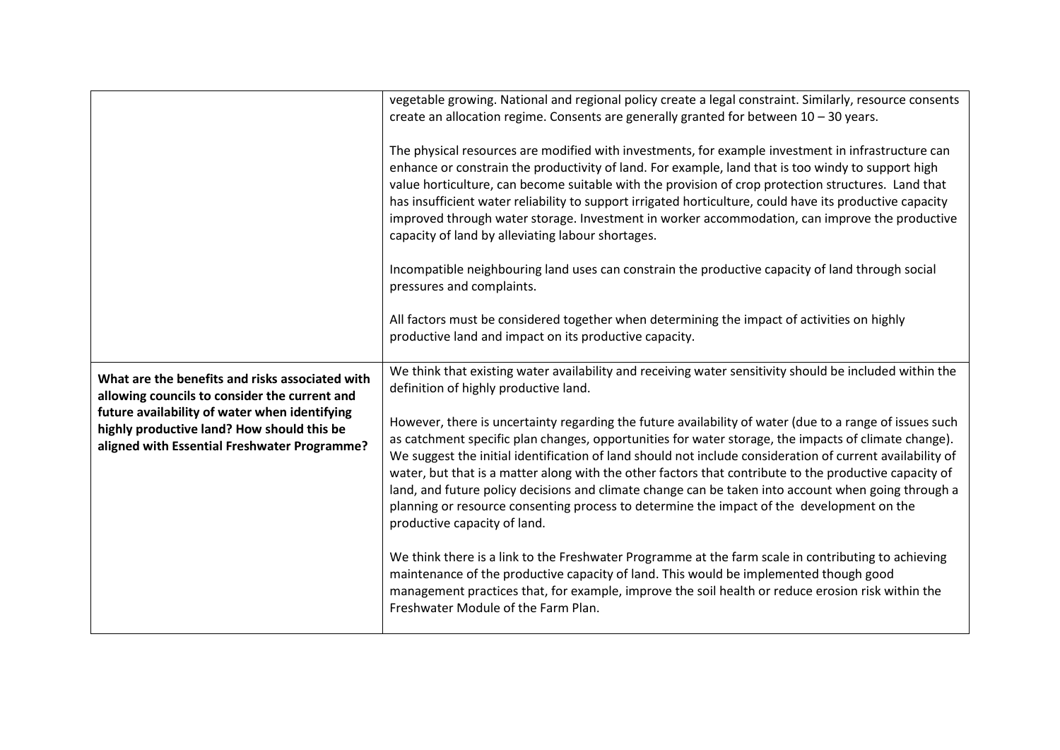| | |
|---|---|
| | vegetable growing. National and regional policy create a legal constraint. Similarly, resource consents create an allocation regime. Consents are generally granted for between 10 – 30 years.<br><br>The physical resources are modified with investments, for example investment in infrastructure can enhance or constrain the productivity of land. For example, land that is too windy to support high value horticulture, can become suitable with the provision of crop protection structures. Land that has insufficient water reliability to support irrigated horticulture, could have its productive capacity improved through water storage. Investment in worker accommodation, can improve the productive capacity of land by alleviating labour shortages.<br><br>Incompatible neighbouring land uses can constrain the productive capacity of land through social pressures and complaints.<br><br>All factors must be considered together when determining the impact of activities on highly productive land and impact on its productive capacity. |
| **What are the benefits and risks associated with allowing councils to consider the current and future availability of water when identifying highly productive land? How should this be aligned with Essential Freshwater Programme?** | We think that existing water availability and receiving water sensitivity should be included within the definition of highly productive land.<br><br>However, there is uncertainty regarding the future availability of water (due to a range of issues such as catchment specific plan changes, opportunities for water storage, the impacts of climate change). We suggest the initial identification of land should not include consideration of current availability of water, but that is a matter along with the other factors that contribute to the productive capacity of land, and future policy decisions and climate change can be taken into account when going through a planning or resource consenting process to determine the impact of the development on the productive capacity of land.<br><br>We think there is a link to the Freshwater Programme at the farm scale in contributing to achieving maintenance of the productive capacity of land. This would be implemented though good management practices that, for example, improve the soil health or reduce erosion risk within the Freshwater Module of the Farm Plan. |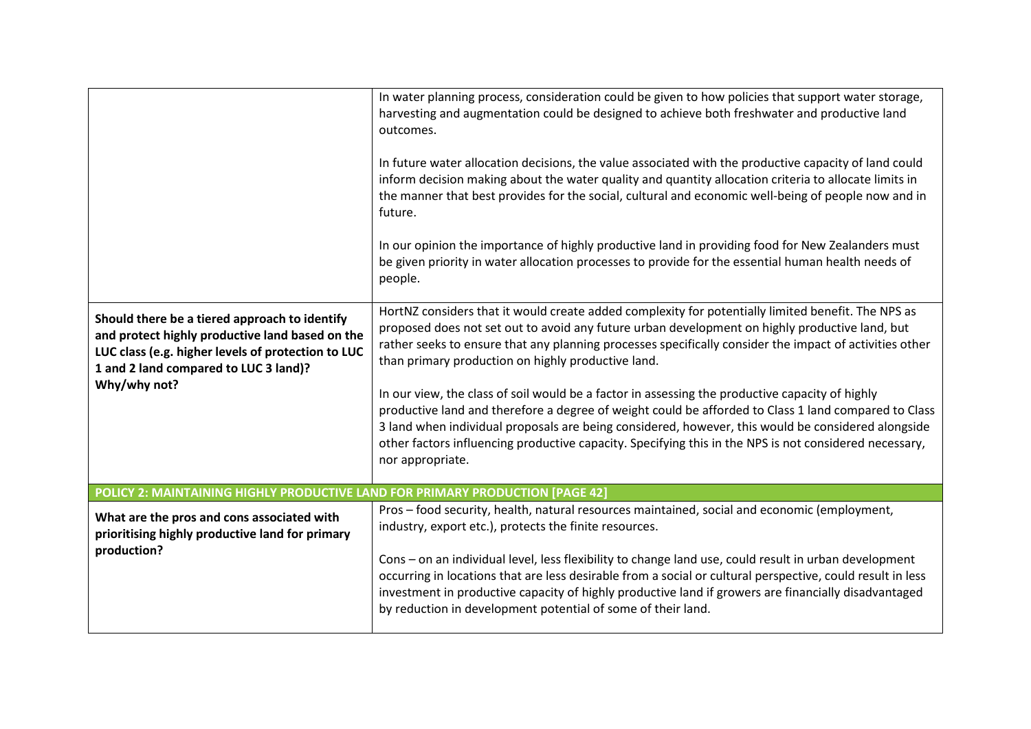| | |
|---|---|
| | In water planning process, consideration could be given to how policies that support water storage, harvesting and augmentation could be designed to achieve both freshwater and productive land outcomes.<br><br>In future water allocation decisions, the value associated with the productive capacity of land could inform decision making about the water quality and quantity allocation criteria to allocate limits in the manner that best provides for the social, cultural and economic well-being of people now and in future.<br><br>In our opinion the importance of highly productive land in providing food for New Zealanders must be given priority in water allocation processes to provide for the essential human health needs of people. |
| **Should there be a tiered approach to identify and protect highly productive land based on the LUC class (e.g. higher levels of protection to LUC 1 and 2 land compared to LUC 3 land)? Why/why not?** | HortNZ considers that it would create added complexity for potentially limited benefit. The NPS as proposed does not set out to avoid any future urban development on highly productive land, but rather seeks to ensure that any planning processes specifically consider the impact of activities other than primary production on highly productive land.<br><br>In our view, the class of soil would be a factor in assessing the productive capacity of highly productive land and therefore a degree of weight could be afforded to Class 1 land compared to Class 3 land when individual proposals are being considered, however, this would be considered alongside other factors influencing productive capacity. Specifying this in the NPS is not considered necessary, nor appropriate. |
| **POLICY 2: MAINTAINING HIGHLY PRODUCTIVE LAND FOR PRIMARY PRODUCTION [PAGE 42]** | |
| **What are the pros and cons associated with prioritising highly productive land for primary production?** | Pros – food security, health, natural resources maintained, social and economic (employment, industry, export etc.), protects the finite resources.<br><br>Cons – on an individual level, less flexibility to change land use, could result in urban development occurring in locations that are less desirable from a social or cultural perspective, could result in less investment in productive capacity of highly productive land if growers are financially disadvantaged by reduction in development potential of some of their land. |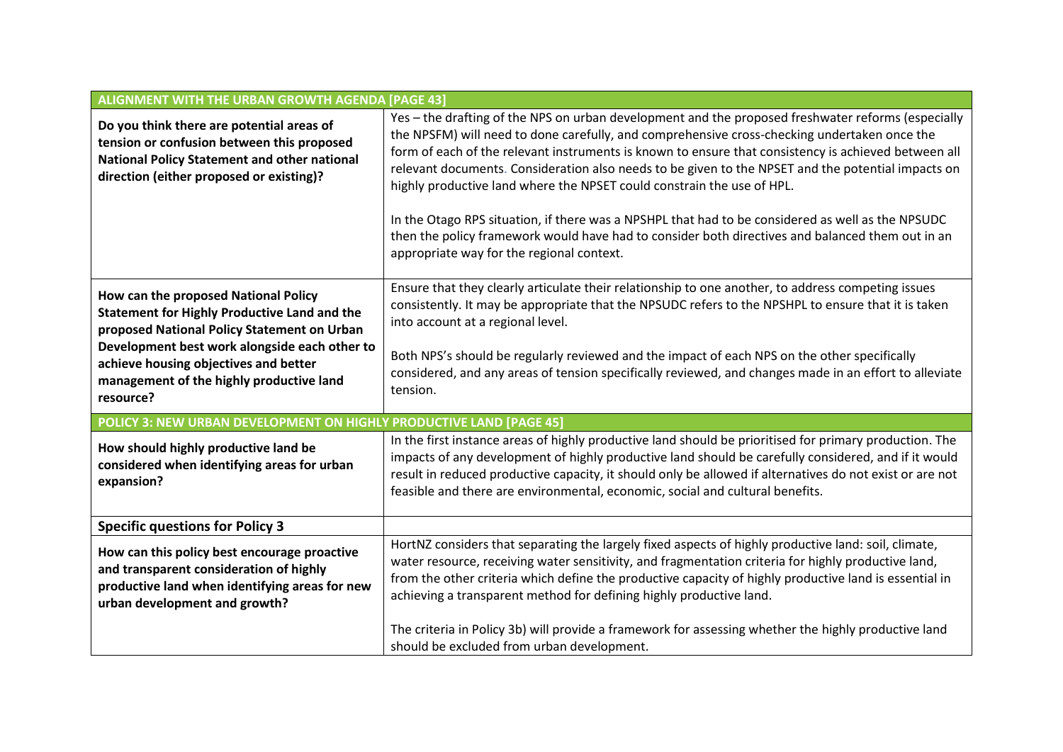| ALIGNMENT WITH THE URBAN GROWTH AGENDA [PAGE 43] | |
|---|---|
| **Do you think there are potential areas of tension or confusion between this proposed National Policy Statement and other national direction (either proposed or existing)?** | Yes – the drafting of the NPS on urban development and the proposed freshwater reforms (especially the NPSFM) will need to done carefully, and comprehensive cross-checking undertaken once the form of each of the relevant instruments is known to ensure that consistency is achieved between all relevant documents. Consideration also needs to be given to the NPSET and the potential impacts on highly productive land where the NPSET could constrain the use of HPL.<br><br>In the Otago RPS situation, if there was a NPSHPL that had to be considered as well as the NPSUDC then the policy framework would have had to consider both directives and balanced them out in an appropriate way for the regional context. |
| **How can the proposed National Policy Statement for Highly Productive Land and the proposed National Policy Statement on Urban Development best work alongside each other to achieve housing objectives and better management of the highly productive land resource?** | Ensure that they clearly articulate their relationship to one another, to address competing issues consistently. It may be appropriate that the NPSUDC refers to the NPSHPL to ensure that it is taken into account at a regional level.<br><br>Both NPS's should be regularly reviewed and the impact of each NPS on the other specifically considered, and any areas of tension specifically reviewed, and changes made in an effort to alleviate tension. |
| **POLICY 3: NEW URBAN DEVELOPMENT ON HIGHLY PRODUCTIVE LAND [PAGE 45]** | |
| **How should highly productive land be considered when identifying areas for urban expansion?** | In the first instance areas of highly productive land should be prioritised for primary production. The impacts of any development of highly productive land should be carefully considered, and if it would result in reduced productive capacity, it should only be allowed if alternatives do not exist or are not feasible and there are environmental, economic, social and cultural benefits. |
| **Specific questions for Policy 3** | |
| **How can this policy best encourage proactive and transparent consideration of highly productive land when identifying areas for new urban development and growth?** | HortNZ considers that separating the largely fixed aspects of highly productive land: soil, climate, water resource, receiving water sensitivity, and fragmentation criteria for highly productive land, from the other criteria which define the productive capacity of highly productive land is essential in achieving a transparent method for defining highly productive land.<br><br>The criteria in Policy 3b) will provide a framework for assessing whether the highly productive land should be excluded from urban development. |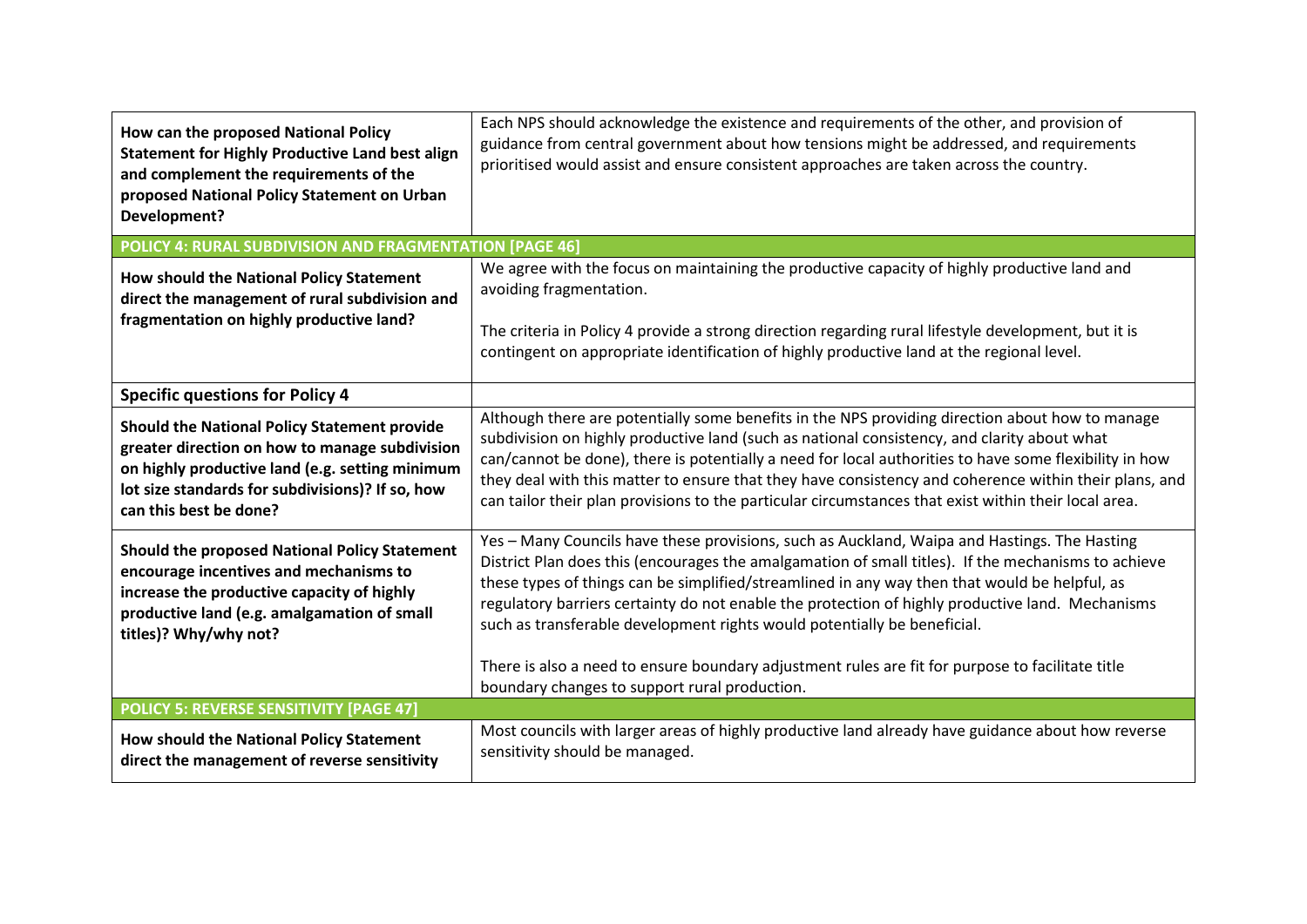| | |
|---|---|
| **How can the proposed National Policy Statement for Highly Productive Land best align and complement the requirements of the proposed National Policy Statement on Urban Development?** | Each NPS should acknowledge the existence and requirements of the other, and provision of guidance from central government about how tensions might be addressed, and requirements prioritised would assist and ensure consistent approaches are taken across the country. |
| **POLICY 4: RURAL SUBDIVISION AND FRAGMENTATION [PAGE 46]** | |
| **How should the National Policy Statement direct the management of rural subdivision and fragmentation on highly productive land?** | We agree with the focus on maintaining the productive capacity of highly productive land and avoiding fragmentation.<br><br>The criteria in Policy 4 provide a strong direction regarding rural lifestyle development, but it is contingent on appropriate identification of highly productive land at the regional level. |
| **Specific questions for Policy 4** | |
| **Should the National Policy Statement provide greater direction on how to manage subdivision on highly productive land (e.g. setting minimum lot size standards for subdivisions)? If so, how can this best be done?** | Although there are potentially some benefits in the NPS providing direction about how to manage subdivision on highly productive land (such as national consistency, and clarity about what can/cannot be done), there is potentially a need for local authorities to have some flexibility in how they deal with this matter to ensure that they have consistency and coherence within their plans, and can tailor their plan provisions to the particular circumstances that exist within their local area. |
| **Should the proposed National Policy Statement encourage incentives and mechanisms to increase the productive capacity of highly productive land (e.g. amalgamation of small titles)? Why/why not?** | Yes – Many Councils have these provisions, such as Auckland, Waipa and Hastings. The Hasting District Plan does this (encourages the amalgamation of small titles). If the mechanisms to achieve these types of things can be simplified/streamlined in any way then that would be helpful, as regulatory barriers certainty do not enable the protection of highly productive land. Mechanisms such as transferable development rights would potentially be beneficial.<br><br>There is also a need to ensure boundary adjustment rules are fit for purpose to facilitate title boundary changes to support rural production. |
| **POLICY 5: REVERSE SENSITIVITY [PAGE 47]** | |
| **How should the National Policy Statement direct the management of reverse sensitivity** | Most councils with larger areas of highly productive land already have guidance about how reverse sensitivity should be managed. |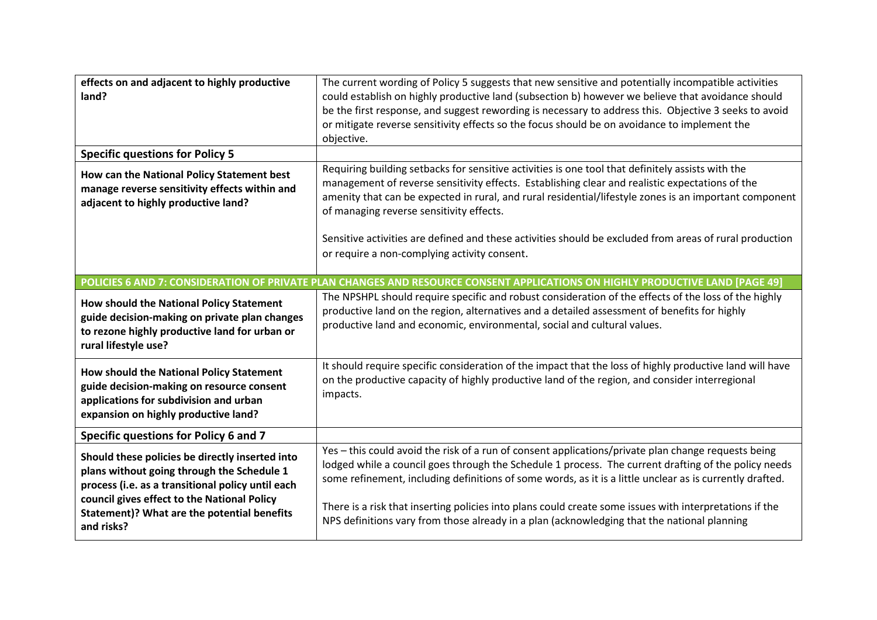| | |
|---|---|
| **effects on and adjacent to highly productive land?** | The current wording of Policy 5 suggests that new sensitive and potentially incompatible activities could establish on highly productive land (subsection b) however we believe that avoidance should be the first response, and suggest rewording is necessary to address this. Objective 3 seeks to avoid or mitigate reverse sensitivity effects so the focus should be on avoidance to implement the objective. |
| **Specific questions for Policy 5** | |
| **How can the National Policy Statement best manage reverse sensitivity effects within and adjacent to highly productive land?** | Requiring building setbacks for sensitive activities is one tool that definitely assists with the management of reverse sensitivity effects. Establishing clear and realistic expectations of the amenity that can be expected in rural, and rural residential/lifestyle zones is an important component of managing reverse sensitivity effects.<br><br>Sensitive activities are defined and these activities should be excluded from areas of rural production or require a non-complying activity consent. |
| **POLICIES 6 AND 7: CONSIDERATION OF PRIVATE PLAN CHANGES AND RESOURCE CONSENT APPLICATIONS ON HIGHLY PRODUCTIVE LAND [PAGE 49]** | |
| **How should the National Policy Statement guide decision-making on private plan changes to rezone highly productive land for urban or rural lifestyle use?** | The NPSHPL should require specific and robust consideration of the effects of the loss of the highly productive land on the region, alternatives and a detailed assessment of benefits for highly productive land and economic, environmental, social and cultural values. |
| **How should the National Policy Statement guide decision-making on resource consent applications for subdivision and urban expansion on highly productive land?** | It should require specific consideration of the impact that the loss of highly productive land will have on the productive capacity of highly productive land of the region, and consider interregional impacts. |
| **Specific questions for Policy 6 and 7** | |
| **Should these policies be directly inserted into plans without going through the Schedule 1 process (i.e. as a transitional policy until each council gives effect to the National Policy Statement)? What are the potential benefits and risks?** | Yes – this could avoid the risk of a run of consent applications/private plan change requests being lodged while a council goes through the Schedule 1 process. The current drafting of the policy needs some refinement, including definitions of some words, as it is a little unclear as is currently drafted.<br><br>There is a risk that inserting policies into plans could create some issues with interpretations if the NPS definitions vary from those already in a plan (acknowledging that the national planning |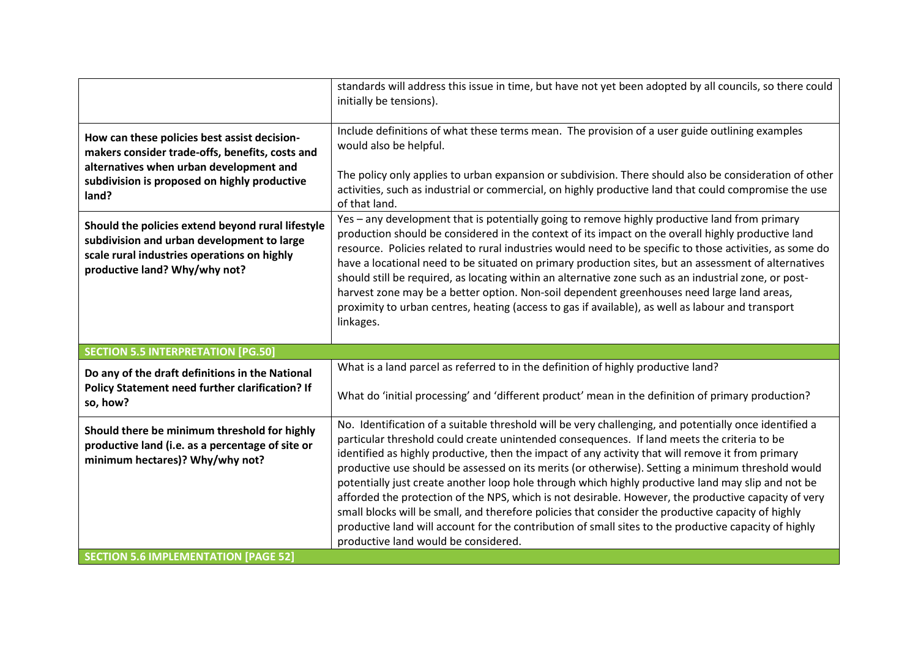| | |
|---|---|
| | standards will address this issue in time, but have not yet been adopted by all councils, so there could initially be tensions). |
| **How can these policies best assist decision-makers consider trade-offs, benefits, costs and alternatives when urban development and subdivision is proposed on highly productive land?** | Include definitions of what these terms mean. The provision of a user guide outlining examples would also be helpful.<br><br>The policy only applies to urban expansion or subdivision. There should also be consideration of other activities, such as industrial or commercial, on highly productive land that could compromise the use of that land. |
| **Should the policies extend beyond rural lifestyle subdivision and urban development to large scale rural industries operations on highly productive land? Why/why not?** | Yes – any development that is potentially going to remove highly productive land from primary production should be considered in the context of its impact on the overall highly productive land resource. Policies related to rural industries would need to be specific to those activities, as some do have a locational need to be situated on primary production sites, but an assessment of alternatives should still be required, as locating within an alternative zone such as an industrial zone, or post-harvest zone may be a better option. Non-soil dependent greenhouses need large land areas, proximity to urban centres, heating (access to gas if available), as well as labour and transport linkages. |
| **SECTION 5.5 INTERPRETATION [PG.50]** | |
| **Do any of the draft definitions in the National Policy Statement need further clarification? If so, how?** | What is a land parcel as referred to in the definition of highly productive land?<br><br>What do 'initial processing' and 'different product' mean in the definition of primary production? |
| **Should there be minimum threshold for highly productive land (i.e. as a percentage of site or minimum hectares)? Why/why not?** | No. Identification of a suitable threshold will be very challenging, and potentially once identified a particular threshold could create unintended consequences. If land meets the criteria to be identified as highly productive, then the impact of any activity that will remove it from primary productive use should be assessed on its merits (or otherwise). Setting a minimum threshold would potentially just create another loop hole through which highly productive land may slip and not be afforded the protection of the NPS, which is not desirable. However, the productive capacity of very small blocks will be small, and therefore policies that consider the productive capacity of highly productive land will account for the contribution of small sites to the productive capacity of highly productive land would be considered. |
| **SECTION 5.6 IMPLEMENTATION [PAGE 52]** | |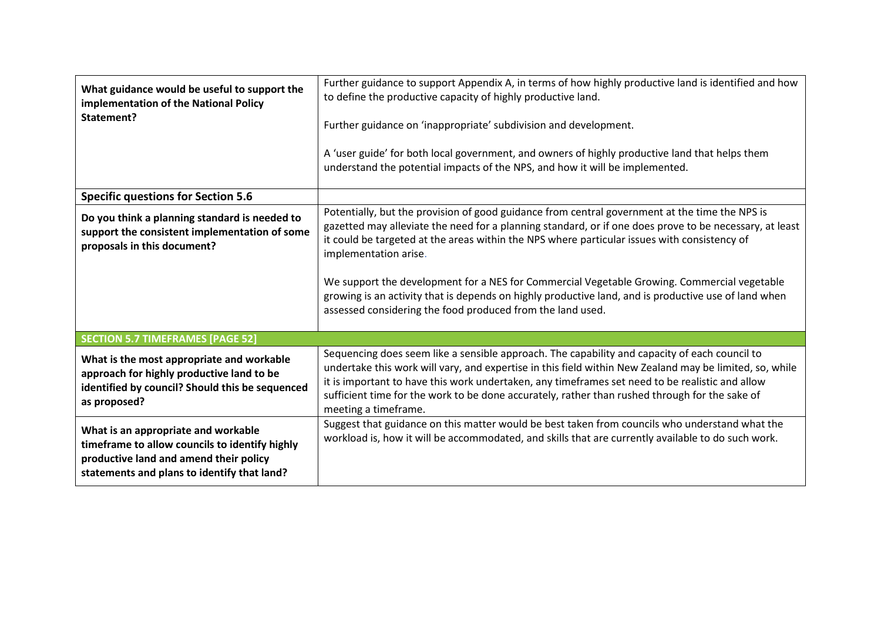| | |
|---|---|
| **What guidance would be useful to support the implementation of the National Policy Statement?** | Further guidance to support Appendix A, in terms of how highly productive land is identified and how to define the productive capacity of highly productive land.<br><br>Further guidance on 'inappropriate' subdivision and development.<br><br>A 'user guide' for both local government, and owners of highly productive land that helps them understand the potential impacts of the NPS, and how it will be implemented. |
| **Specific questions for Section 5.6** | |
| **Do you think a planning standard is needed to support the consistent implementation of some proposals in this document?** | Potentially, but the provision of good guidance from central government at the time the NPS is gazetted may alleviate the need for a planning standard, or if one does prove to be necessary, at least it could be targeted at the areas within the NPS where particular issues with consistency of implementation arise.<br><br>We support the development for a NES for Commercial Vegetable Growing. Commercial vegetable growing is an activity that is depends on highly productive land, and is productive use of land when assessed considering the food produced from the land used. |
| **SECTION 5.7 TIMEFRAMES [PAGE 52]** | |
| **What is the most appropriate and workable approach for highly productive land to be identified by council? Should this be sequenced as proposed?** | Sequencing does seem like a sensible approach. The capability and capacity of each council to undertake this work will vary, and expertise in this field within New Zealand may be limited, so, while it is important to have this work undertaken, any timeframes set need to be realistic and allow sufficient time for the work to be done accurately, rather than rushed through for the sake of meeting a timeframe. |
| **What is an appropriate and workable timeframe to allow councils to identify highly productive land and amend their policy statements and plans to identify that land?** | Suggest that guidance on this matter would be best taken from councils who understand what the workload is, how it will be accommodated, and skills that are currently available to do such work. |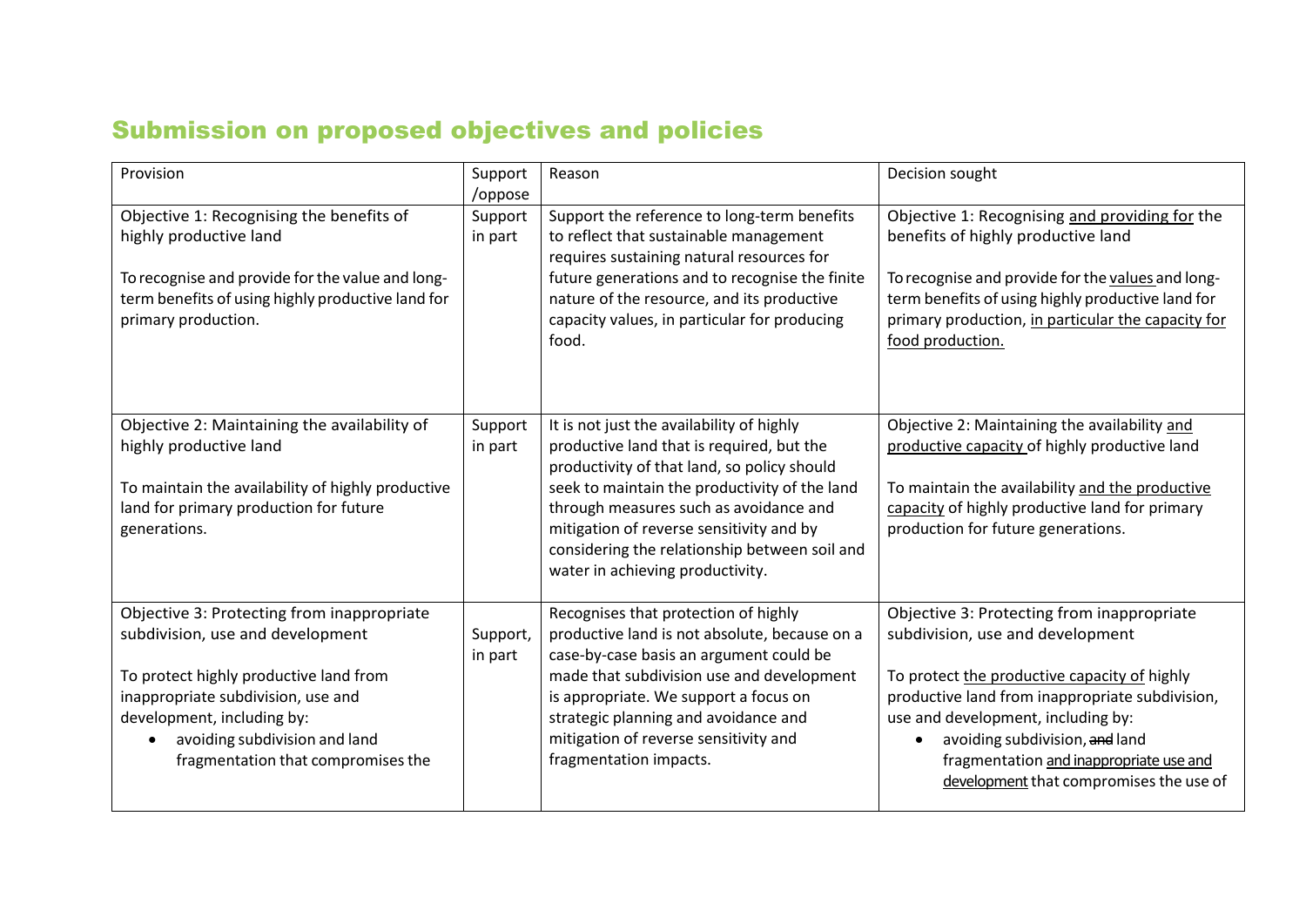## Submission on proposed objectives and policies

| Provision | Support /oppose | Reason | Decision sought |
|---|---|---|---|
| Objective 1: Recognising the benefits of highly productive land<br><br>To recognise and provide for the value and long-term benefits of using highly productive land for primary production. | Support in part | Support the reference to long-term benefits to reflect that sustainable management requires sustaining natural resources for future generations and to recognise the finite nature of the resource, and its productive capacity values, in particular for producing food. | Objective 1: Recognising <u>and providing for</u> the benefits of highly productive land<br><br>To recognise and provide for the <u>values</u> and long-term benefits of using highly productive land for primary production, <u>in particular the capacity for food production.</u> |
| Objective 2: Maintaining the availability of highly productive land<br><br>To maintain the availability of highly productive land for primary production for future generations. | Support in part | It is not just the availability of highly productive land that is required, but the productivity of that land, so policy should seek to maintain the productivity of the land through measures such as avoidance and mitigation of reverse sensitivity and by considering the relationship between soil and water in achieving productivity. | Objective 2: Maintaining the availability <u>and productive capacity</u> of highly productive land<br><br>To maintain the availability <u>and the productive capacity</u> of highly productive land for primary production for future generations. |
| Objective 3: Protecting from inappropriate subdivision, use and development<br><br>To protect highly productive land from inappropriate subdivision, use and development, including by:<br>• avoiding subdivision and land fragmentation that compromises the | Support, in part | Recognises that protection of highly productive land is not absolute, because on a case-by-case basis an argument could be made that subdivision use and development is appropriate. We support a focus on strategic planning and avoidance and mitigation of reverse sensitivity and fragmentation impacts. | Objective 3: Protecting from inappropriate subdivision, use and development<br><br>To protect <u>the productive capacity of</u> highly productive land from inappropriate subdivision, use and development, including by:<br>• avoiding subdivision, ~~and~~ land fragmentation <u>and inappropriate use and development</u> that compromises the use of |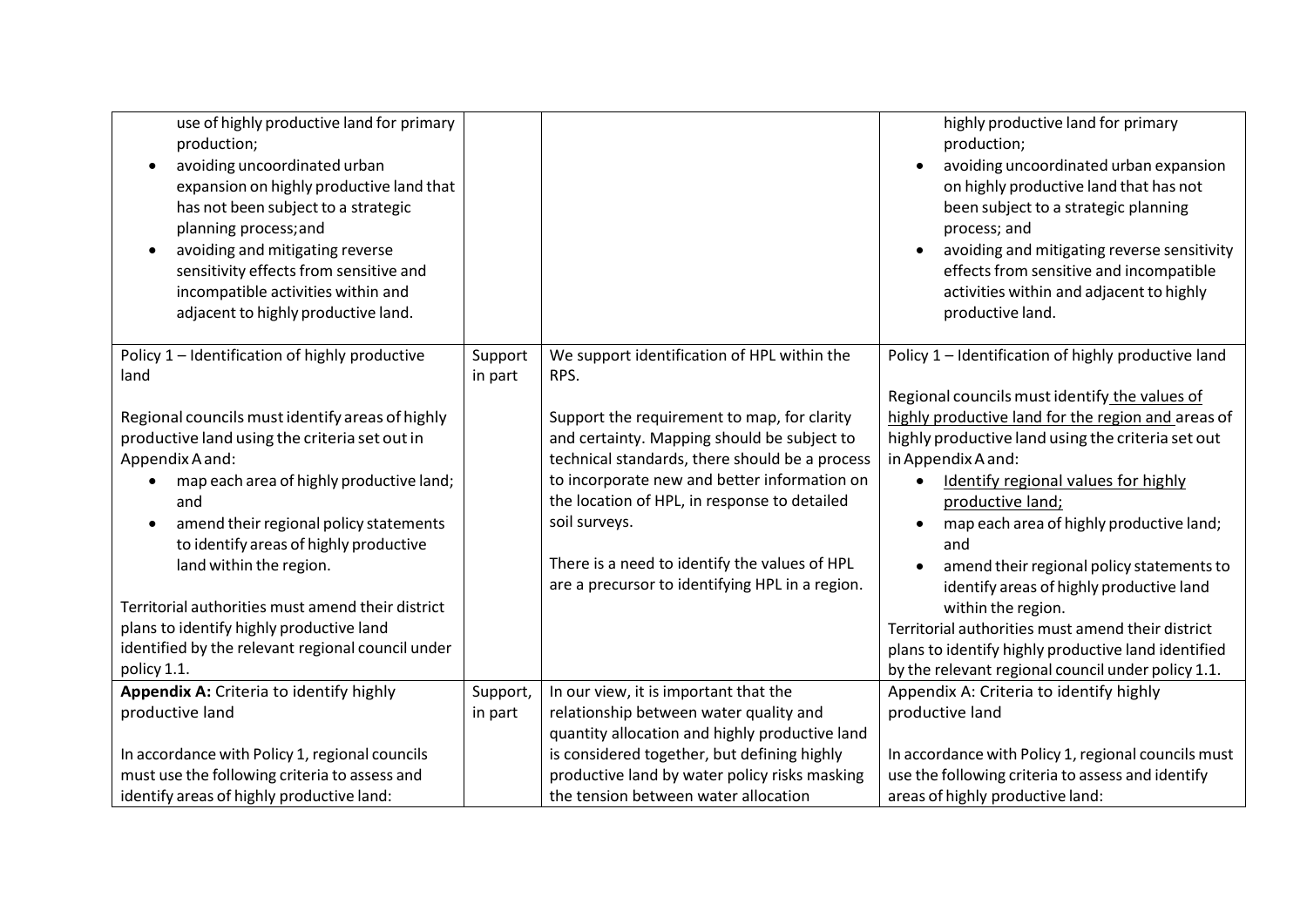| | | | |
|---|---|---|---|
| use of highly productive land for primary production;<br>• avoiding uncoordinated urban expansion on highly productive land that has not been subject to a strategic planning process;and<br>• avoiding and mitigating reverse sensitivity effects from sensitive and incompatible activities within and adjacent to highly productive land. | | | highly productive land for primary production;<br>• avoiding uncoordinated urban expansion on highly productive land that has not been subject to a strategic planning process; and<br>• avoiding and mitigating reverse sensitivity effects from sensitive and incompatible activities within and adjacent to highly productive land. |
| Policy 1 – Identification of highly productive land<br><br>Regional councils must identify areas of highly productive land using the criteria set out in Appendix A and:<br>• map each area of highly productive land; and<br>• amend their regional policy statements to identify areas of highly productive land within the region.<br><br>Territorial authorities must amend their district plans to identify highly productive land identified by the relevant regional council under policy 1.1. | Support in part | We support identification of HPL within the RPS.<br><br>Support the requirement to map, for clarity and certainty. Mapping should be subject to technical standards, there should be a process to incorporate new and better information on the location of HPL, in response to detailed soil surveys.<br><br>There is a need to identify the values of HPL are a precursor to identifying HPL in a region. | Policy 1 – Identification of highly productive land<br><br>Regional councils must identify the values of highly productive land for the region and areas of highly productive land using the criteria set out in Appendix A and:<br>• Identify regional values for highly productive land;<br>• map each area of highly productive land; and<br>• amend their regional policy statements to identify areas of highly productive land within the region.<br>Territorial authorities must amend their district plans to identify highly productive land identified by the relevant regional council under policy 1.1. |
| **Appendix A:** Criteria to identify highly productive land<br><br>In accordance with Policy 1, regional councils must use the following criteria to assess and identify areas of highly productive land: | Support, in part | In our view, it is important that the relationship between water quality and quantity allocation and highly productive land is considered together, but defining highly productive land by water policy risks masking the tension between water allocation | Appendix A: Criteria to identify highly productive land<br><br>In accordance with Policy 1, regional councils must use the following criteria to assess and identify areas of highly productive land: |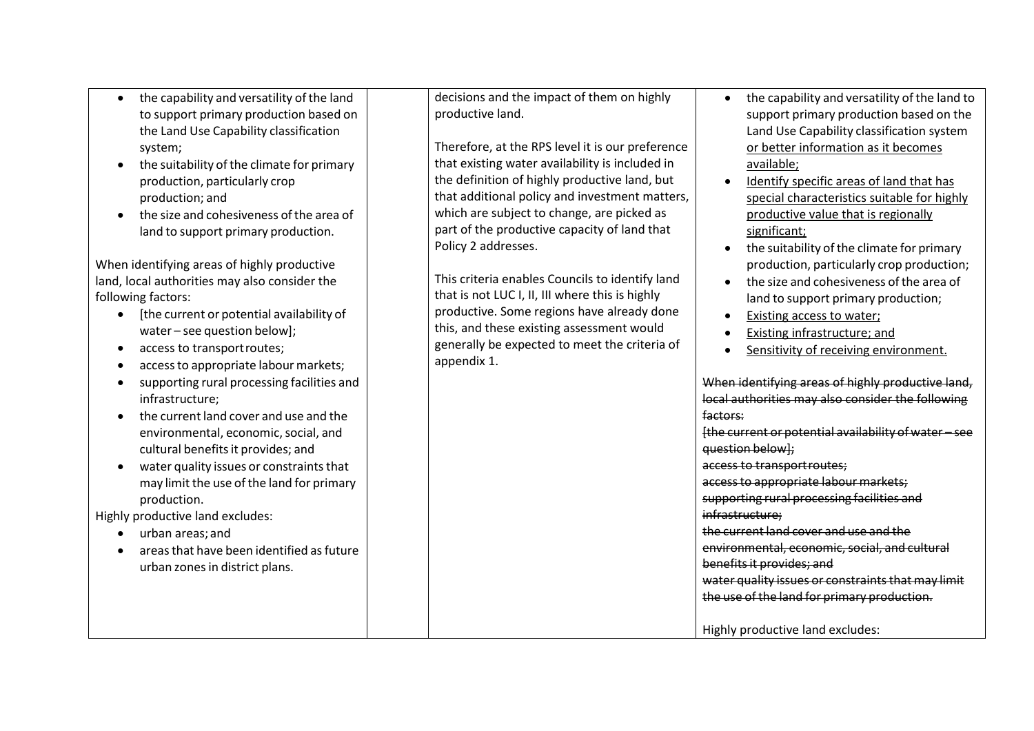| | | | |
|---|---|---|---|
| • the capability and versatility of the land to support primary production based on the Land Use Capability classification system;<br>• the suitability of the climate for primary production, particularly crop production; and<br>• the size and cohesiveness of the area of land to support primary production.<br><br>When identifying areas of highly productive land, local authorities may also consider the following factors:<br>• [the current or potential availability of water – see question below];<br>• access to transport routes;<br>• access to appropriate labour markets;<br>• supporting rural processing facilities and infrastructure;<br>• the current land cover and use and the environmental, economic, social, and cultural benefits it provides; and<br>• water quality issues or constraints that may limit the use of the land for primary production.<br><br>Highly productive land excludes:<br>• urban areas; and<br>• areas that have been identified as future urban zones in district plans. | | decisions and the impact of them on highly productive land.<br><br>Therefore, at the RPS level it is our preference that existing water availability is included in the definition of highly productive land, but that additional policy and investment matters, which are subject to change, are picked as part of the productive capacity of land that Policy 2 addresses.<br><br>This criteria enables Councils to identify land that is not LUC I, II, III where this is highly productive. Some regions have already done this, and these existing assessment would generally be expected to meet the criteria of appendix 1. | • the capability and versatility of the land to support primary production based on the Land Use Capability classification system <u>or better information as it becomes available;</u><br>• <u>Identify specific areas of land that has special characteristics suitable for highly productive value that is regionally significant;</u><br>• the suitability of the climate for primary production, particularly crop production;<br>• the size and cohesiveness of the area of land to support primary production;<br>• <u>Existing access to water;</u><br>• <u>Existing infrastructure; and</u><br>• <u>Sensitivity of receiving environment.</u><br><br>~~When identifying areas of highly productive land, local authorities may also consider the following factors:~~<br>~~[the current or potential availability of water – see question below];~~<br>~~access to transport routes;~~<br>~~access to appropriate labour markets;~~<br>~~supporting rural processing facilities and infrastructure;~~<br>~~the current land cover and use and the environmental, economic, social, and cultural benefits it provides; and~~<br>~~water quality issues or constraints that may limit the use of the land for primary production.~~<br><br>Highly productive land excludes: |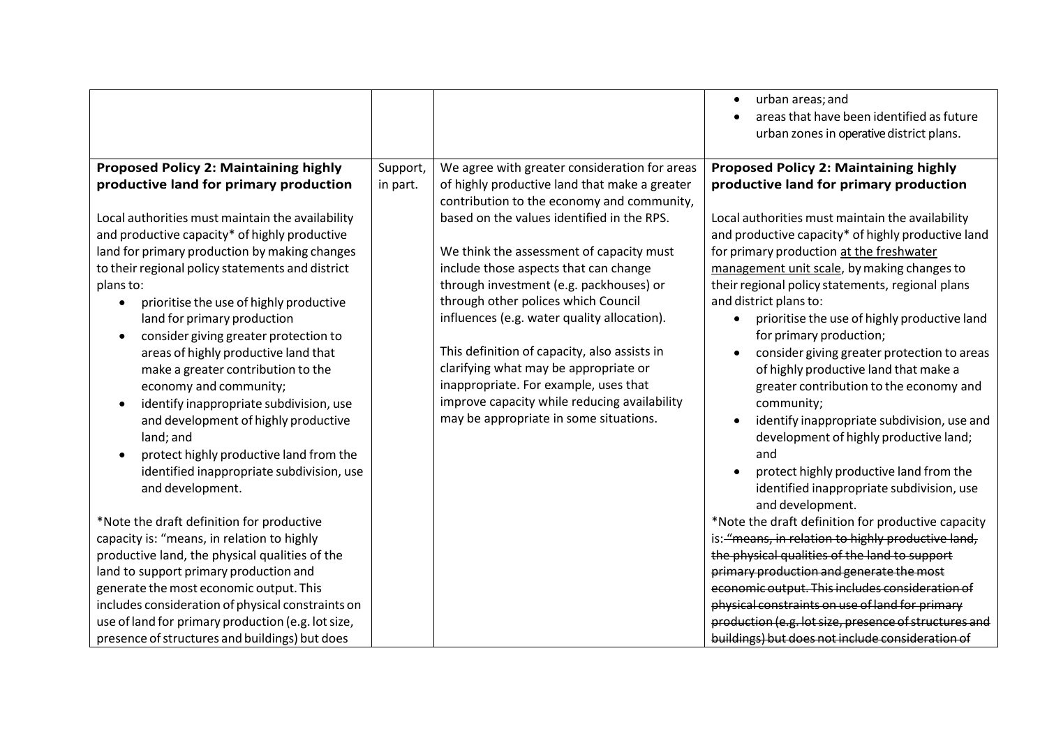| | | | |
|---|---|---|---|
| | | | • urban areas; and<br>• areas that have been identified as future urban zones in operative district plans. |
| **Proposed Policy 2: Maintaining highly productive land for primary production**<br><br>Local authorities must maintain the availability and productive capacity* of highly productive land for primary production by making changes to their regional policy statements and district plans to:<br>• prioritise the use of highly productive land for primary production<br>• consider giving greater protection to areas of highly productive land that make a greater contribution to the economy and community;<br>• identify inappropriate subdivision, use and development of highly productive land; and<br>• protect highly productive land from the identified inappropriate subdivision, use and development.<br><br>*Note the draft definition for productive capacity is: "means, in relation to highly productive land, the physical qualities of the land to support primary production and generate the most economic output. This includes consideration of physical constraints on use of land for primary production (e.g. lot size, presence of structures and buildings) but does | Support, in part. | We agree with greater consideration for areas of highly productive land that make a greater contribution to the economy and community, based on the values identified in the RPS.<br><br>We think the assessment of capacity must include those aspects that can change through investment (e.g. packhouses) or through other polices which Council influences (e.g. water quality allocation).<br><br>This definition of capacity, also assists in clarifying what may be appropriate or inappropriate. For example, uses that improve capacity while reducing availability may be appropriate in some situations. | **Proposed Policy 2: Maintaining highly productive land for primary production**<br><br>Local authorities must maintain the availability and productive capacity* of highly productive land for primary production <ins>at the freshwater management unit scale</ins>, by making changes to their regional policy statements, regional plans and district plans to:<br>• prioritise the use of highly productive land for primary production;<br>• consider giving greater protection to areas of highly productive land that make a greater contribution to the economy and community;<br>• identify inappropriate subdivision, use and development of highly productive land; and<br>• protect highly productive land from the identified inappropriate subdivision, use and development.<br>*Note the draft definition for productive capacity is: ~~"means, in relation to highly productive land, the physical qualities of the land to support primary production and generate the most economic output. This includes consideration of physical constraints on use of land for primary production (e.g. lot size, presence of structures and buildings) but does not include consideration of~~ |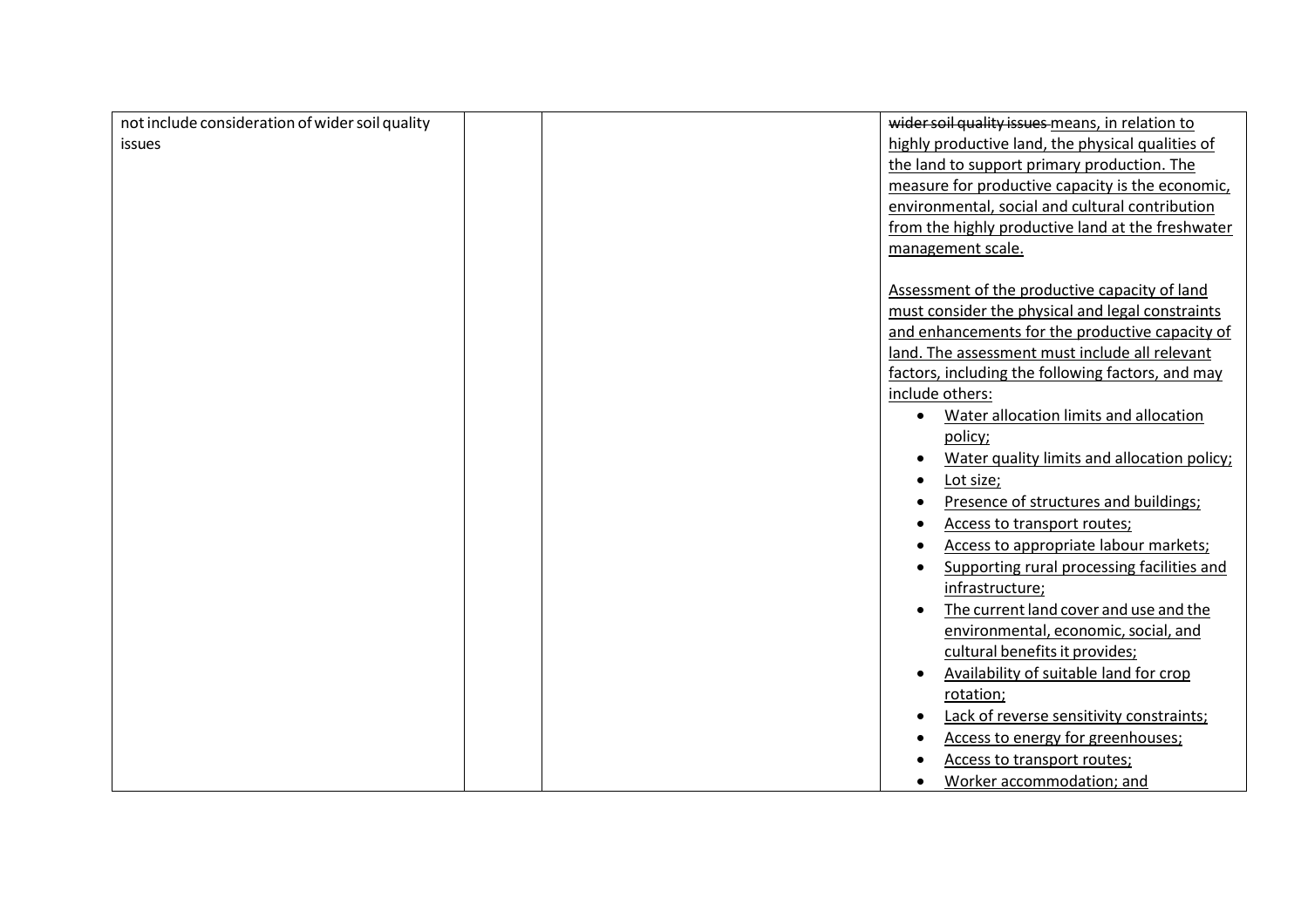| | | | |
|---|---|---|---|
| not include consideration of wider soil quality issues | | | ~~wider soil quality issues~~ means, in relation to highly productive land, the physical qualities of the land to support primary production. The measure for productive capacity is the economic, environmental, social and cultural contribution from the highly productive land at the freshwater management scale.<br><br>Assessment of the productive capacity of land must consider the physical and legal constraints and enhancements for the productive capacity of land. The assessment must include all relevant factors, including the following factors, and may include others:<br>• Water allocation limits and allocation policy;<br>• Water quality limits and allocation policy;<br>• Lot size;<br>• Presence of structures and buildings;<br>• Access to transport routes;<br>• Access to appropriate labour markets;<br>• Supporting rural processing facilities and infrastructure;<br>• The current land cover and use and the environmental, economic, social, and cultural benefits it provides;<br>• Availability of suitable land for crop rotation;<br>• Lack of reverse sensitivity constraints;<br>• Access to energy for greenhouses;<br>• Access to transport routes;<br>• Worker accommodation; and |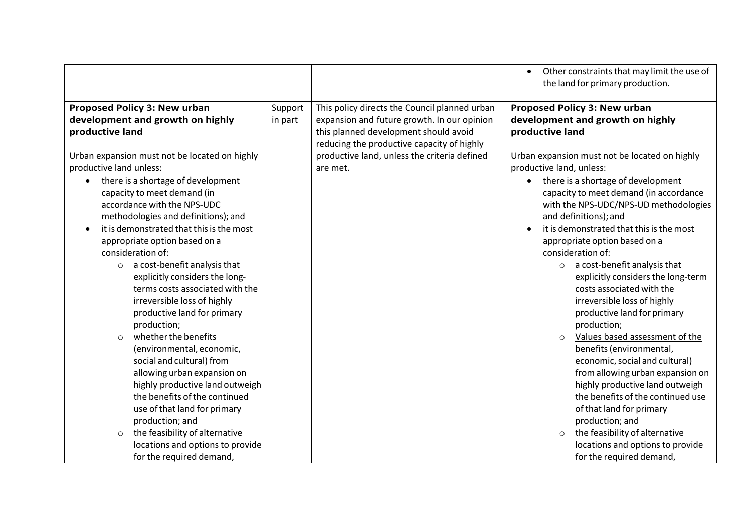| | | | |
|---|---|---|---|
| | | | • <u>Other constraints that may limit the use of the land for primary production.</u> |
| **Proposed Policy 3: New urban development and growth on highly productive land**<br><br>Urban expansion must not be located on highly productive land unless:<br>• there is a shortage of development capacity to meet demand (in accordance with the NPS-UDC methodologies and definitions); and<br>• it is demonstrated that this is the most appropriate option based on a consideration of:<br>  ○ a cost-benefit analysis that explicitly considers the long-terms costs associated with the irreversible loss of highly productive land for primary production;<br>  ○ whether the benefits (environmental, economic, social and cultural) from allowing urban expansion on highly productive land outweigh the benefits of the continued use of that land for primary production; and<br>  ○ the feasibility of alternative locations and options to provide for the required demand, | Support in part | This policy directs the Council planned urban expansion and future growth. In our opinion this planned development should avoid reducing the productive capacity of highly productive land, unless the criteria defined are met. | **Proposed Policy 3: New urban development and growth on highly productive land**<br><br>Urban expansion must not be located on highly productive land, unless:<br>• there is a shortage of development capacity to meet demand (in accordance with the NPS-UDC/NPS-UD methodologies and definitions); and<br>• it is demonstrated that this is the most appropriate option based on a consideration of:<br>  ○ a cost-benefit analysis that explicitly considers the long-term costs associated with the irreversible loss of highly productive land for primary production;<br>  ○ <u>Values based assessment of the</u> benefits (environmental, economic, social and cultural) from allowing urban expansion on highly productive land outweigh the benefits of the continued use of that land for primary production; and<br>  ○ the feasibility of alternative locations and options to provide for the required demand, |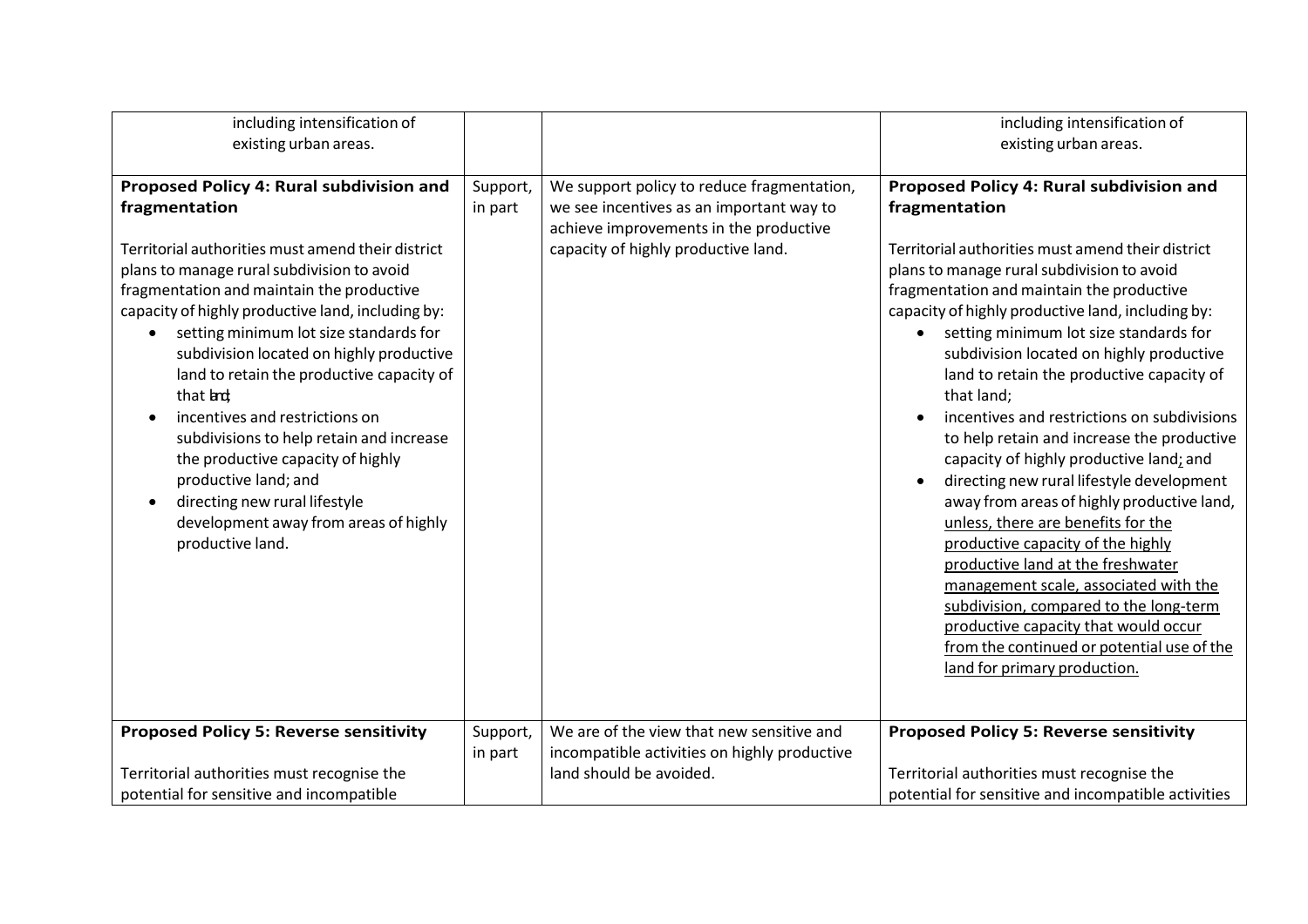| | | | |
|---|---|---|---|
| including intensification of existing urban areas. | | | including intensification of existing urban areas. |
| **Proposed Policy 4: Rural subdivision and fragmentation**<br><br>Territorial authorities must amend their district plans to manage rural subdivision to avoid fragmentation and maintain the productive capacity of highly productive land, including by:<br>• setting minimum lot size standards for subdivision located on highly productive land to retain the productive capacity of that land;<br>• incentives and restrictions on subdivisions to help retain and increase the productive capacity of highly productive land; and<br>• directing new rural lifestyle development away from areas of highly productive land. | Support, in part | We support policy to reduce fragmentation, we see incentives as an important way to achieve improvements in the productive capacity of highly productive land. | **Proposed Policy 4: Rural subdivision and fragmentation**<br><br>Territorial authorities must amend their district plans to manage rural subdivision to avoid fragmentation and maintain the productive capacity of highly productive land, including by:<br>• setting minimum lot size standards for subdivision located on highly productive land to retain the productive capacity of that land;<br>• incentives and restrictions on subdivisions to help retain and increase the productive capacity of highly productive land; and<br>• directing new rural lifestyle development away from areas of highly productive land, unless, there are benefits for the productive capacity of the highly productive land at the freshwater management scale, associated with the subdivision, compared to the long-term productive capacity that would occur from the continued or potential use of the land for primary production. |
| **Proposed Policy 5: Reverse sensitivity**<br><br>Territorial authorities must recognise the potential for sensitive and incompatible | Support, in part | We are of the view that new sensitive and incompatible activities on highly productive land should be avoided. | **Proposed Policy 5: Reverse sensitivity**<br><br>Territorial authorities must recognise the potential for sensitive and incompatible activities |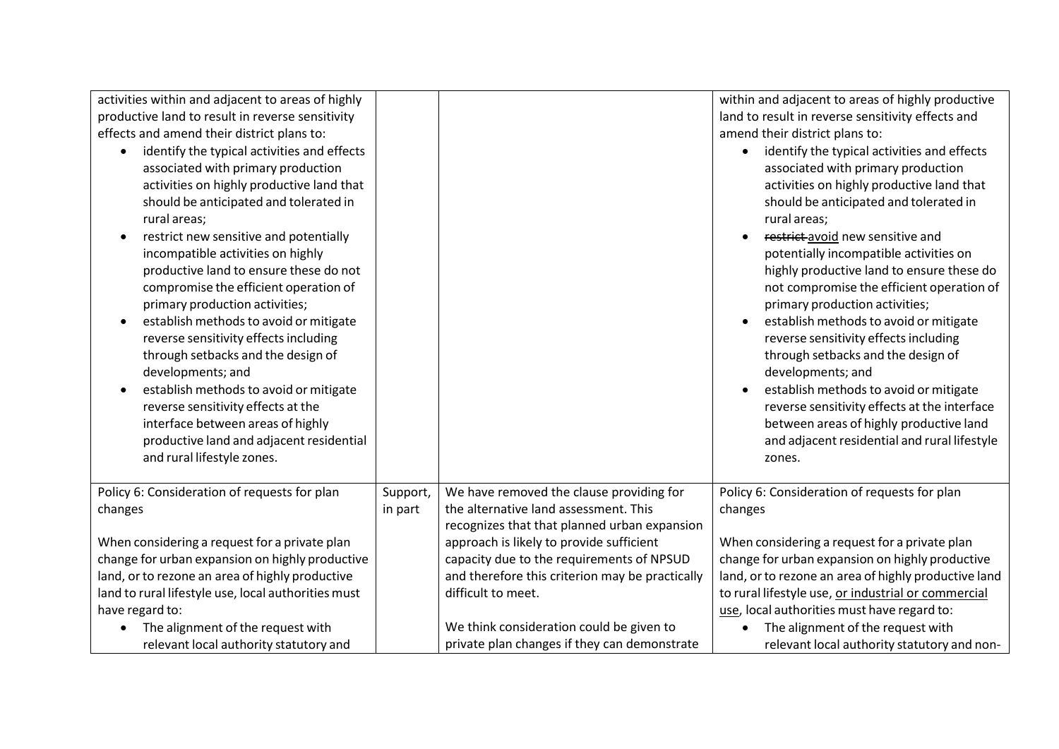| | | | |
|---|---|---|---|
| activities within and adjacent to areas of highly productive land to result in reverse sensitivity effects and amend their district plans to:<br>• identify the typical activities and effects associated with primary production activities on highly productive land that should be anticipated and tolerated in rural areas;<br>• restrict new sensitive and potentially incompatible activities on highly productive land to ensure these do not compromise the efficient operation of primary production activities;<br>• establish methods to avoid or mitigate reverse sensitivity effects including through setbacks and the design of developments; and<br>• establish methods to avoid or mitigate reverse sensitivity effects at the interface between areas of highly productive land and adjacent residential and rural lifestyle zones. | | | within and adjacent to areas of highly productive land to result in reverse sensitivity effects and amend their district plans to:<br>• identify the typical activities and effects associated with primary production activities on highly productive land that should be anticipated and tolerated in rural areas;<br>• ~~restrict~~ <u>avoid</u> new sensitive and potentially incompatible activities on highly productive land to ensure these do not compromise the efficient operation of primary production activities;<br>• establish methods to avoid or mitigate reverse sensitivity effects including through setbacks and the design of developments; and<br>• establish methods to avoid or mitigate reverse sensitivity effects at the interface between areas of highly productive land and adjacent residential and rural lifestyle zones. |
| Policy 6: Consideration of requests for plan changes<br><br>When considering a request for a private plan change for urban expansion on highly productive land, or to rezone an area of highly productive land to rural lifestyle use, local authorities must have regard to:<br>• The alignment of the request with relevant local authority statutory and | Support, in part | We have removed the clause providing for the alternative land assessment. This recognizes that that planned urban expansion approach is likely to provide sufficient capacity due to the requirements of NPSUD and therefore this criterion may be practically difficult to meet.<br><br>We think consideration could be given to private plan changes if they can demonstrate | Policy 6: Consideration of requests for plan changes<br><br>When considering a request for a private plan change for urban expansion on highly productive land, or to rezone an area of highly productive land to rural lifestyle use, <u>or industrial or commercial use</u>, local authorities must have regard to:<br>• The alignment of the request with relevant local authority statutory and non- |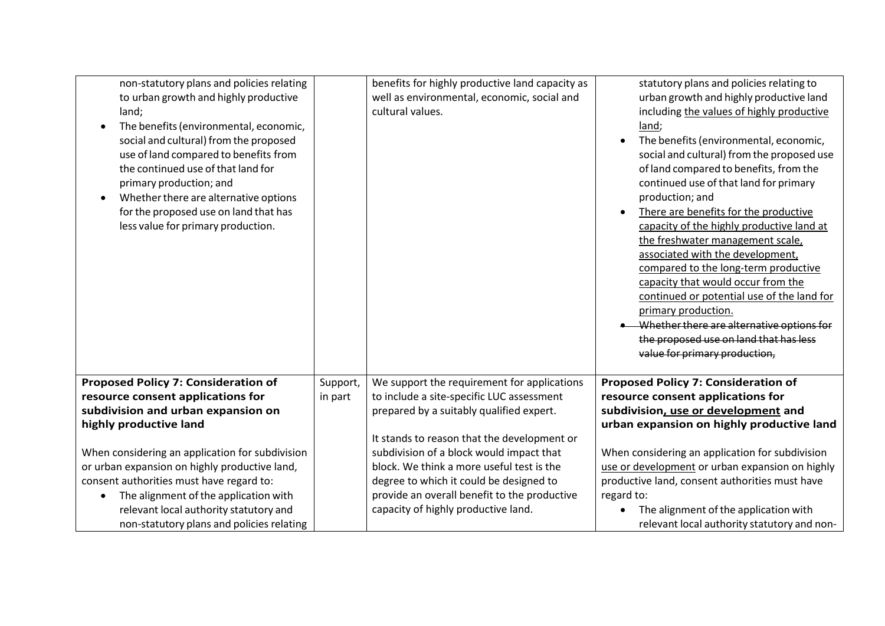| | | | |
|---|---|---|---|
| non-statutory plans and policies relating to urban growth and highly productive land;<br>• The benefits (environmental, economic, social and cultural) from the proposed use of land compared to benefits from the continued use of that land for primary production; and<br>• Whether there are alternative options for the proposed use on land that has less value for primary production. | | benefits for highly productive land capacity as well as environmental, economic, social and cultural values. | statutory plans and policies relating to urban growth and highly productive land including <u>the values of highly productive land</u>;<br>• The benefits (environmental, economic, social and cultural) from the proposed use of land compared to benefits, from the continued use of that land for primary production; and<br>• <u>There are benefits for the productive capacity of the highly productive land at the freshwater management scale, associated with the development, compared to the long-term productive capacity that would occur from the continued or potential use of the land for primary production.</u><br>• ~~Whether there are alternative options for the proposed use on land that has less value for primary production,~~ |
| **Proposed Policy 7: Consideration of resource consent applications for subdivision and urban expansion on highly productive land**<br><br>When considering an application for subdivision or urban expansion on highly productive land, consent authorities must have regard to:<br>• The alignment of the application with relevant local authority statutory and non-statutory plans and policies relating | Support, in part | We support the requirement for applications to include a site-specific LUC assessment prepared by a suitably qualified expert.<br><br>It stands to reason that the development or subdivision of a block would impact that block. We think a more useful test is the degree to which it could be designed to provide an overall benefit to the productive capacity of highly productive land. | **Proposed Policy 7: Consideration of resource consent applications for subdivision<u>, use or development</u> and urban expansion on highly productive land**<br><br>When considering an application for subdivision <u>use or development</u> or urban expansion on highly productive land, consent authorities must have regard to:<br>• The alignment of the application with relevant local authority statutory and non- |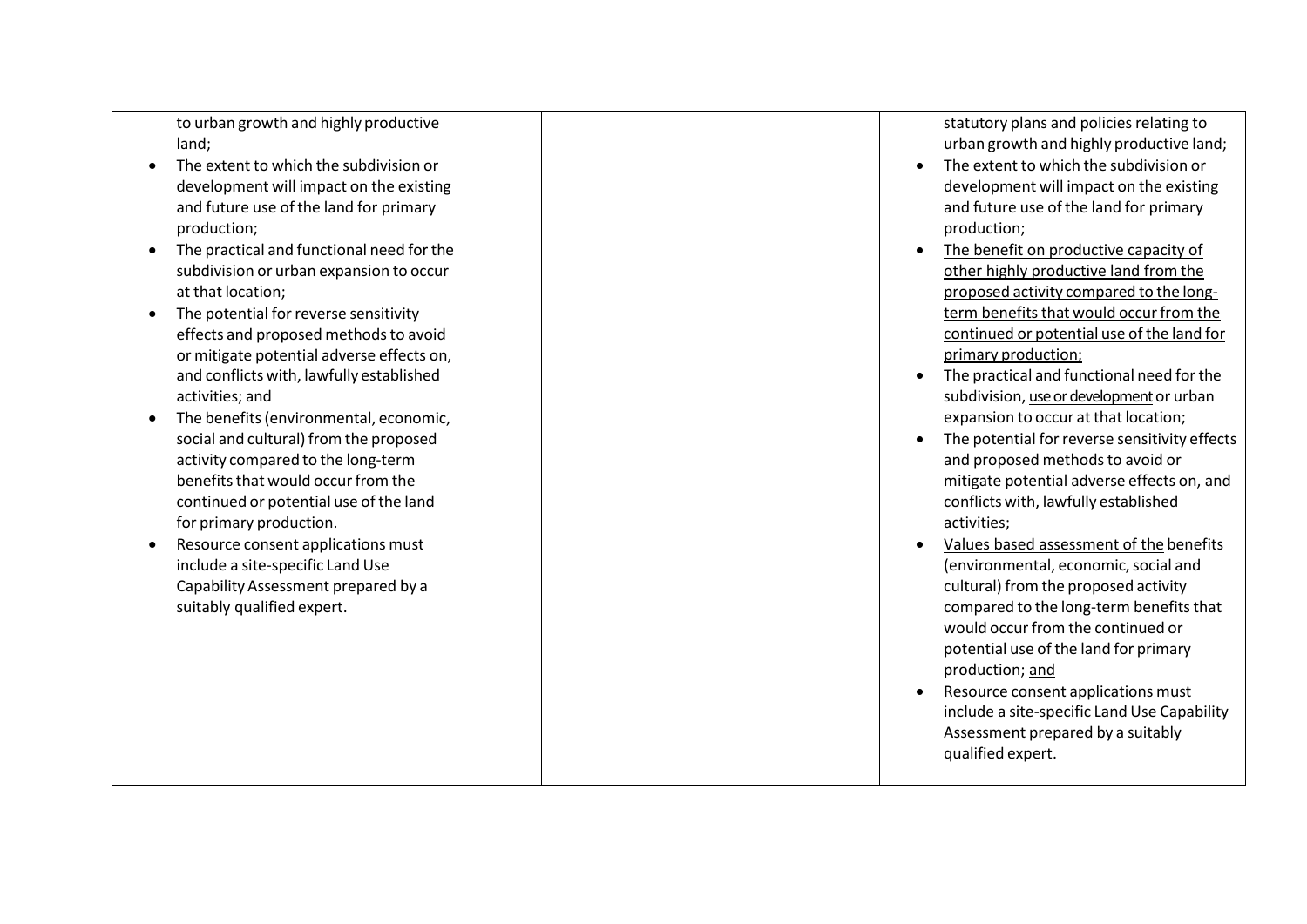| | | | |
|---|---|---|---|
| to urban growth and highly productive land;<br>• The extent to which the subdivision or development will impact on the existing and future use of the land for primary production;<br>• The practical and functional need for the subdivision or urban expansion to occur at that location;<br>• The potential for reverse sensitivity effects and proposed methods to avoid or mitigate potential adverse effects on, and conflicts with, lawfully established activities; and<br>• The benefits (environmental, economic, social and cultural) from the proposed activity compared to the long-term benefits that would occur from the continued or potential use of the land for primary production.<br>• Resource consent applications must include a site-specific Land Use Capability Assessment prepared by a suitably qualified expert. | | | statutory plans and policies relating to urban growth and highly productive land;<br>• The extent to which the subdivision or development will impact on the existing and future use of the land for primary production;<br>• The benefit on productive capacity of other highly productive land from the proposed activity compared to the long-term benefits that would occur from the continued or potential use of the land for primary production;<br>• The practical and functional need for the subdivision, use or development or urban expansion to occur at that location;<br>• The potential for reverse sensitivity effects and proposed methods to avoid or mitigate potential adverse effects on, and conflicts with, lawfully established activities;<br>• Values based assessment of the benefits (environmental, economic, social and cultural) from the proposed activity compared to the long-term benefits that would occur from the continued or potential use of the land for primary production; and<br>• Resource consent applications must include a site-specific Land Use Capability Assessment prepared by a suitably qualified expert. |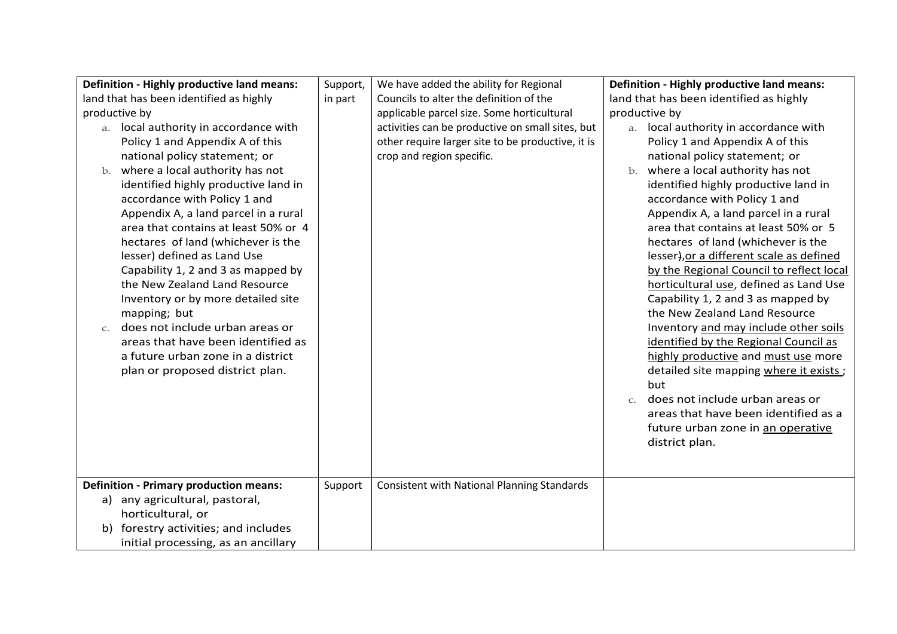| | | | |
|---|---|---|---|
| **Definition - Highly productive land means:** land that has been identified as highly productive by<br>a. local authority in accordance with Policy 1 and Appendix A of this national policy statement; or<br>b. where a local authority has not identified highly productive land in accordance with Policy 1 and Appendix A, a land parcel in a rural area that contains at least 50% or 4 hectares of land (whichever is the lesser) defined as Land Use Capability 1, 2 and 3 as mapped by the New Zealand Land Resource Inventory or by more detailed site mapping; but<br>c. does not include urban areas or areas that have been identified as a future urban zone in a district plan or proposed district plan. | Support, in part | We have added the ability for Regional Councils to alter the definition of the applicable parcel size. Some horticultural activities can be productive on small sites, but other require larger site to be productive, it is crop and region specific. | **Definition - Highly productive land means:** land that has been identified as highly productive by<br>a. local authority in accordance with Policy 1 and Appendix A of this national policy statement; or<br>b. where a local authority has not identified highly productive land in accordance with Policy 1 and Appendix A, a land parcel in a rural area that contains at least 50% or 5 hectares of land (whichever is the lesser~~)~~,<u>or a different scale as defined by the Regional Council to reflect local horticultural use</u>, defined as Land Use Capability 1, 2 and 3 as mapped by the New Zealand Land Resource Inventory <u>and may include other soils identified by the Regional Council as highly productive</u> and <u>must use</u> more detailed site mapping <u>where it exists</u> ; but<br>c. does not include urban areas or areas that have been identified as a future urban zone in <u>an operative</u> district plan. |
| **Definition - Primary production means:**<br>a) any agricultural, pastoral, horticultural, or<br>b) forestry activities; and includes initial processing, as an ancillary | Support | Consistent with National Planning Standards | |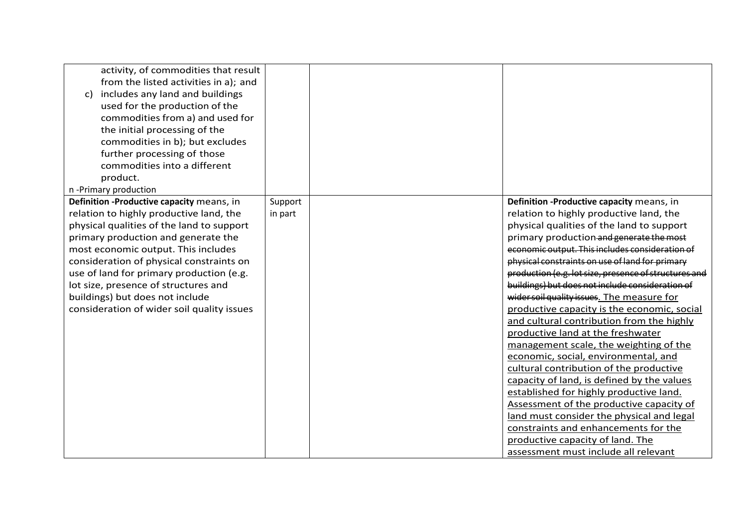| | | | |
|---|---|---|---|
| activity, of commodities that result from the listed activities in a); and<br>c) includes any land and buildings used for the production of the commodities from a) and used for the initial processing of the commodities in b); but excludes further processing of those commodities into a different product.<br>n -Primary production | | | |
| **Definition -Productive capacity** means, in relation to highly productive land, the physical qualities of the land to support primary production and generate the most economic output. This includes consideration of physical constraints on use of land for primary production (e.g. lot size, presence of structures and buildings) but does not include consideration of wider soil quality issues | Support in part | | **Definition -Productive capacity** means, in relation to highly productive land, the physical qualities of the land to support primary production ~~and generate the most economic output. This includes consideration of physical constraints on use of land for primary production (e.g. lot size, presence of structures and buildings) but does not include consideration of wider soil quality issues~~. <u>The measure for productive capacity is the economic, social and cultural contribution from the highly productive land at the freshwater management scale, the weighting of the economic, social, environmental, and cultural contribution of the productive capacity of land, is defined by the values established for highly productive land. Assessment of the productive capacity of land must consider the physical and legal constraints and enhancements for the productive capacity of land. The assessment must include all relevant</u> |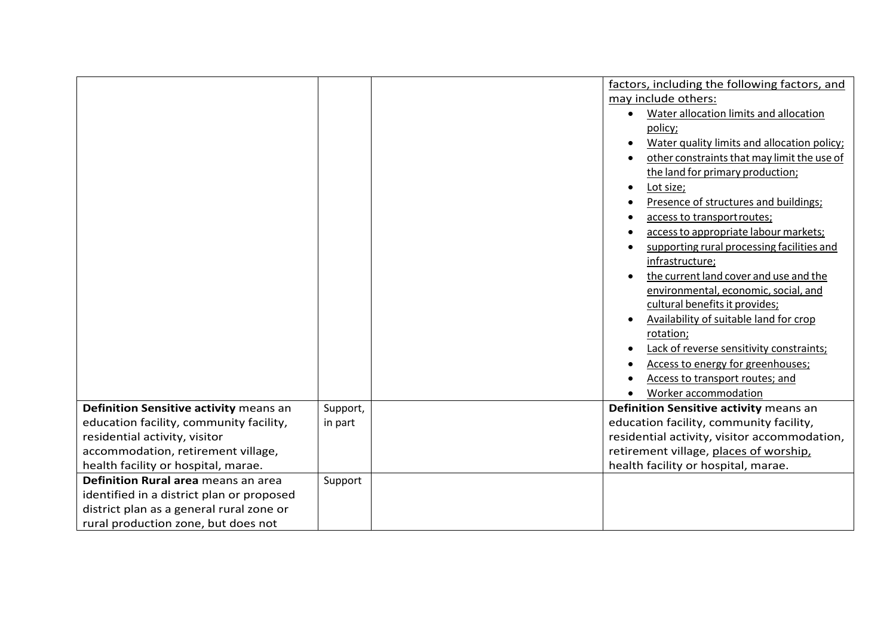| | | | |
|---|---|---|---|
| | | | <u>factors, including the following factors, and may include others:</u><br>• <u>Water allocation limits and allocation policy;</u><br>• <u>Water quality limits and allocation policy;</u><br>• <u>other constraints that may limit the use of the land for primary production;</u><br>• <u>Lot size;</u><br>• <u>Presence of structures and buildings;</u><br>• <u>access to transport routes;</u><br>• <u>access to appropriate labour markets;</u><br>• <u>supporting rural processing facilities and infrastructure;</u><br>• <u>the current land cover and use and the environmental, economic, social, and cultural benefits it provides;</u><br>• <u>Availability of suitable land for crop rotation;</u><br>• <u>Lack of reverse sensitivity constraints;</u><br>• <u>Access to energy for greenhouses;</u><br>• <u>Access to transport routes; and</u><br>• <u>Worker accommodation</u> |
| **Definition Sensitive activity** means an education facility, community facility, residential activity, visitor accommodation, retirement village, health facility or hospital, marae. | Support, in part | | **Definition Sensitive activity** means an education facility, community facility, residential activity, visitor accommodation, retirement village, <u>places of worship,</u> health facility or hospital, marae. |
| **Definition Rural area** means an area identified in a district plan or proposed district plan as a general rural zone or rural production zone, but does not | Support | | |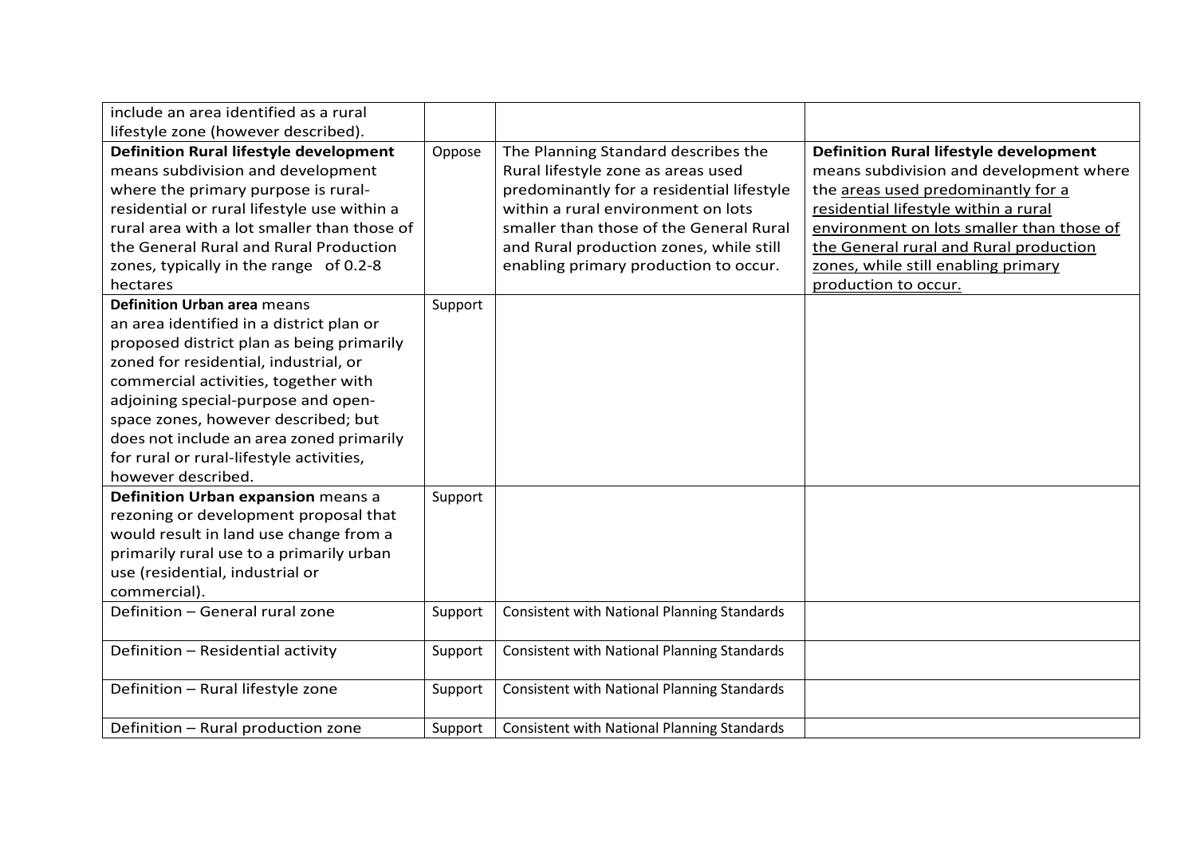| | | | |
|---|---|---|---|
| include an area identified as a rural lifestyle zone (however described). | | | |
| **Definition Rural lifestyle development** means subdivision and development where the primary purpose is rural-residential or rural lifestyle use within a rural area with a lot smaller than those of the General Rural and Rural Production zones, typically in the range of 0.2-8 hectares | Oppose | The Planning Standard describes the Rural lifestyle zone as areas used predominantly for a residential lifestyle within a rural environment on lots smaller than those of the General Rural and Rural production zones, while still enabling primary production to occur. | **Definition Rural lifestyle development** means subdivision and development where the <u>areas used predominantly for a residential lifestyle within a rural environment on lots smaller than those of the General rural and Rural production zones, while still enabling primary production to occur.</u> |
| **Definition Urban area** means an area identified in a district plan or proposed district plan as being primarily zoned for residential, industrial, or commercial activities, together with adjoining special-purpose and open-space zones, however described; but does not include an area zoned primarily for rural or rural-lifestyle activities, however described. | Support | | |
| **Definition Urban expansion** means a rezoning or development proposal that would result in land use change from a primarily rural use to a primarily urban use (residential, industrial or commercial). | Support | | |
| Definition – General rural zone | Support | Consistent with National Planning Standards | |
| Definition – Residential activity | Support | Consistent with National Planning Standards | |
| Definition – Rural lifestyle zone | Support | Consistent with National Planning Standards | |
| Definition – Rural production zone | Support | Consistent with National Planning Standards | |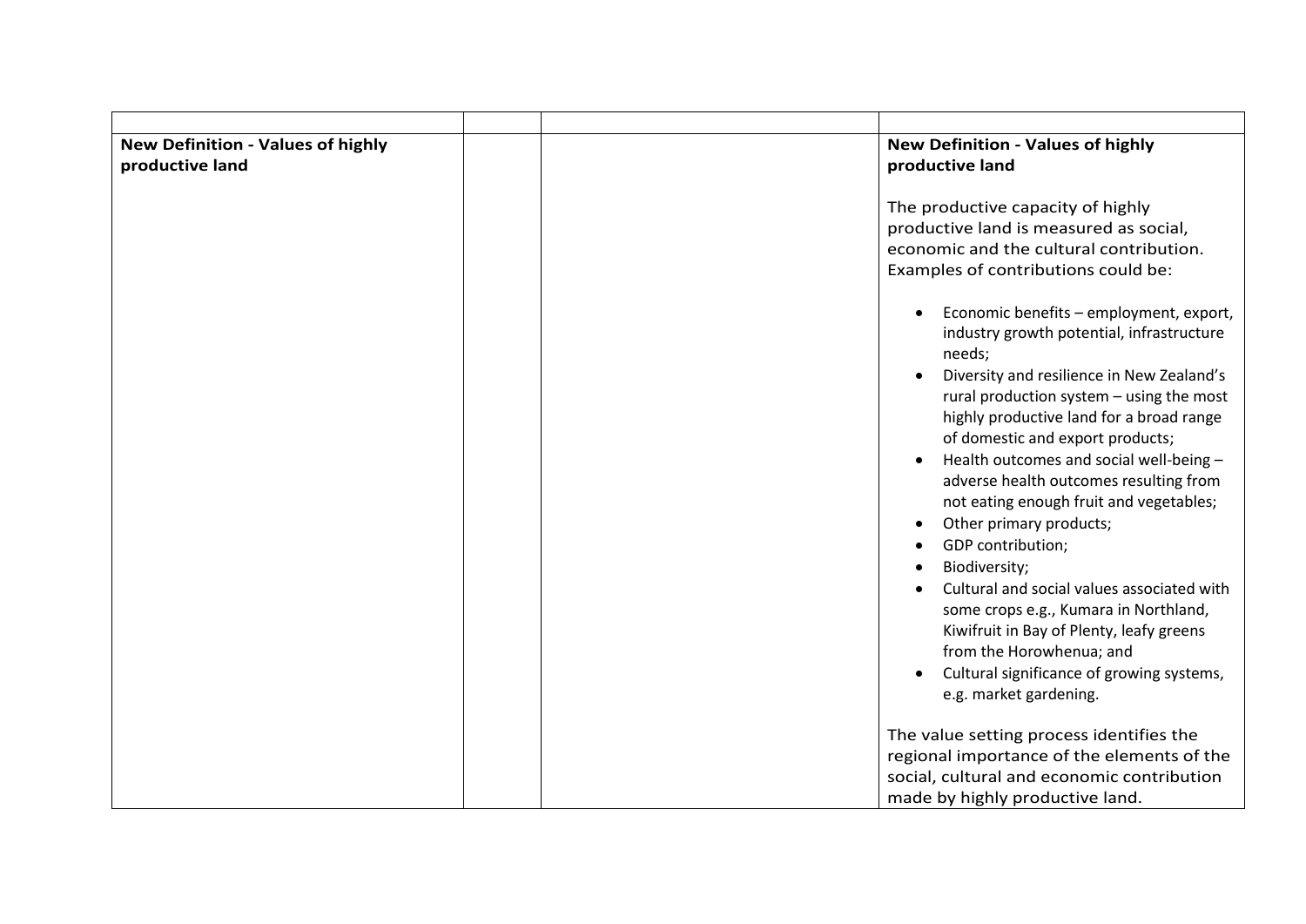| | | | |
|---|---|---|---|
| **New Definition - Values of highly productive land** | | | **New Definition - Values of highly productive land**<br><br>The productive capacity of highly productive land is measured as social, economic and the cultural contribution. Examples of contributions could be:<br><br>• Economic benefits – employment, export, industry growth potential, infrastructure needs;<br>• Diversity and resilience in New Zealand's rural production system – using the most highly productive land for a broad range of domestic and export products;<br>• Health outcomes and social well-being – adverse health outcomes resulting from not eating enough fruit and vegetables;<br>• Other primary products;<br>• GDP contribution;<br>• Biodiversity;<br>• Cultural and social values associated with some crops e.g., Kumara in Northland, Kiwifruit in Bay of Plenty, leafy greens from the Horowhenua; and<br>• Cultural significance of growing systems, e.g. market gardening.<br><br>The value setting process identifies the regional importance of the elements of the social, cultural and economic contribution made by highly productive land. |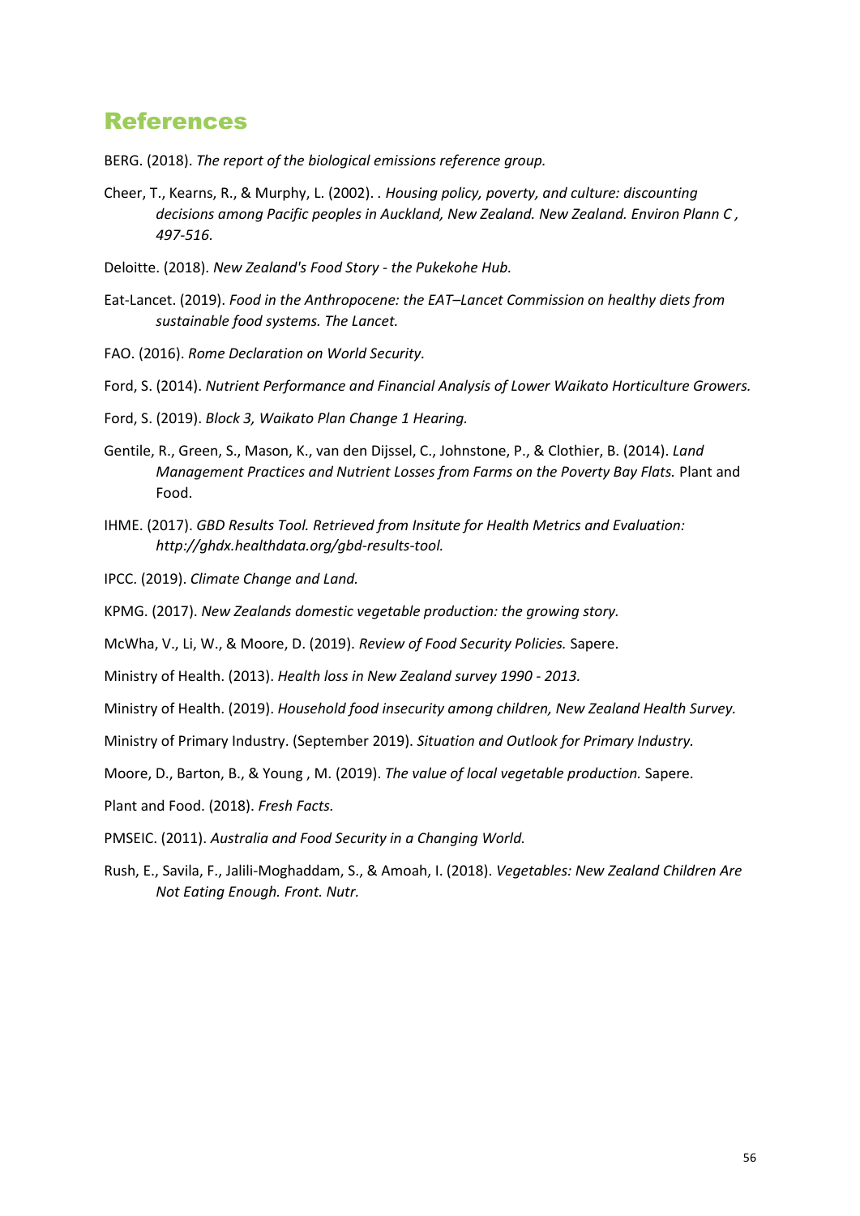# References

BERG. (2018). *The report of the biological emissions reference group.*

Cheer, T., Kearns, R., & Murphy, L. (2002). . *Housing policy, poverty, and culture: discounting decisions among Pacific peoples in Auckland, New Zealand. New Zealand. Environ Plann C , 497-516.*

Deloitte. (2018). *New Zealand's Food Story - the Pukekohe Hub.*

Eat-Lancet. (2019). *Food in the Anthropocene: the EAT–Lancet Commission on healthy diets from sustainable food systems. The Lancet.*

FAO. (2016). *Rome Declaration on World Security.*

Ford, S. (2014). *Nutrient Performance and Financial Analysis of Lower Waikato Horticulture Growers.*

Ford, S. (2019). *Block 3, Waikato Plan Change 1 Hearing.*

Gentile, R., Green, S., Mason, K., van den Dijssel, C., Johnstone, P., & Clothier, B. (2014). *Land Management Practices and Nutrient Losses from Farms on the Poverty Bay Flats.* Plant and Food.

IHME. (2017). *GBD Results Tool. Retrieved from Insitute for Health Metrics and Evaluation: http://ghdx.healthdata.org/gbd-results-tool.*

IPCC. (2019). *Climate Change and Land.*

KPMG. (2017). *New Zealands domestic vegetable production: the growing story.*

McWha, V., Li, W., & Moore, D. (2019). *Review of Food Security Policies.* Sapere.

Ministry of Health. (2013). *Health loss in New Zealand survey 1990 - 2013.*

Ministry of Health. (2019). *Household food insecurity among children, New Zealand Health Survey.*

Ministry of Primary Industry. (September 2019). *Situation and Outlook for Primary Industry.*

Moore, D., Barton, B., & Young , M. (2019). *The value of local vegetable production.* Sapere.

Plant and Food. (2018). *Fresh Facts.*

PMSEIC. (2011). *Australia and Food Security in a Changing World.*

Rush, E., Savila, F., Jalili-Moghaddam, S., & Amoah, I. (2018). *Vegetables: New Zealand Children Are Not Eating Enough. Front. Nutr.*